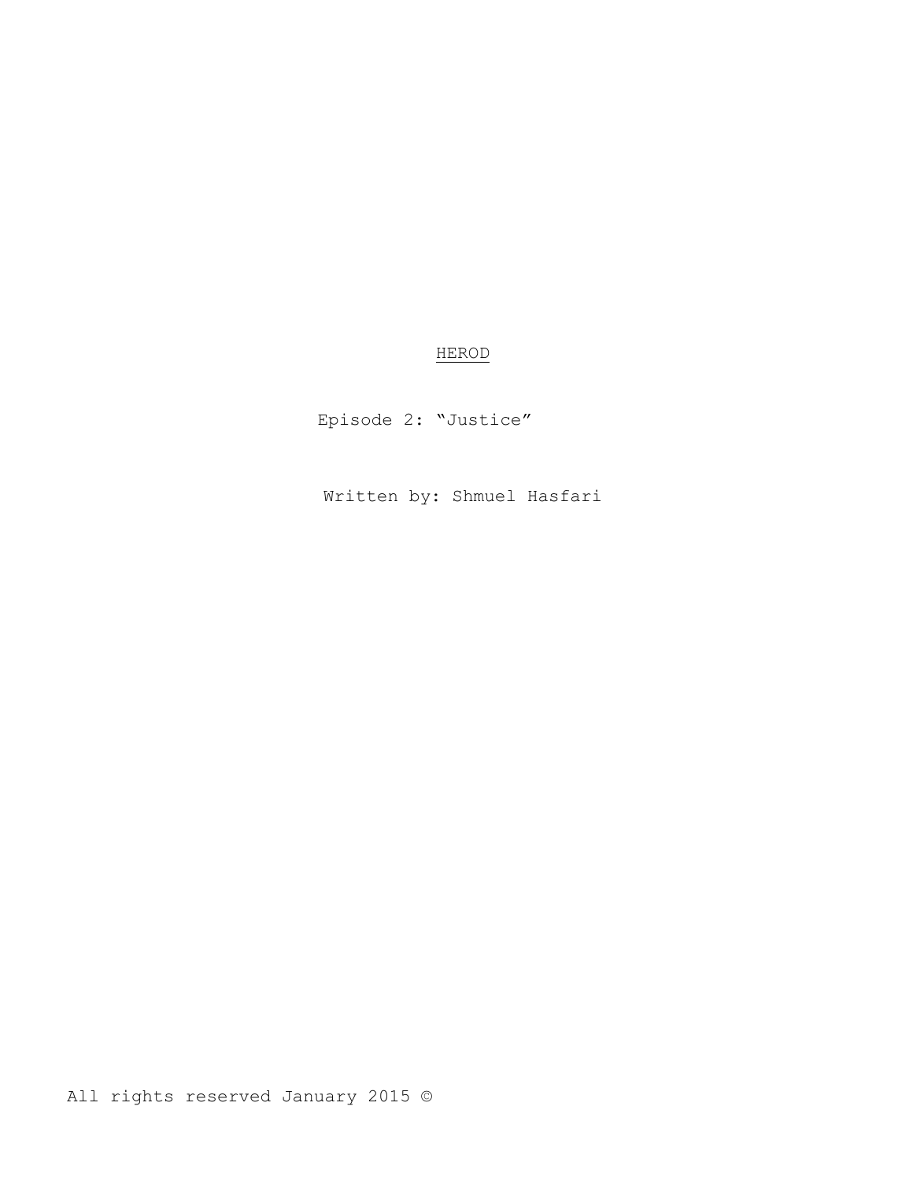# HEROD

Episode 2: “Justice”

Written by: Shmuel Hasfari

All rights reserved January 2015 ©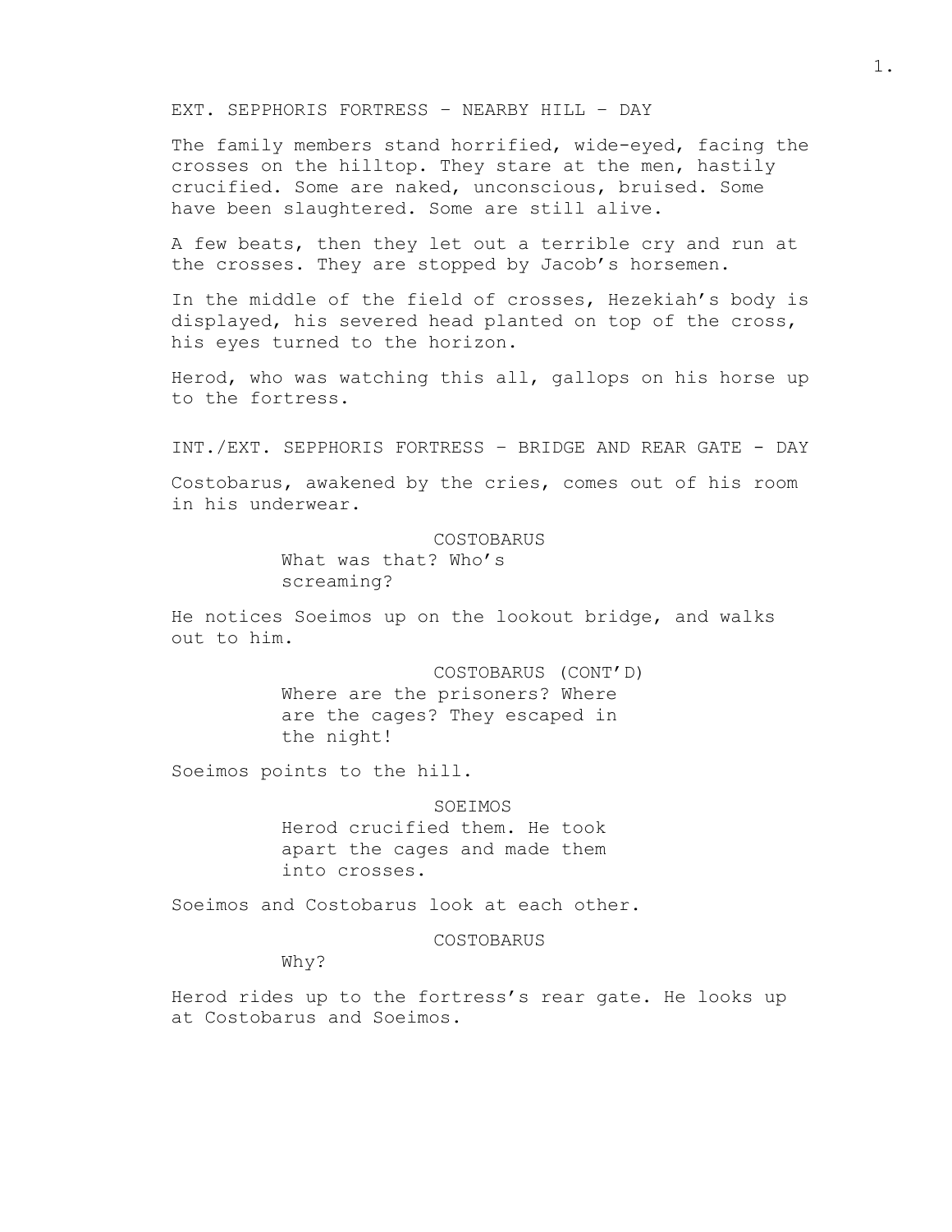EXT. SEPPHORIS FORTRESS – NEARBY HILL – DAY

The family members stand horrified, wide-eyed, facing the crosses on the hilltop. They stare at the men, hastily crucified. Some are naked, unconscious, bruised. Some have been slaughtered. Some are still alive.

A few beats, then they let out a terrible cry and run at the crosses. They are stopped by Jacob's horsemen.

In the middle of the field of crosses, Hezekiah's body is displayed, his severed head planted on top of the cross, his eyes turned to the horizon.

Herod, who was watching this all, gallops on his horse up to the fortress.

INT./EXT. SEPPHORIS FORTRESS – BRIDGE AND REAR GATE - DAY

Costobarus, awakened by the cries, comes out of his room in his underwear.

COSTOBARUS
What was that? Who's screaming?

He notices Soeimos up on the lookout bridge, and walks out to him.

COSTOBARUS (CONT'D)
Where are the prisoners? Where are the cages? They escaped in the night!

Soeimos points to the hill.

SOEIMOS
Herod crucified them. He took apart the cages and made them into crosses.

Soeimos and Costobarus look at each other.

COSTOBARUS
Why?

Herod rides up to the fortress's rear gate. He looks up at Costobarus and Soeimos.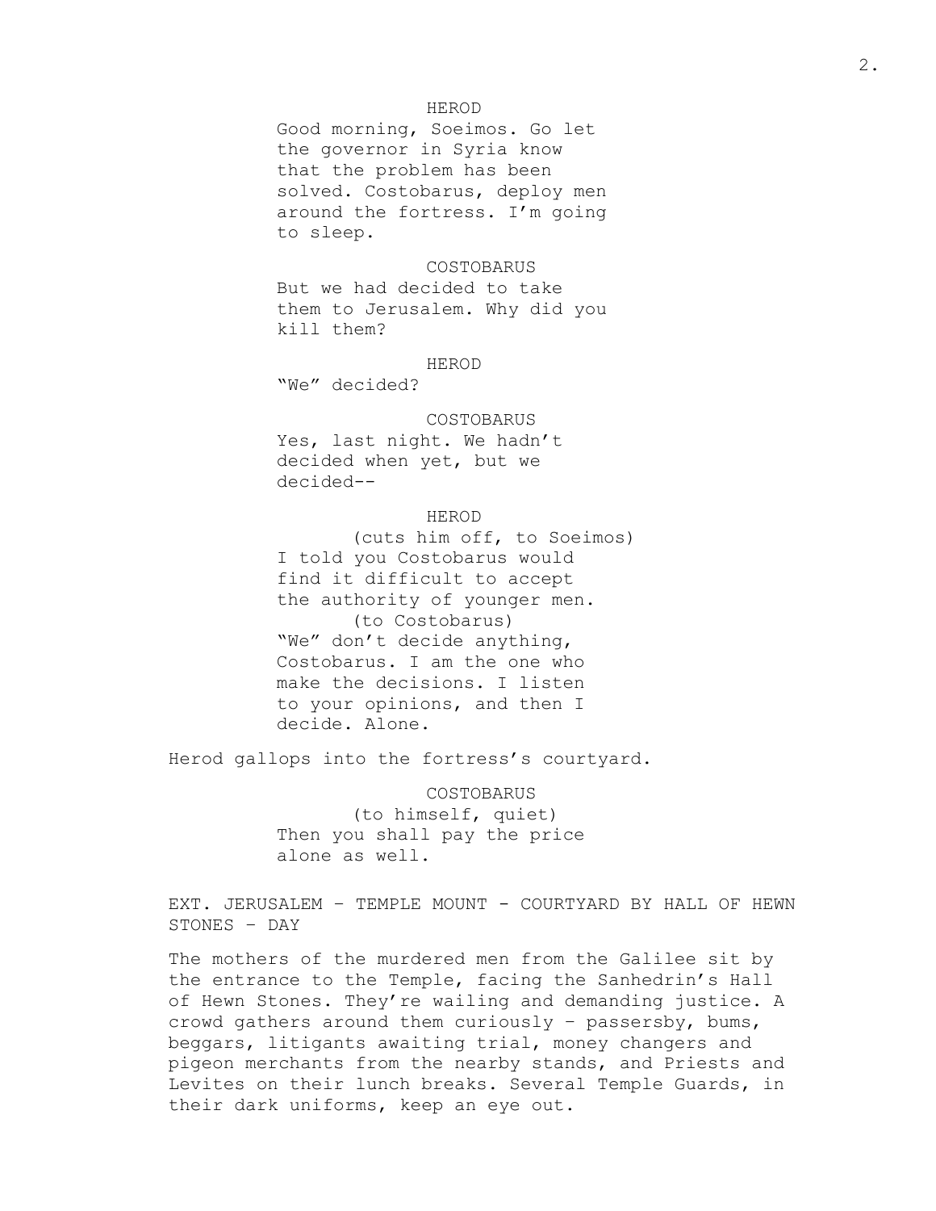HEROD
Good morning, Soeimos. Go let the governor in Syria know that the problem has been solved. Costobarus, deploy men around the fortress. I'm going to sleep.

COSTOBARUS
But we had decided to take them to Jerusalem. Why did you kill them?

HEROD
"We" decided?

COSTOBARUS
Yes, last night. We hadn't decided when yet, but we decided--

HEROD
(cuts him off, to Soeimos)
I told you Costobarus would find it difficult to accept the authority of younger men.
(to Costobarus)
"We" don't decide anything, Costobarus. I am the one who make the decisions. I listen to your opinions, and then I decide. Alone.

Herod gallops into the fortress's courtyard.

COSTOBARUS
(to himself, quiet)
Then you shall pay the price alone as well.

EXT. JERUSALEM – TEMPLE MOUNT - COURTYARD BY HALL OF HEWN STONES – DAY

The mothers of the murdered men from the Galilee sit by the entrance to the Temple, facing the Sanhedrin's Hall of Hewn Stones. They're wailing and demanding justice. A crowd gathers around them curiously – passersby, bums, beggars, litigants awaiting trial, money changers and pigeon merchants from the nearby stands, and Priests and Levites on their lunch breaks. Several Temple Guards, in their dark uniforms, keep an eye out.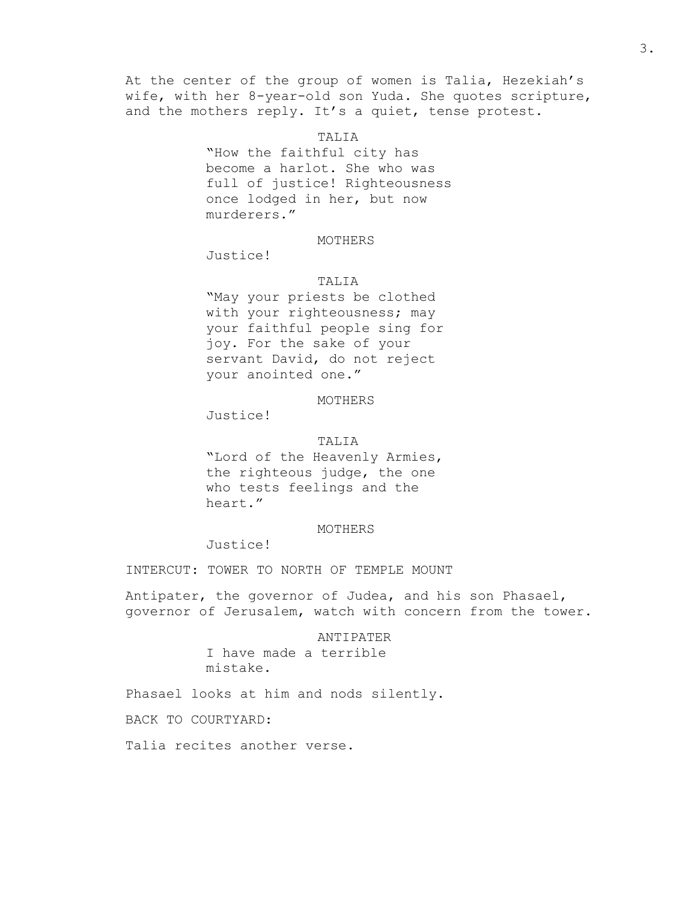At the center of the group of women is Talia, Hezekiah's wife, with her 8-year-old son Yuda. She quotes scripture, and the mothers reply. It's a quiet, tense protest.

TALIA

"How the faithful city has become a harlot. She who was full of justice! Righteousness once lodged in her, but now murderers."

MOTHERS

Justice!

TALIA

"May your priests be clothed with your righteousness; may your faithful people sing for joy. For the sake of your servant David, do not reject your anointed one."

MOTHERS

Justice!

TALIA

"Lord of the Heavenly Armies, the righteous judge, the one who tests feelings and the heart."

MOTHERS

Justice!

INTERCUT: TOWER TO NORTH OF TEMPLE MOUNT

Antipater, the governor of Judea, and his son Phasael, governor of Jerusalem, watch with concern from the tower.

ANTIPATER

I have made a terrible mistake.

Phasael looks at him and nods silently.

BACK TO COURTYARD:

Talia recites another verse.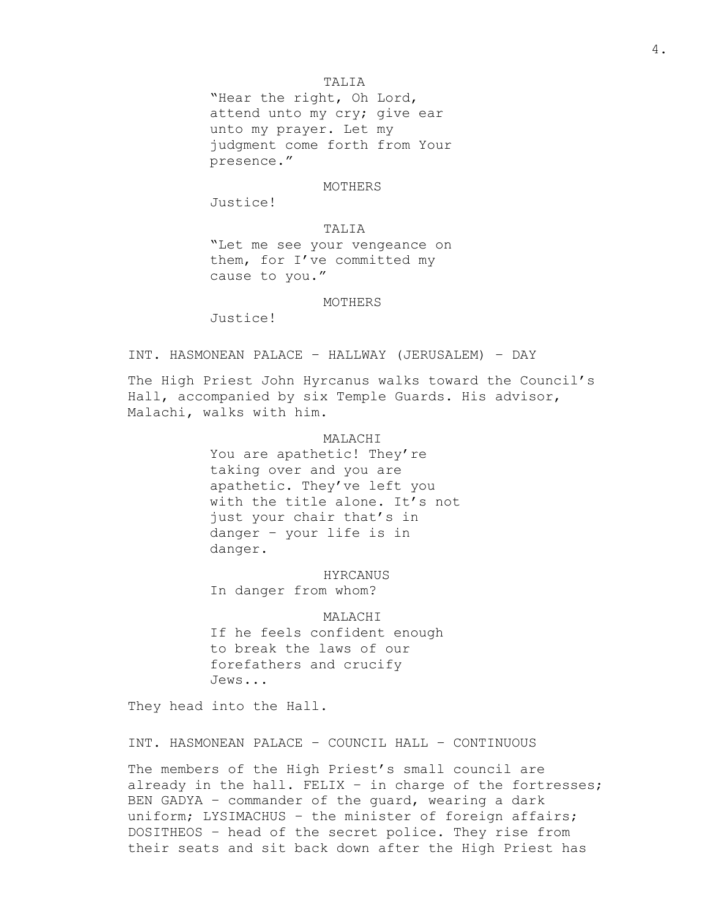TALIA

"Hear the right, Oh Lord, attend unto my cry; give ear unto my prayer. Let my judgment come forth from Your presence."

MOTHERS

Justice!

TALIA

"Let me see your vengeance on them, for I've committed my cause to you."

MOTHERS

Justice!

INT. HASMONEAN PALACE – HALLWAY (JERUSALEM) – DAY

The High Priest John Hyrcanus walks toward the Council's Hall, accompanied by six Temple Guards. His advisor, Malachi, walks with him.

MALACHI

You are apathetic! They're taking over and you are apathetic. They've left you with the title alone. It's not just your chair that's in danger – your life is in danger.

HYRCANUS

In danger from whom?

MALACHI

If he feels confident enough to break the laws of our forefathers and crucify Jews...

They head into the Hall.

INT. HASMONEAN PALACE – COUNCIL HALL – CONTINUOUS

The members of the High Priest's small council are already in the hall. FELIX – in charge of the fortresses; BEN GADYA – commander of the guard, wearing a dark uniform; LYSIMACHUS – the minister of foreign affairs; DOSITHEOS – head of the secret police. They rise from their seats and sit back down after the High Priest has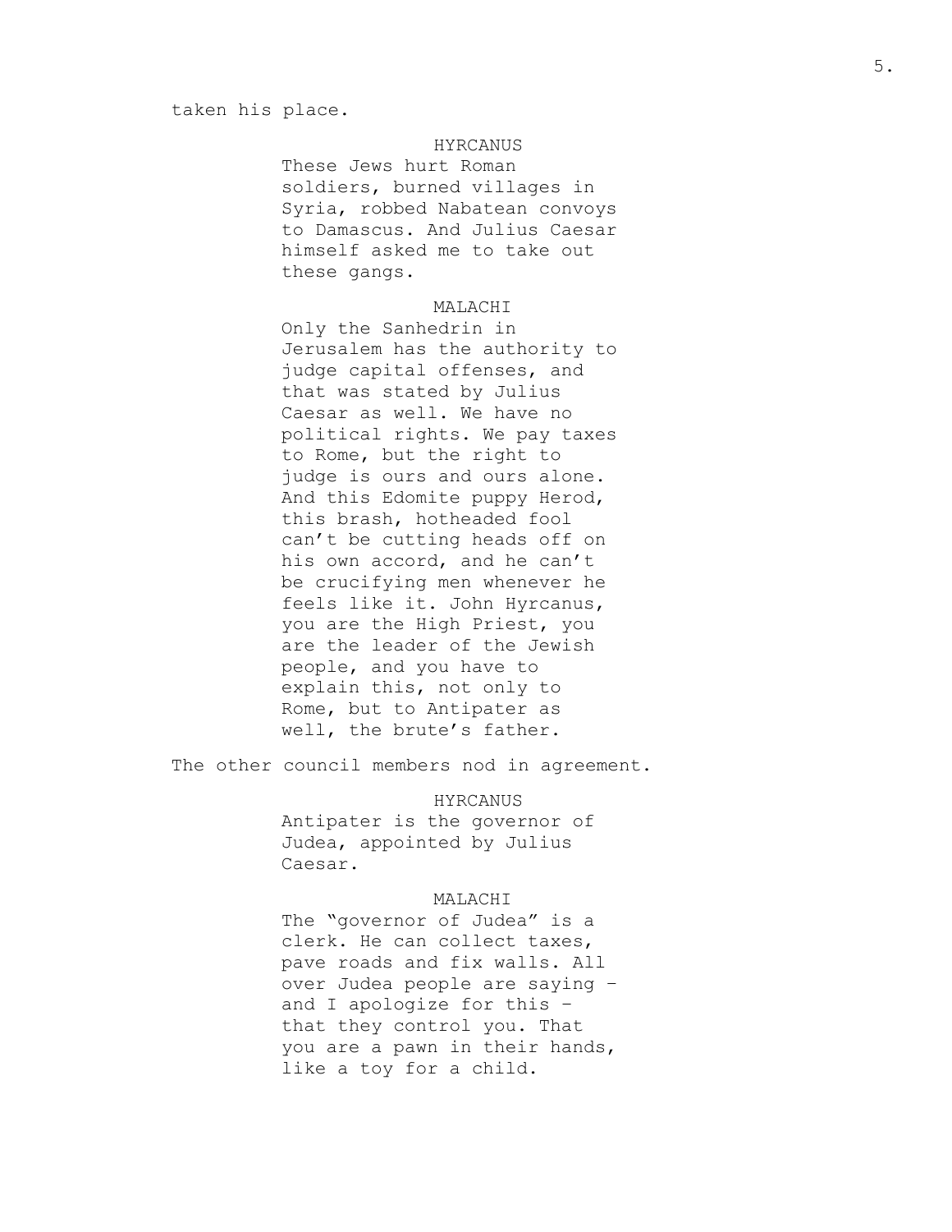taken his place.

HYRCANUS

These Jews hurt Roman soldiers, burned villages in Syria, robbed Nabatean convoys to Damascus. And Julius Caesar himself asked me to take out these gangs.

MALACHI

Only the Sanhedrin in Jerusalem has the authority to judge capital offenses, and that was stated by Julius Caesar as well. We have no political rights. We pay taxes to Rome, but the right to judge is ours and ours alone. And this Edomite puppy Herod, this brash, hotheaded fool can't be cutting heads off on his own accord, and he can't be crucifying men whenever he feels like it. John Hyrcanus, you are the High Priest, you are the leader of the Jewish people, and you have to explain this, not only to Rome, but to Antipater as well, the brute's father.

The other council members nod in agreement.

HYRCANUS

Antipater is the governor of Judea, appointed by Julius Caesar.

MALACHI

The "governor of Judea" is a clerk. He can collect taxes, pave roads and fix walls. All over Judea people are saying – and I apologize for this – that they control you. That you are a pawn in their hands, like a toy for a child.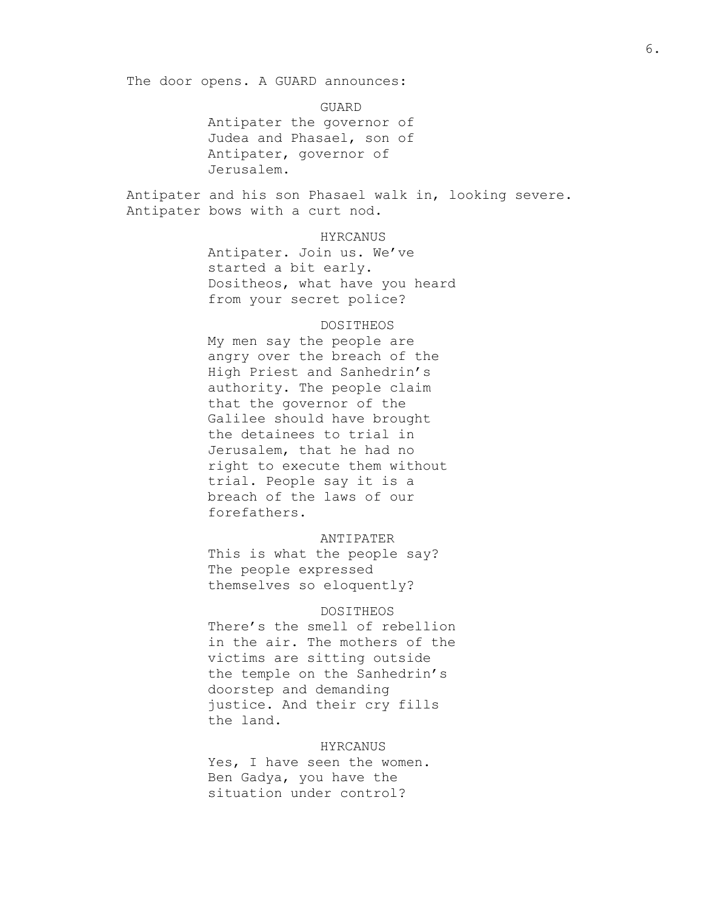The door opens. A GUARD announces:

GUARD

Antipater the governor of Judea and Phasael, son of Antipater, governor of Jerusalem.

Antipater and his son Phasael walk in, looking severe. Antipater bows with a curt nod.

HYRCANUS

Antipater. Join us. We've started a bit early. Dositheos, what have you heard from your secret police?

DOSITHEOS

My men say the people are angry over the breach of the High Priest and Sanhedrin's authority. The people claim that the governor of the Galilee should have brought the detainees to trial in Jerusalem, that he had no right to execute them without trial. People say it is a breach of the laws of our forefathers.

ANTIPATER

This is what the people say? The people expressed themselves so eloquently?

DOSITHEOS

There's the smell of rebellion in the air. The mothers of the victims are sitting outside the temple on the Sanhedrin's doorstep and demanding justice. And their cry fills the land.

HYRCANUS

Yes, I have seen the women. Ben Gadya, you have the situation under control?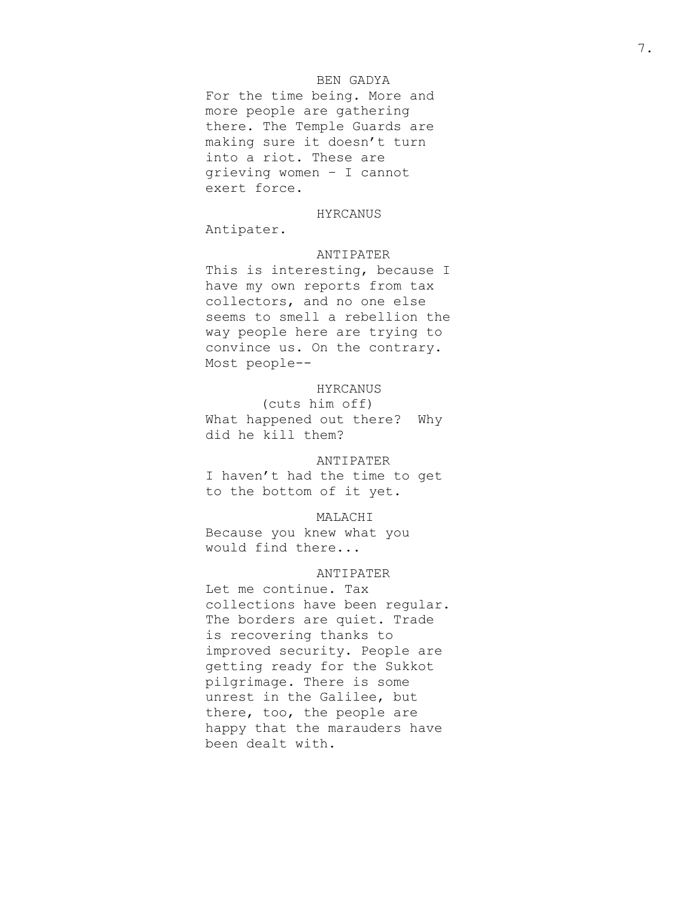BEN GADYA

For the time being. More and more people are gathering there. The Temple Guards are making sure it doesn't turn into a riot. These are grieving women – I cannot exert force.

HYRCANUS

Antipater.

ANTIPATER

This is interesting, because I have my own reports from tax collectors, and no one else seems to smell a rebellion the way people here are trying to convince us. On the contrary. Most people--

HYRCANUS

(cuts him off)

What happened out there? Why did he kill them?

ANTIPATER

I haven't had the time to get to the bottom of it yet.

MALACHI

Because you knew what you would find there...

ANTIPATER

Let me continue. Tax collections have been regular. The borders are quiet. Trade is recovering thanks to improved security. People are getting ready for the Sukkot pilgrimage. There is some unrest in the Galilee, but there, too, the people are happy that the marauders have been dealt with.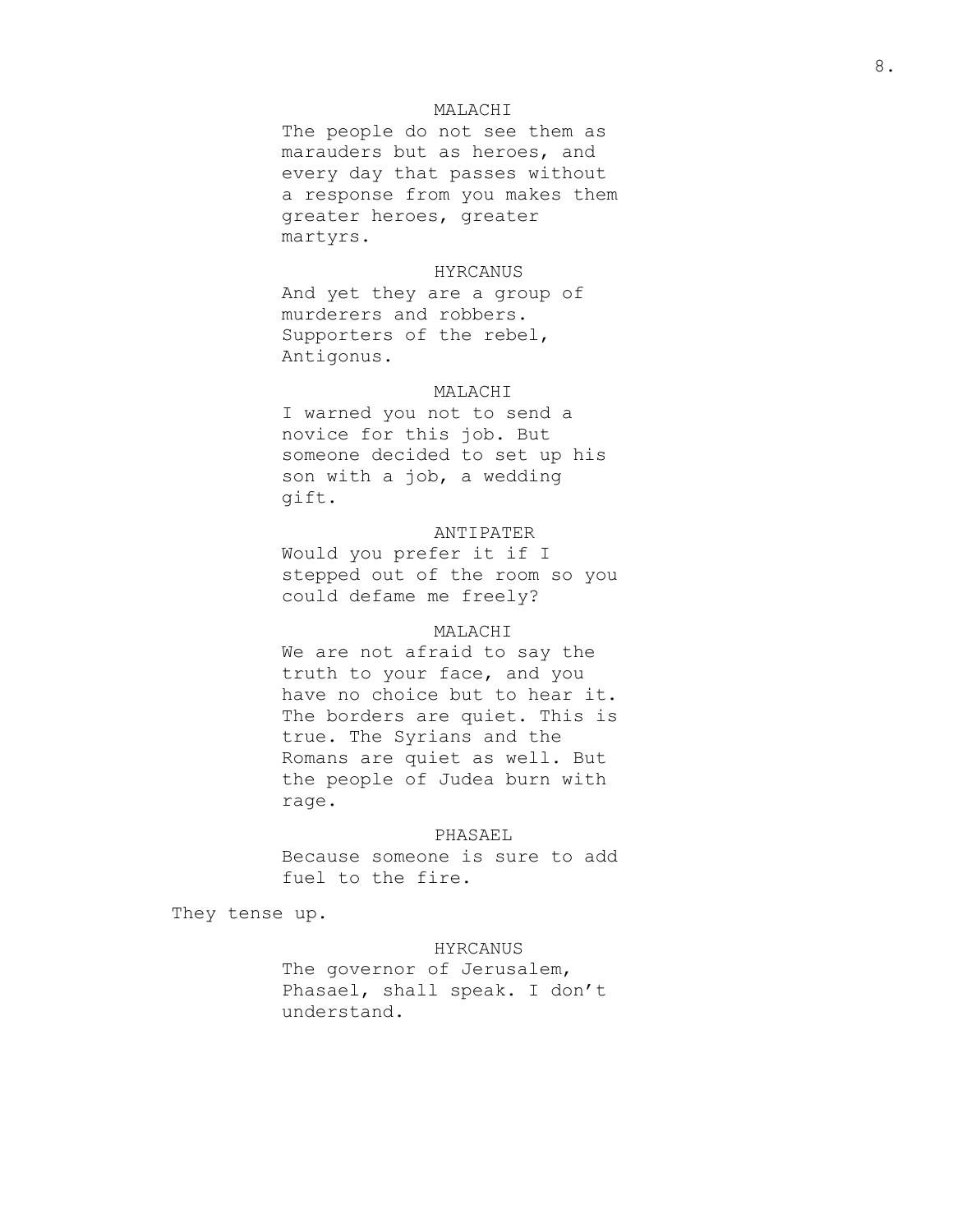MALACHI

The people do not see them as marauders but as heroes, and every day that passes without a response from you makes them greater heroes, greater martyrs.

HYRCANUS

And yet they are a group of murderers and robbers. Supporters of the rebel, Antigonus.

MALACHI

I warned you not to send a novice for this job. But someone decided to set up his son with a job, a wedding gift.

ANTIPATER

Would you prefer it if I stepped out of the room so you could defame me freely?

MALACHI

We are not afraid to say the truth to your face, and you have no choice but to hear it. The borders are quiet. This is true. The Syrians and the Romans are quiet as well. But the people of Judea burn with rage.

PHASAEL

Because someone is sure to add fuel to the fire.

They tense up.

HYRCANUS

The governor of Jerusalem, Phasael, shall speak. I don't understand.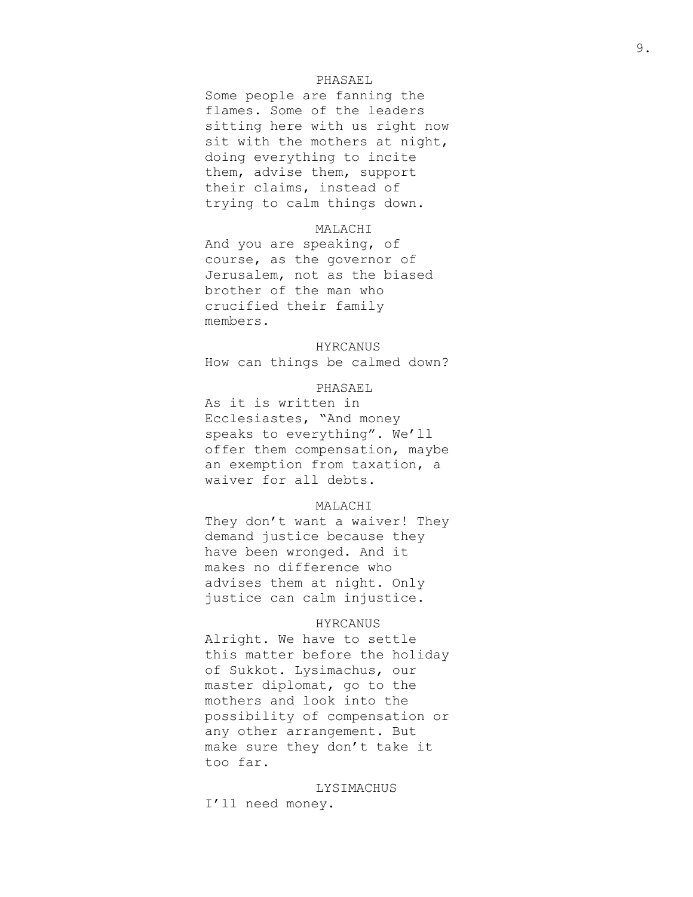PHASAEL

Some people are fanning the flames. Some of the leaders sitting here with us right now sit with the mothers at night, doing everything to incite them, advise them, support their claims, instead of trying to calm things down.

MALACHI

And you are speaking, of course, as the governor of Jerusalem, not as the biased brother of the man who crucified their family members.

HYRCANUS

How can things be calmed down?

PHASAEL

As it is written in Ecclesiastes, “And money speaks to everything”. We’ll offer them compensation, maybe an exemption from taxation, a waiver for all debts.

MALACHI

They don’t want a waiver! They demand justice because they have been wronged. And it makes no difference who advises them at night. Only justice can calm injustice.

HYRCANUS

Alright. We have to settle this matter before the holiday of Sukkot. Lysimachus, our master diplomat, go to the mothers and look into the possibility of compensation or any other arrangement. But make sure they don’t take it too far.

LYSIMACHUS

I’ll need money.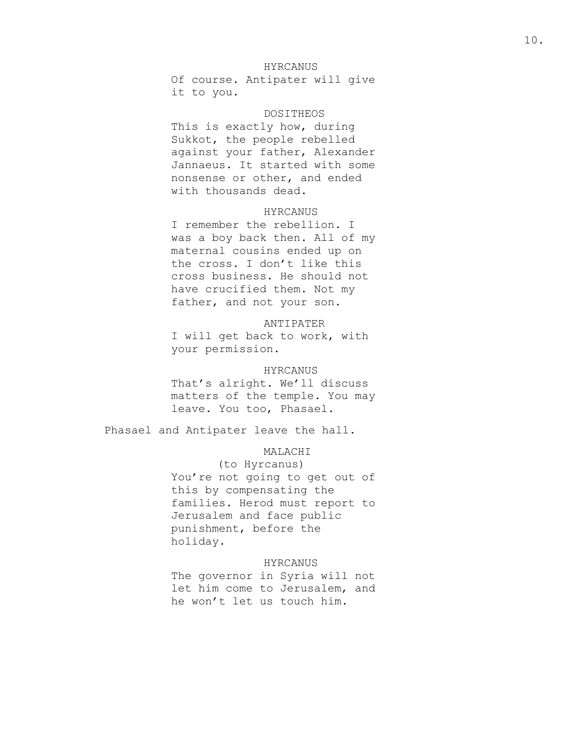HYRCANUS

Of course. Antipater will give it to you.

DOSITHEOS

This is exactly how, during Sukkot, the people rebelled against your father, Alexander Jannaeus. It started with some nonsense or other, and ended with thousands dead.

HYRCANUS

I remember the rebellion. I was a boy back then. All of my maternal cousins ended up on the cross. I don't like this cross business. He should not have crucified them. Not my father, and not your son.

ANTIPATER

I will get back to work, with your permission.

HYRCANUS

That's alright. We'll discuss matters of the temple. You may leave. You too, Phasael.

Phasael and Antipater leave the hall.

MALACHI

(to Hyrcanus)

You're not going to get out of this by compensating the families. Herod must report to Jerusalem and face public punishment, before the holiday.

HYRCANUS

The governor in Syria will not let him come to Jerusalem, and he won't let us touch him.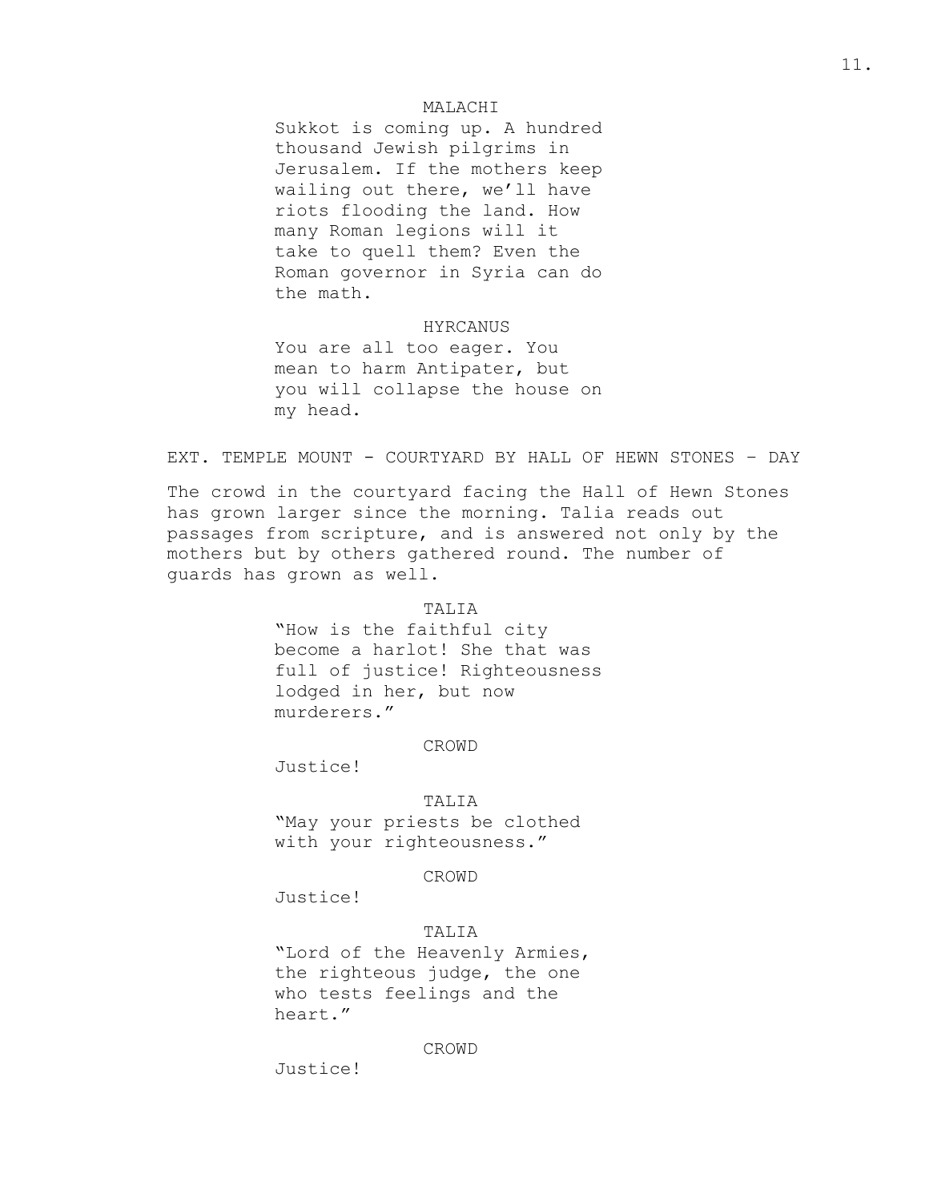MALACHI

Sukkot is coming up. A hundred thousand Jewish pilgrims in Jerusalem. If the mothers keep wailing out there, we'll have riots flooding the land. How many Roman legions will it take to quell them? Even the Roman governor in Syria can do the math.

HYRCANUS

You are all too eager. You mean to harm Antipater, but you will collapse the house on my head.

EXT. TEMPLE MOUNT - COURTYARD BY HALL OF HEWN STONES – DAY

The crowd in the courtyard facing the Hall of Hewn Stones has grown larger since the morning. Talia reads out passages from scripture, and is answered not only by the mothers but by others gathered round. The number of guards has grown as well.

TALIA

"How is the faithful city become a harlot! She that was full of justice! Righteousness lodged in her, but now murderers."

CROWD

Justice!

TALIA

"May your priests be clothed with your righteousness."

CROWD

Justice!

TALIA

"Lord of the Heavenly Armies, the righteous judge, the one who tests feelings and the heart."

CROWD

Justice!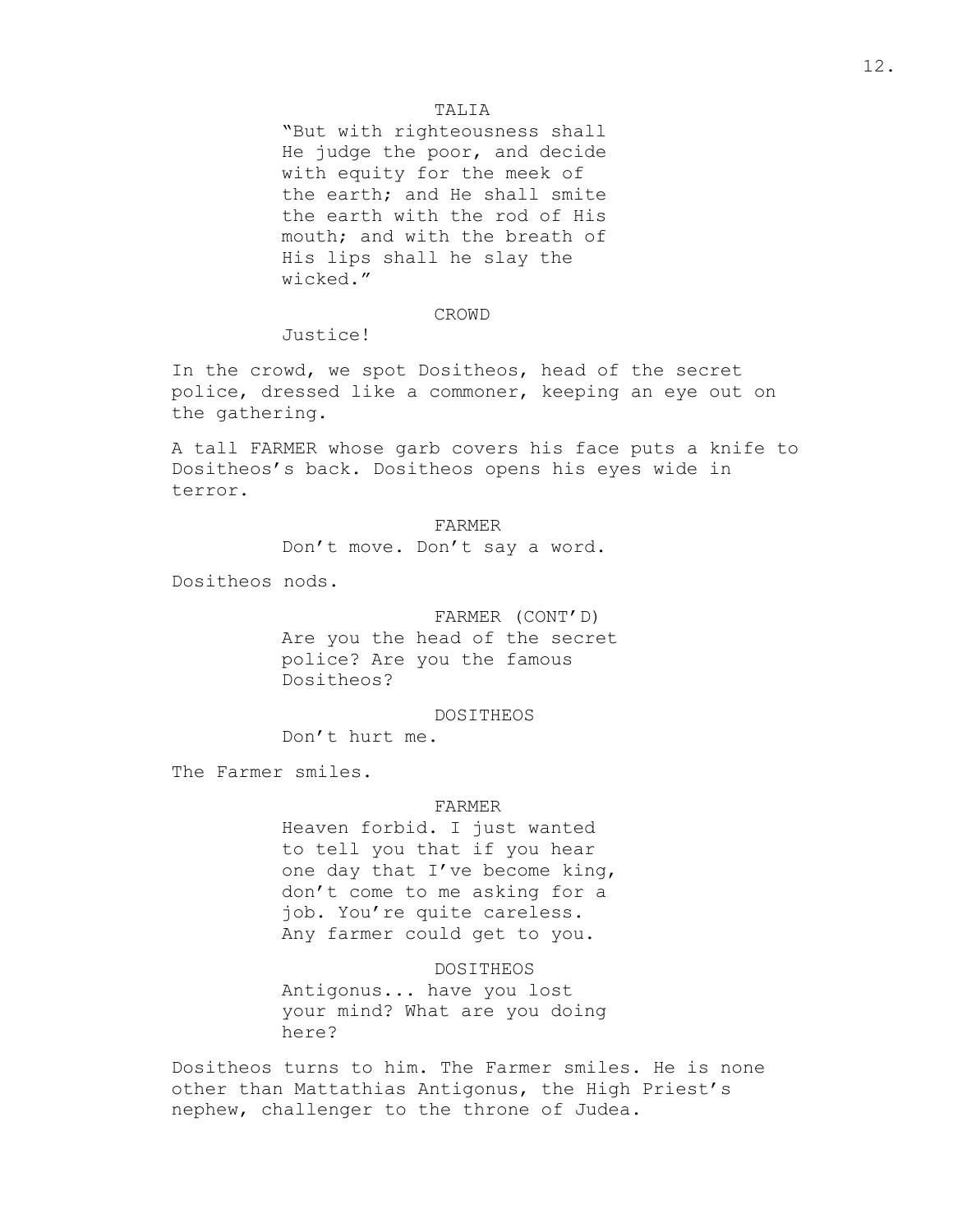TALIA

"But with righteousness shall He judge the poor, and decide with equity for the meek of the earth; and He shall smite the earth with the rod of His mouth; and with the breath of His lips shall he slay the wicked."

CROWD

Justice!

In the crowd, we spot Dositheos, head of the secret police, dressed like a commoner, keeping an eye out on the gathering.

A tall FARMER whose garb covers his face puts a knife to Dositheos's back. Dositheos opens his eyes wide in terror.

FARMER

Don't move. Don't say a word.

Dositheos nods.

FARMER (CONT'D)

Are you the head of the secret police? Are you the famous Dositheos?

DOSITHEOS

Don't hurt me.

The Farmer smiles.

FARMER

Heaven forbid. I just wanted to tell you that if you hear one day that I've become king, don't come to me asking for a job. You're quite careless. Any farmer could get to you.

DOSITHEOS

Antigonus... have you lost your mind? What are you doing here?

Dositheos turns to him. The Farmer smiles. He is none other than Mattathias Antigonus, the High Priest's nephew, challenger to the throne of Judea.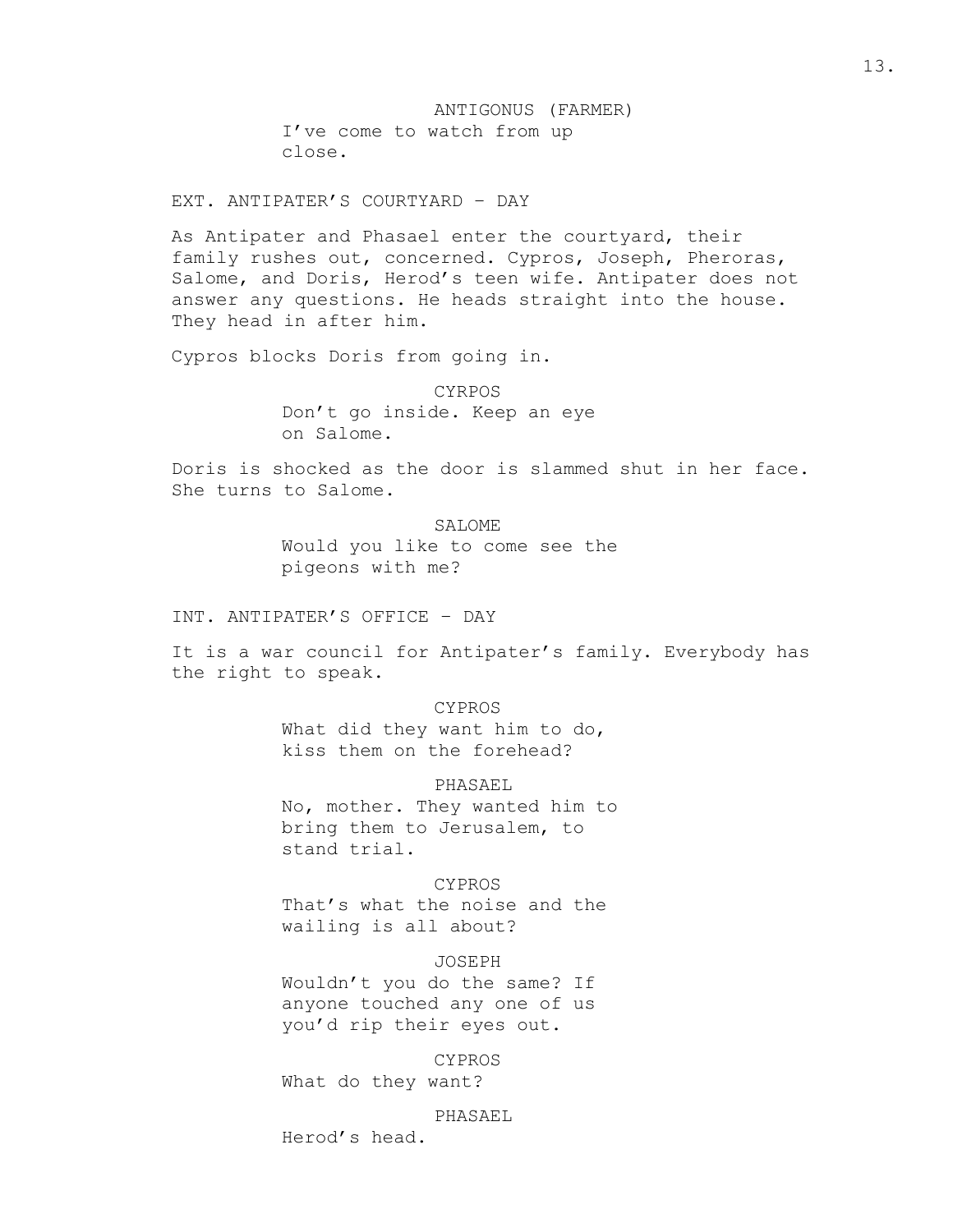ANTIGONUS (FARMER)
I've come to watch from up close.

EXT. ANTIPATER'S COURTYARD – DAY

As Antipater and Phasael enter the courtyard, their family rushes out, concerned. Cypros, Joseph, Pheroras, Salome, and Doris, Herod's teen wife. Antipater does not answer any questions. He heads straight into the house. They head in after him.

Cypros blocks Doris from going in.

CYRPOS
Don't go inside. Keep an eye on Salome.

Doris is shocked as the door is slammed shut in her face. She turns to Salome.

SALOME
Would you like to come see the pigeons with me?

INT. ANTIPATER'S OFFICE – DAY

It is a war council for Antipater's family. Everybody has the right to speak.

CYPROS
What did they want him to do, kiss them on the forehead?

PHASAEL
No, mother. They wanted him to bring them to Jerusalem, to stand trial.

CYPROS
That's what the noise and the wailing is all about?

JOSEPH
Wouldn't you do the same? If anyone touched any one of us you'd rip their eyes out.

CYPROS
What do they want?

PHASAEL
Herod's head.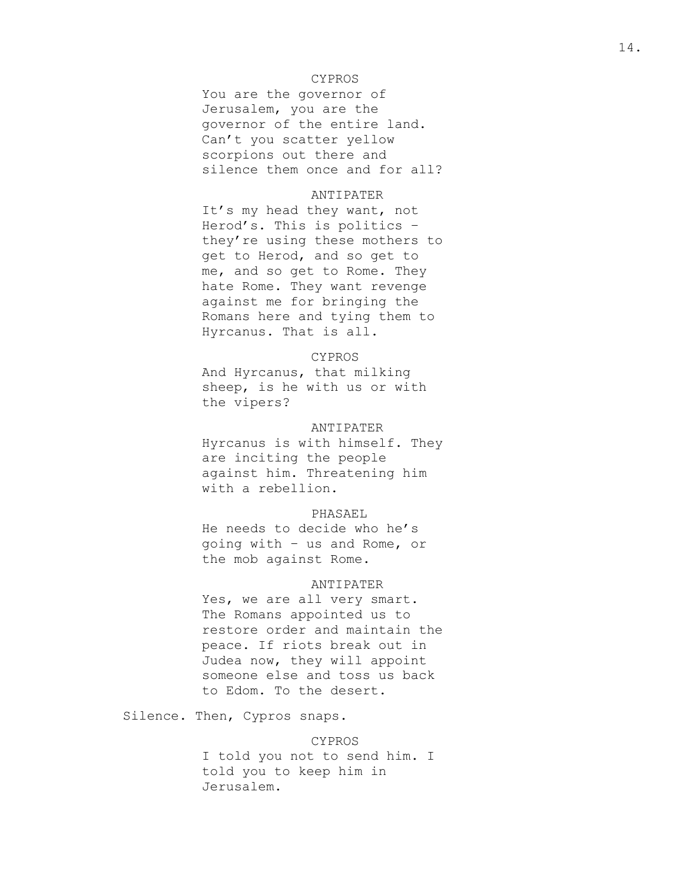CYPROS

You are the governor of Jerusalem, you are the governor of the entire land. Can’t you scatter yellow scorpions out there and silence them once and for all?

ANTIPATER

It’s my head they want, not Herod’s. This is politics – they’re using these mothers to get to Herod, and so get to me, and so get to Rome. They hate Rome. They want revenge against me for bringing the Romans here and tying them to Hyrcanus. That is all.

CYPROS

And Hyrcanus, that milking sheep, is he with us or with the vipers?

ANTIPATER

Hyrcanus is with himself. They are inciting the people against him. Threatening him with a rebellion.

PHASAEL

He needs to decide who he’s going with – us and Rome, or the mob against Rome.

ANTIPATER

Yes, we are all very smart. The Romans appointed us to restore order and maintain the peace. If riots break out in Judea now, they will appoint someone else and toss us back to Edom. To the desert.

Silence. Then, Cypros snaps.

CYPROS

I told you not to send him. I told you to keep him in Jerusalem.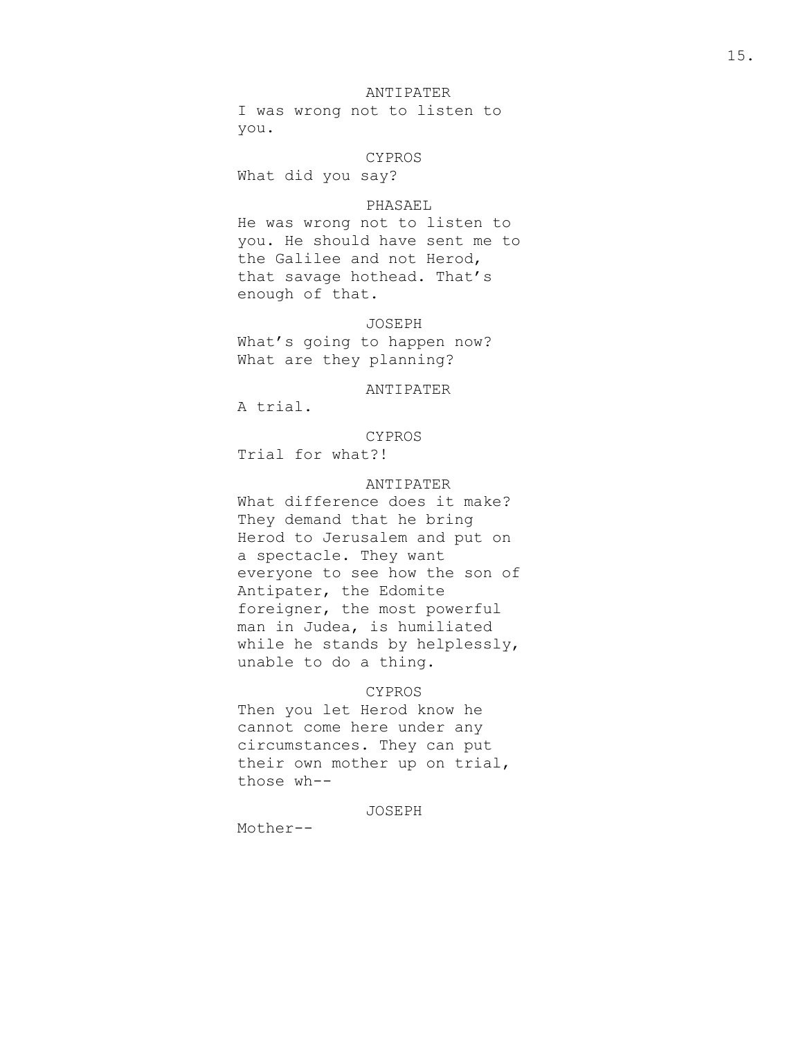ANTIPATER

I was wrong not to listen to you.

CYPROS

What did you say?

PHASAEL

He was wrong not to listen to you. He should have sent me to the Galilee and not Herod, that savage hothead. That's enough of that.

JOSEPH

What's going to happen now? What are they planning?

ANTIPATER

A trial.

CYPROS

Trial for what?!

ANTIPATER

What difference does it make? They demand that he bring Herod to Jerusalem and put on a spectacle. They want everyone to see how the son of Antipater, the Edomite foreigner, the most powerful man in Judea, is humiliated while he stands by helplessly, unable to do a thing.

CYPROS

Then you let Herod know he cannot come here under any circumstances. They can put their own mother up on trial, those wh--

JOSEPH

Mother--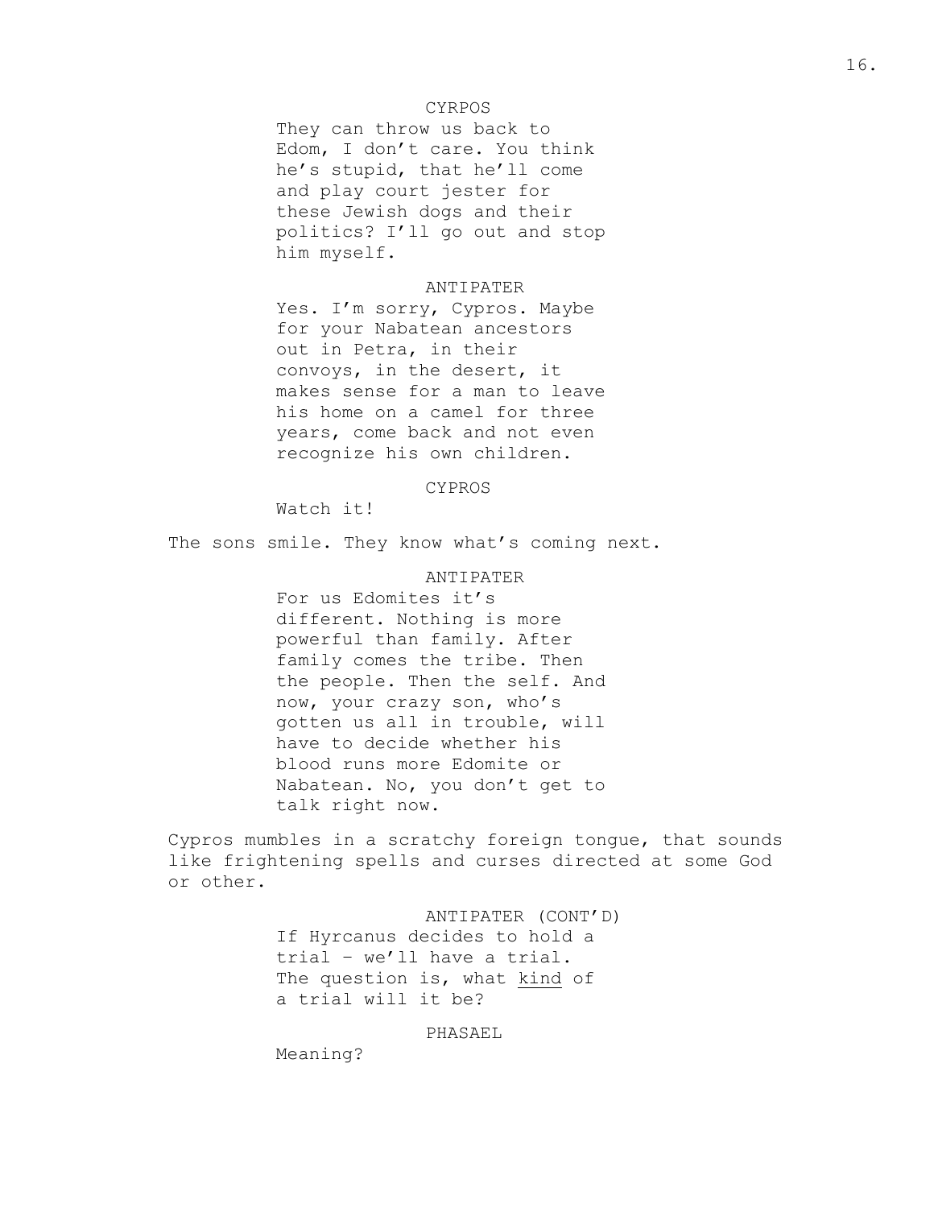CYRPOS

They can throw us back to Edom, I don't care. You think he's stupid, that he'll come and play court jester for these Jewish dogs and their politics? I'll go out and stop him myself.

ANTIPATER

Yes. I'm sorry, Cypros. Maybe for your Nabatean ancestors out in Petra, in their convoys, in the desert, it makes sense for a man to leave his home on a camel for three years, come back and not even recognize his own children.

CYPROS

Watch it!

The sons smile. They know what's coming next.

ANTIPATER

For us Edomites it's different. Nothing is more powerful than family. After family comes the tribe. Then the people. Then the self. And now, your crazy son, who's gotten us all in trouble, will have to decide whether his blood runs more Edomite or Nabatean. No, you don't get to talk right now.

Cypros mumbles in a scratchy foreign tongue, that sounds like frightening spells and curses directed at some God or other.

ANTIPATER (CONT'D)

If Hyrcanus decides to hold a trial – we'll have a trial. The question is, what <u>kind</u> of a trial will it be?

PHASAEL

Meaning?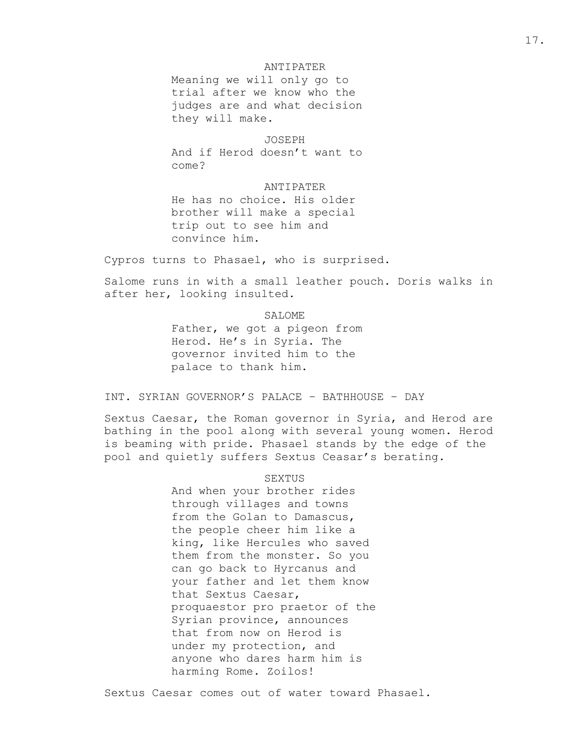ANTIPATER
Meaning we will only go to trial after we know who the judges are and what decision they will make.

JOSEPH
And if Herod doesn't want to come?

ANTIPATER
He has no choice. His older brother will make a special trip out to see him and convince him.

Cypros turns to Phasael, who is surprised.

Salome runs in with a small leather pouch. Doris walks in after her, looking insulted.

SALOME
Father, we got a pigeon from Herod. He's in Syria. The governor invited him to the palace to thank him.

INT. SYRIAN GOVERNOR'S PALACE – BATHHOUSE – DAY

Sextus Caesar, the Roman governor in Syria, and Herod are bathing in the pool along with several young women. Herod is beaming with pride. Phasael stands by the edge of the pool and quietly suffers Sextus Ceasar's berating.

SEXTUS
And when your brother rides through villages and towns from the Golan to Damascus, the people cheer him like a king, like Hercules who saved them from the monster. So you can go back to Hyrcanus and your father and let them know that Sextus Caesar, proquaestor pro praetor of the Syrian province, announces that from now on Herod is under my protection, and anyone who dares harm him is harming Rome. Zoilos!

Sextus Caesar comes out of water toward Phasael.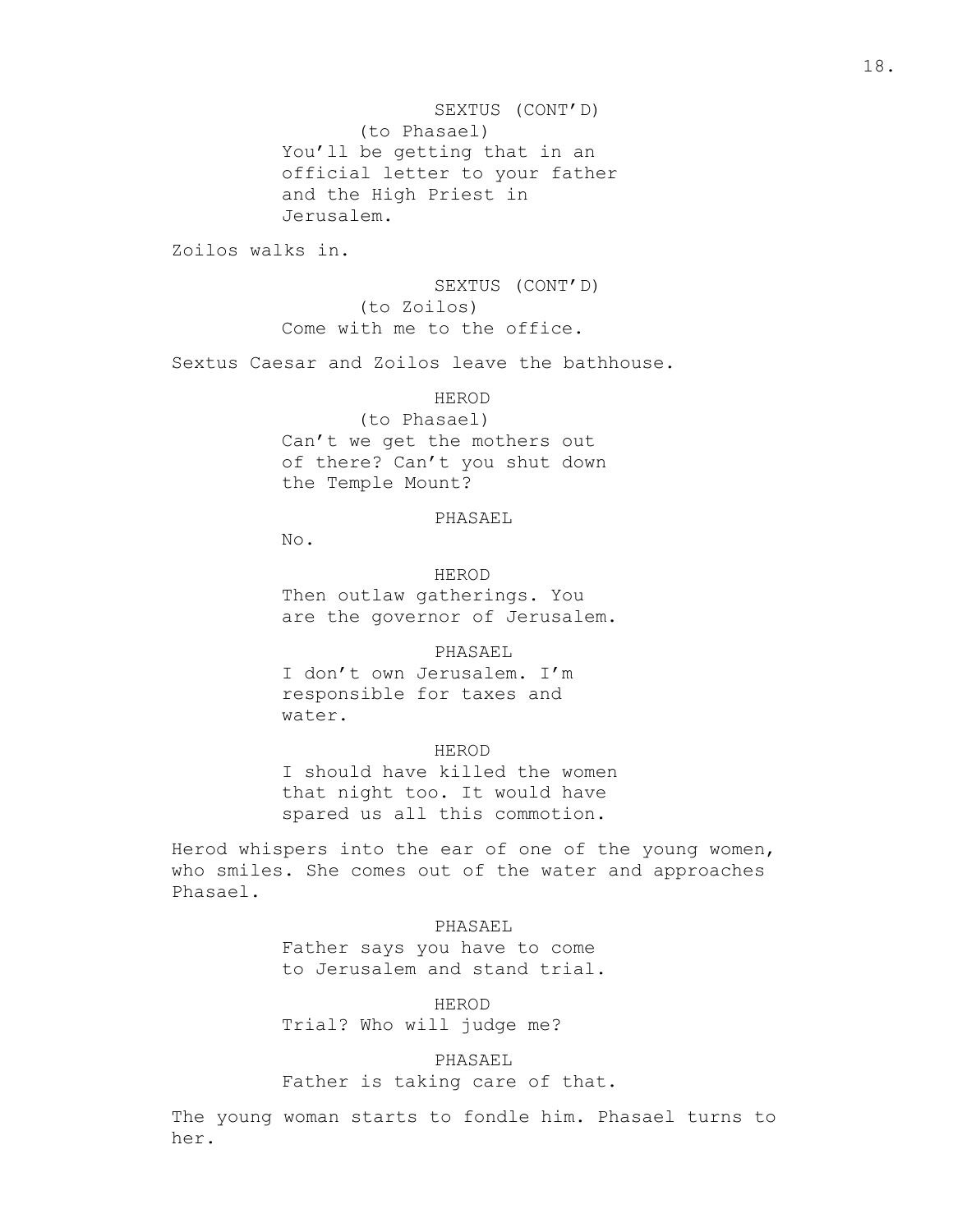SEXTUS (CONT'D)
(to Phasael)
You'll be getting that in an official letter to your father and the High Priest in Jerusalem.

Zoilos walks in.

SEXTUS (CONT'D)
(to Zoilos)
Come with me to the office.

Sextus Caesar and Zoilos leave the bathhouse.

HEROD
(to Phasael)
Can't we get the mothers out of there? Can't you shut down the Temple Mount?

PHASAEL
No.

HEROD
Then outlaw gatherings. You are the governor of Jerusalem.

PHASAEL
I don't own Jerusalem. I'm responsible for taxes and water.

HEROD
I should have killed the women that night too. It would have spared us all this commotion.

Herod whispers into the ear of one of the young women, who smiles. She comes out of the water and approaches Phasael.

PHASAEL
Father says you have to come to Jerusalem and stand trial.

HEROD
Trial? Who will judge me?

PHASAEL
Father is taking care of that.

The young woman starts to fondle him. Phasael turns to her.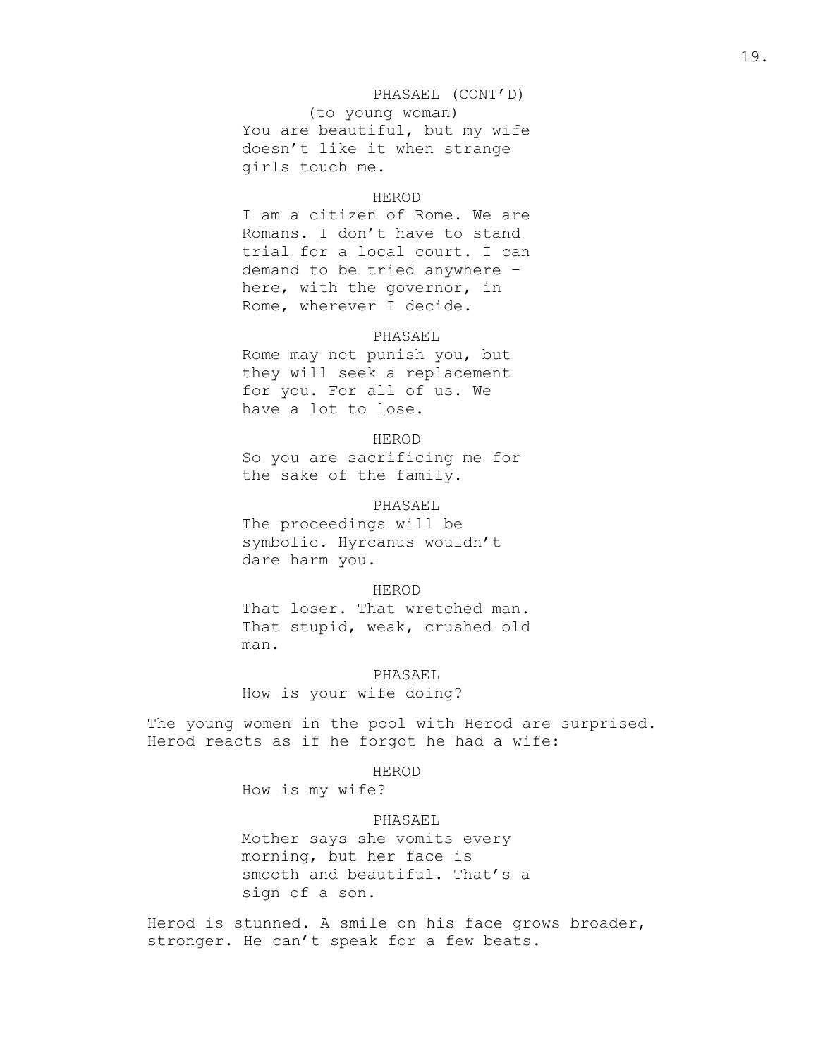PHASAEL (CONT'D)
(to young woman)
You are beautiful, but my wife doesn't like it when strange girls touch me.

HEROD
I am a citizen of Rome. We are Romans. I don't have to stand trial for a local court. I can demand to be tried anywhere – here, with the governor, in Rome, wherever I decide.

PHASAEL
Rome may not punish you, but they will seek a replacement for you. For all of us. We have a lot to lose.

HEROD
So you are sacrificing me for the sake of the family.

PHASAEL
The proceedings will be symbolic. Hyrcanus wouldn't dare harm you.

HEROD
That loser. That wretched man. That stupid, weak, crushed old man.

PHASAEL
How is your wife doing?

The young women in the pool with Herod are surprised. Herod reacts as if he forgot he had a wife:

HEROD
How is my wife?

PHASAEL
Mother says she vomits every morning, but her face is smooth and beautiful. That's a sign of a son.

Herod is stunned. A smile on his face grows broader, stronger. He can't speak for a few beats.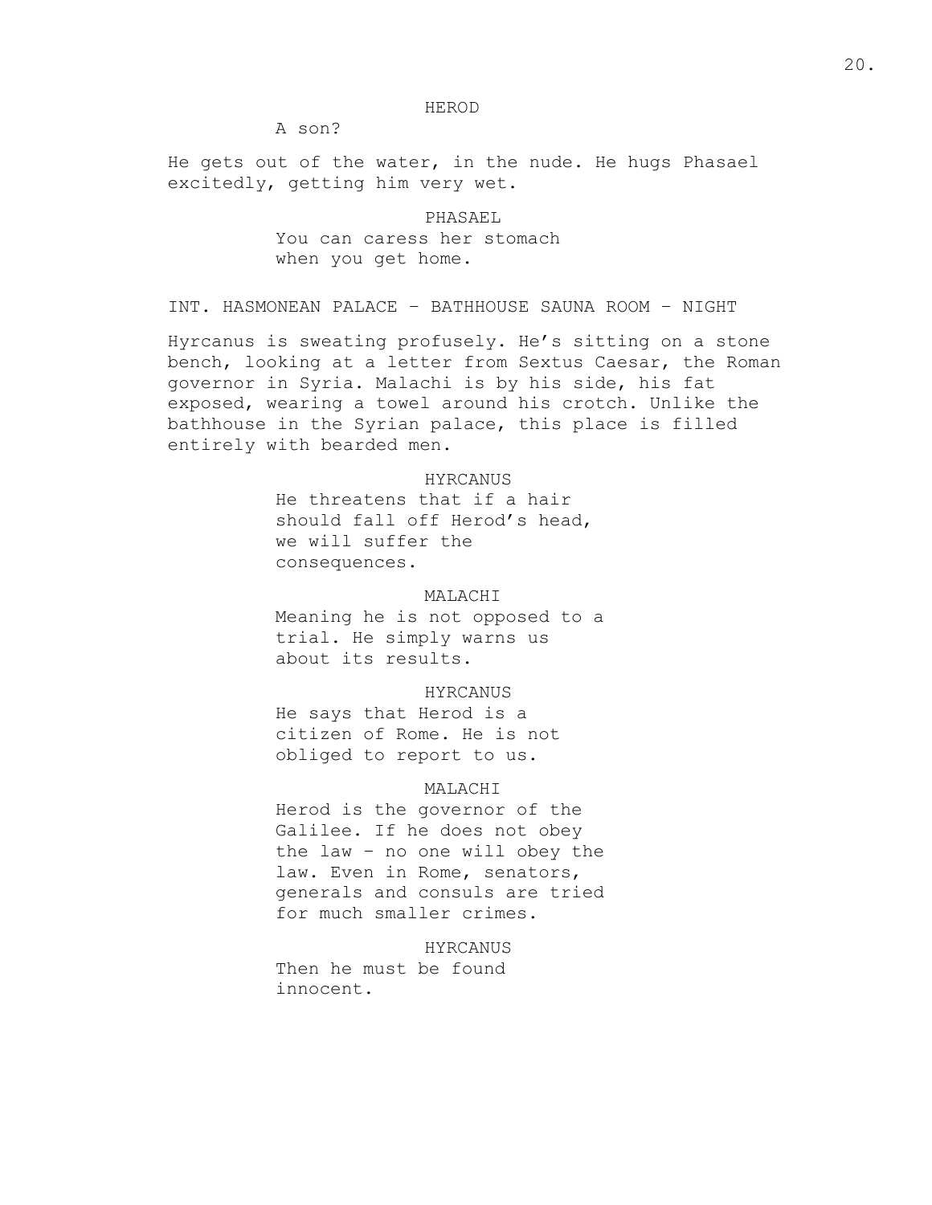HEROD

A son?

He gets out of the water, in the nude. He hugs Phasael excitedly, getting him very wet.

PHASAEL

You can caress her stomach when you get home.

INT. HASMONEAN PALACE – BATHHOUSE SAUNA ROOM – NIGHT

Hyrcanus is sweating profusely. He's sitting on a stone bench, looking at a letter from Sextus Caesar, the Roman governor in Syria. Malachi is by his side, his fat exposed, wearing a towel around his crotch. Unlike the bathhouse in the Syrian palace, this place is filled entirely with bearded men.

HYRCANUS

He threatens that if a hair should fall off Herod's head, we will suffer the consequences.

MALACHI

Meaning he is not opposed to a trial. He simply warns us about its results.

HYRCANUS

He says that Herod is a citizen of Rome. He is not obliged to report to us.

MALACHI

Herod is the governor of the Galilee. If he does not obey the law – no one will obey the law. Even in Rome, senators, generals and consuls are tried for much smaller crimes.

HYRCANUS

Then he must be found innocent.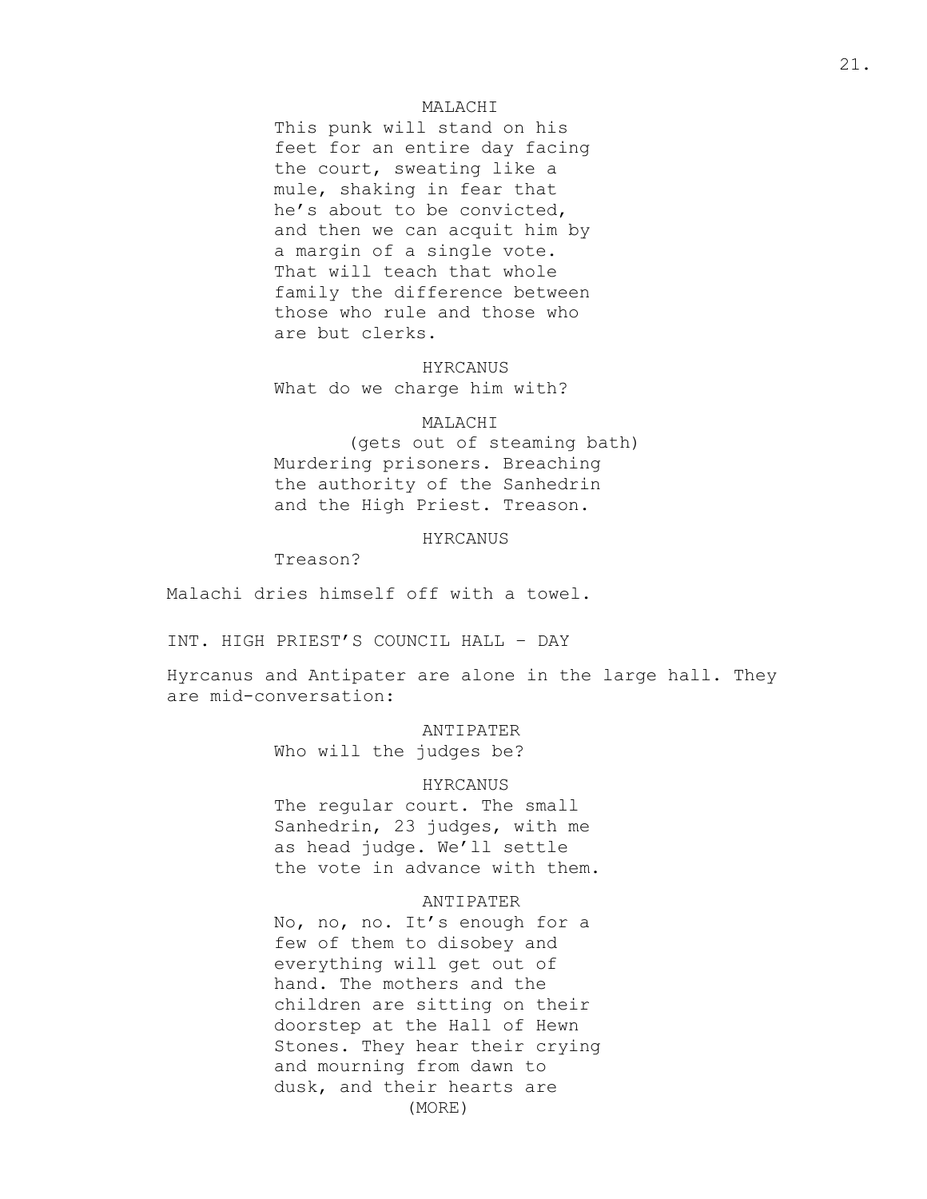MALACHI

This punk will stand on his feet for an entire day facing the court, sweating like a mule, shaking in fear that he's about to be convicted, and then we can acquit him by a margin of a single vote. That will teach that whole family the difference between those who rule and those who are but clerks.

HYRCANUS

What do we charge him with?

MALACHI

(gets out of steaming bath)

Murdering prisoners. Breaching the authority of the Sanhedrin and the High Priest. Treason.

HYRCANUS

Treason?

Malachi dries himself off with a towel.

INT. HIGH PRIEST'S COUNCIL HALL – DAY

Hyrcanus and Antipater are alone in the large hall. They are mid-conversation:

ANTIPATER

Who will the judges be?

HYRCANUS

The regular court. The small Sanhedrin, 23 judges, with me as head judge. We'll settle the vote in advance with them.

ANTIPATER

No, no, no. It's enough for a few of them to disobey and everything will get out of hand. The mothers and the children are sitting on their doorstep at the Hall of Hewn Stones. They hear their crying and mourning from dawn to dusk, and their hearts are

(MORE)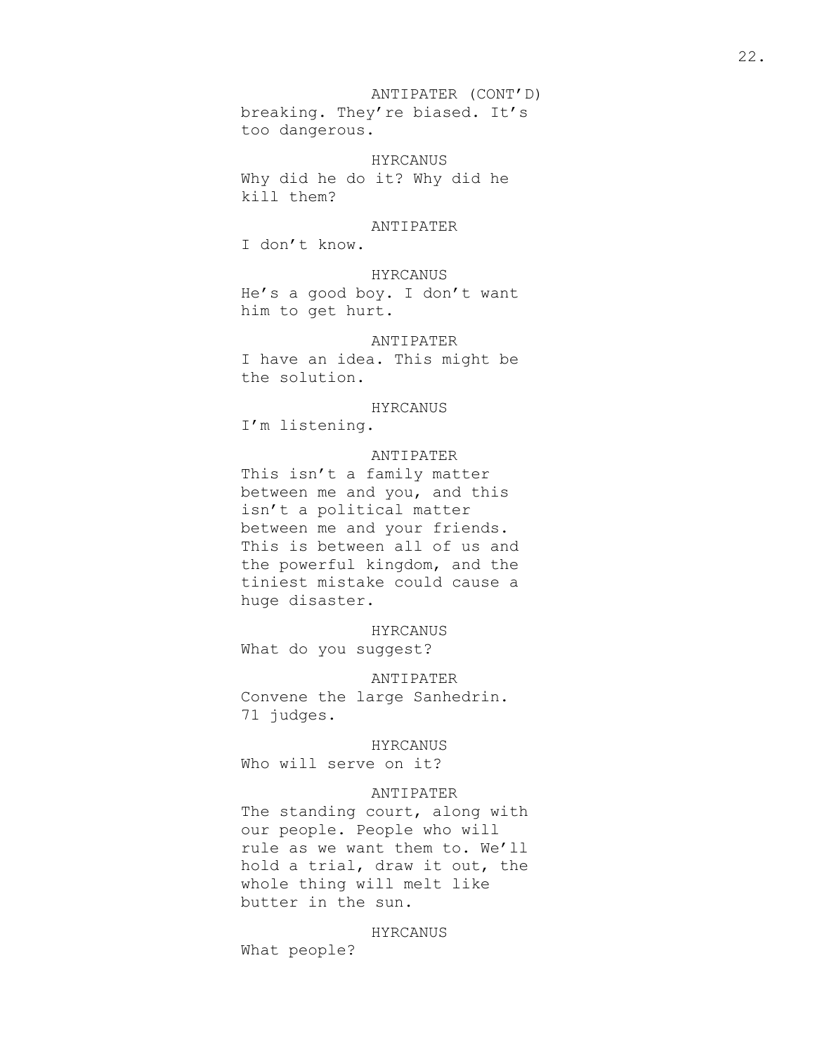ANTIPATER (CONT'D)

breaking. They're biased. It's too dangerous.

HYRCANUS

Why did he do it? Why did he kill them?

ANTIPATER

I don't know.

HYRCANUS

He's a good boy. I don't want him to get hurt.

ANTIPATER

I have an idea. This might be the solution.

HYRCANUS

I'm listening.

ANTIPATER

This isn't a family matter between me and you, and this isn't a political matter between me and your friends. This is between all of us and the powerful kingdom, and the tiniest mistake could cause a huge disaster.

HYRCANUS

What do you suggest?

ANTIPATER

Convene the large Sanhedrin. 71 judges.

HYRCANUS

Who will serve on it?

ANTIPATER

The standing court, along with our people. People who will rule as we want them to. We'll hold a trial, draw it out, the whole thing will melt like butter in the sun.

HYRCANUS

What people?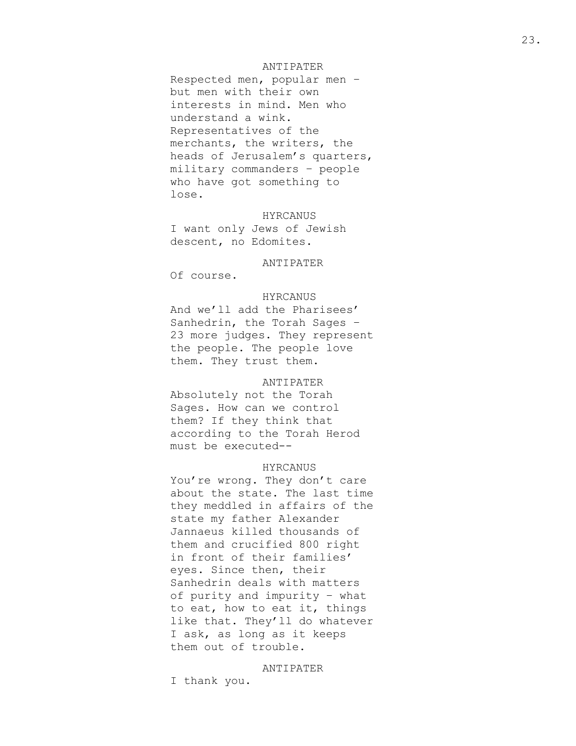ANTIPATER

Respected men, popular men – but men with their own interests in mind. Men who understand a wink. Representatives of the merchants, the writers, the heads of Jerusalem's quarters, military commanders – people who have got something to lose.

HYRCANUS

I want only Jews of Jewish descent, no Edomites.

ANTIPATER

Of course.

HYRCANUS

And we'll add the Pharisees' Sanhedrin, the Torah Sages – 23 more judges. They represent the people. The people love them. They trust them.

ANTIPATER

Absolutely not the Torah Sages. How can we control them? If they think that according to the Torah Herod must be executed--

HYRCANUS

You're wrong. They don't care about the state. The last time they meddled in affairs of the state my father Alexander Jannaeus killed thousands of them and crucified 800 right in front of their families' eyes. Since then, their Sanhedrin deals with matters of purity and impurity – what to eat, how to eat it, things like that. They'll do whatever I ask, as long as it keeps them out of trouble.

ANTIPATER

I thank you.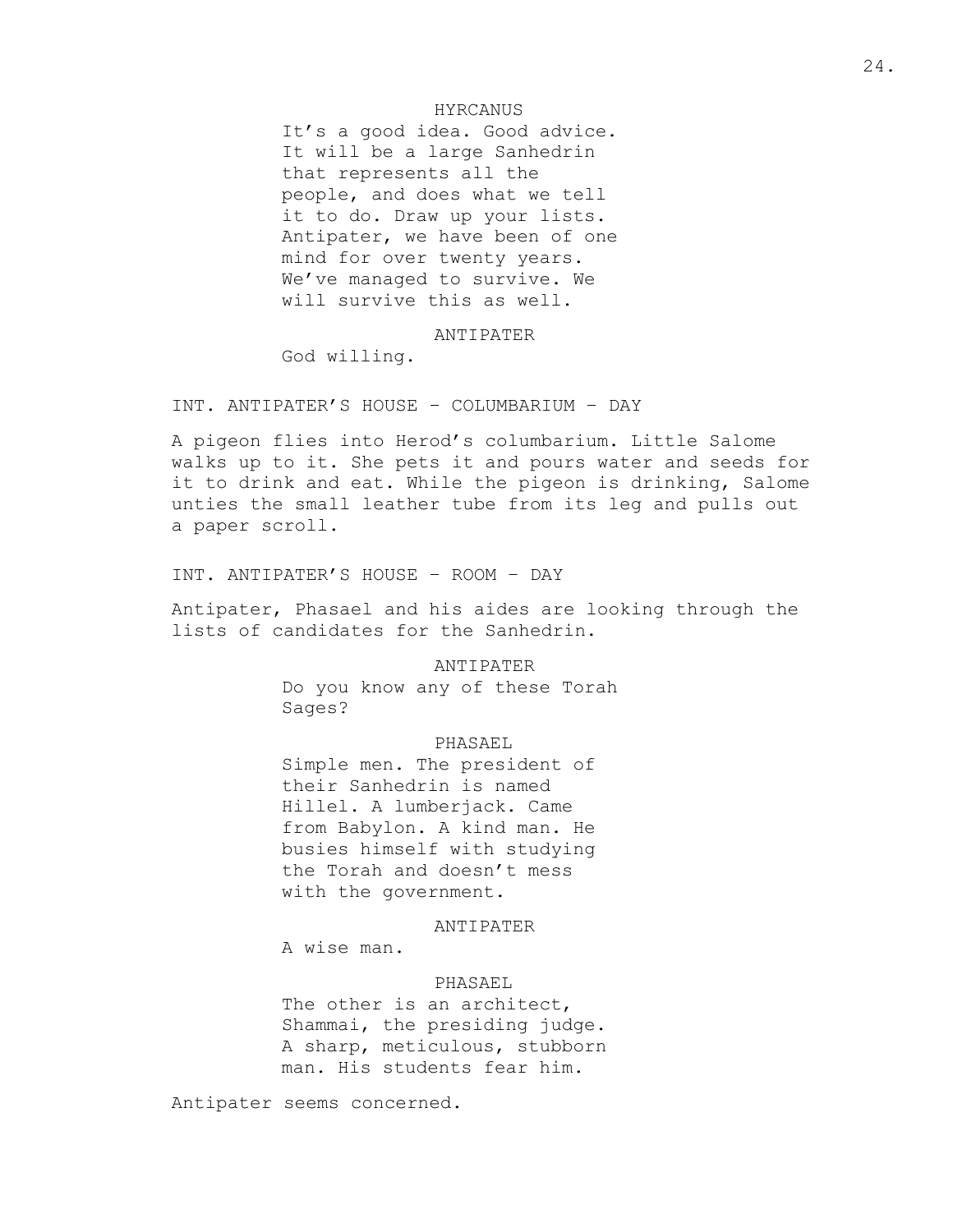HYRCANUS

It's a good idea. Good advice. It will be a large Sanhedrin that represents all the people, and does what we tell it to do. Draw up your lists. Antipater, we have been of one mind for over twenty years. We've managed to survive. We will survive this as well.

ANTIPATER

God willing.

INT. ANTIPATER'S HOUSE – COLUMBARIUM – DAY

A pigeon flies into Herod's columbarium. Little Salome walks up to it. She pets it and pours water and seeds for it to drink and eat. While the pigeon is drinking, Salome unties the small leather tube from its leg and pulls out a paper scroll.

INT. ANTIPATER'S HOUSE – ROOM – DAY

Antipater, Phasael and his aides are looking through the lists of candidates for the Sanhedrin.

ANTIPATER

Do you know any of these Torah Sages?

PHASAEL

Simple men. The president of their Sanhedrin is named Hillel. A lumberjack. Came from Babylon. A kind man. He busies himself with studying the Torah and doesn't mess with the government.

ANTIPATER

A wise man.

PHASAEL

The other is an architect, Shammai, the presiding judge. A sharp, meticulous, stubborn man. His students fear him.

Antipater seems concerned.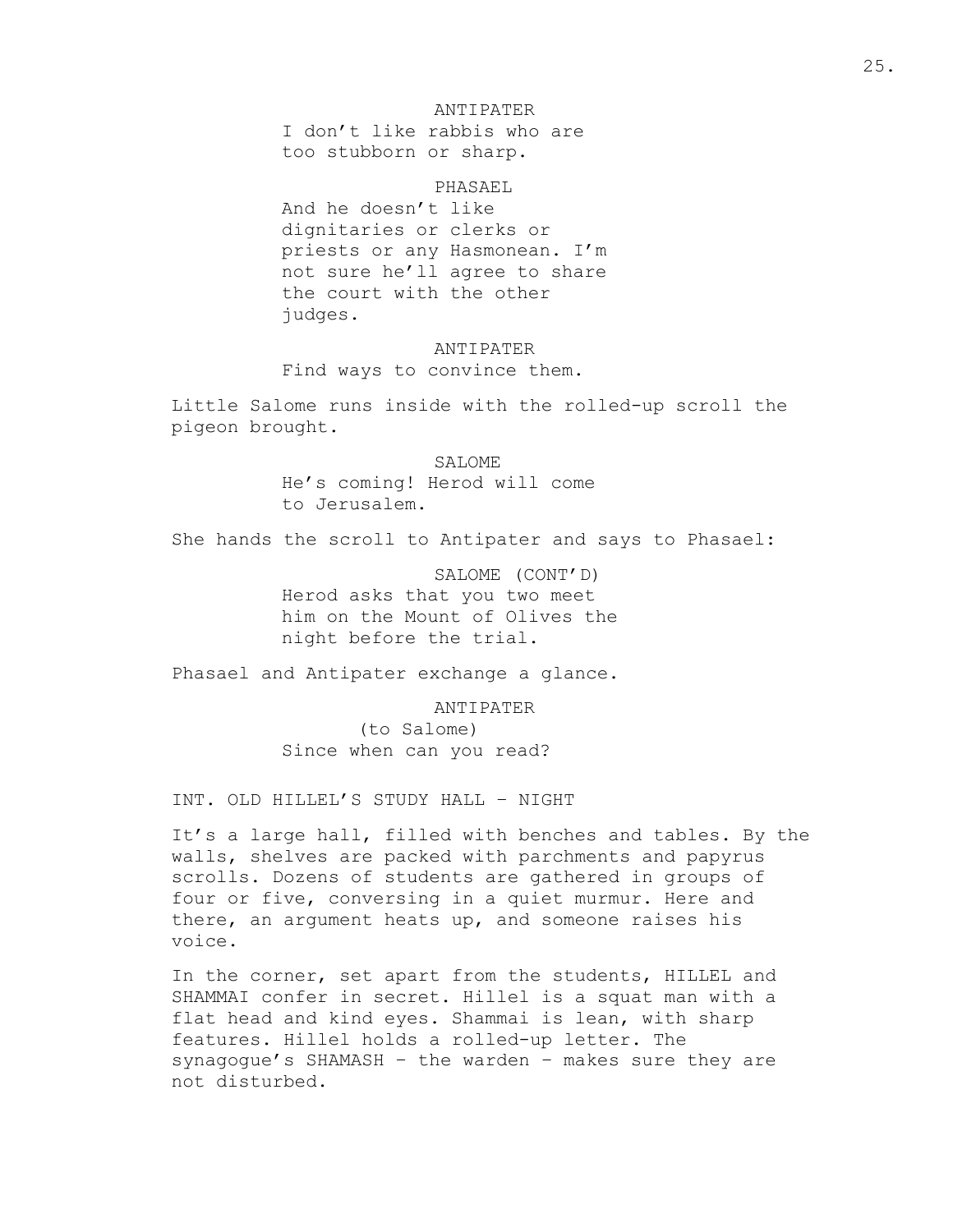ANTIPATER

I don't like rabbis who are too stubborn or sharp.

PHASAEL

And he doesn't like dignitaries or clerks or priests or any Hasmonean. I'm not sure he'll agree to share the court with the other judges.

ANTIPATER

Find ways to convince them.

Little Salome runs inside with the rolled-up scroll the pigeon brought.

SALOME

He's coming! Herod will come to Jerusalem.

She hands the scroll to Antipater and says to Phasael:

SALOME (CONT'D)

Herod asks that you two meet him on the Mount of Olives the night before the trial.

Phasael and Antipater exchange a glance.

ANTIPATER

(to Salome)

Since when can you read?

INT. OLD HILLEL'S STUDY HALL – NIGHT

It's a large hall, filled with benches and tables. By the walls, shelves are packed with parchments and papyrus scrolls. Dozens of students are gathered in groups of four or five, conversing in a quiet murmur. Here and there, an argument heats up, and someone raises his voice.

In the corner, set apart from the students, HILLEL and SHAMMAI confer in secret. Hillel is a squat man with a flat head and kind eyes. Shammai is lean, with sharp features. Hillel holds a rolled-up letter. The synagogue's SHAMASH – the warden – makes sure they are not disturbed.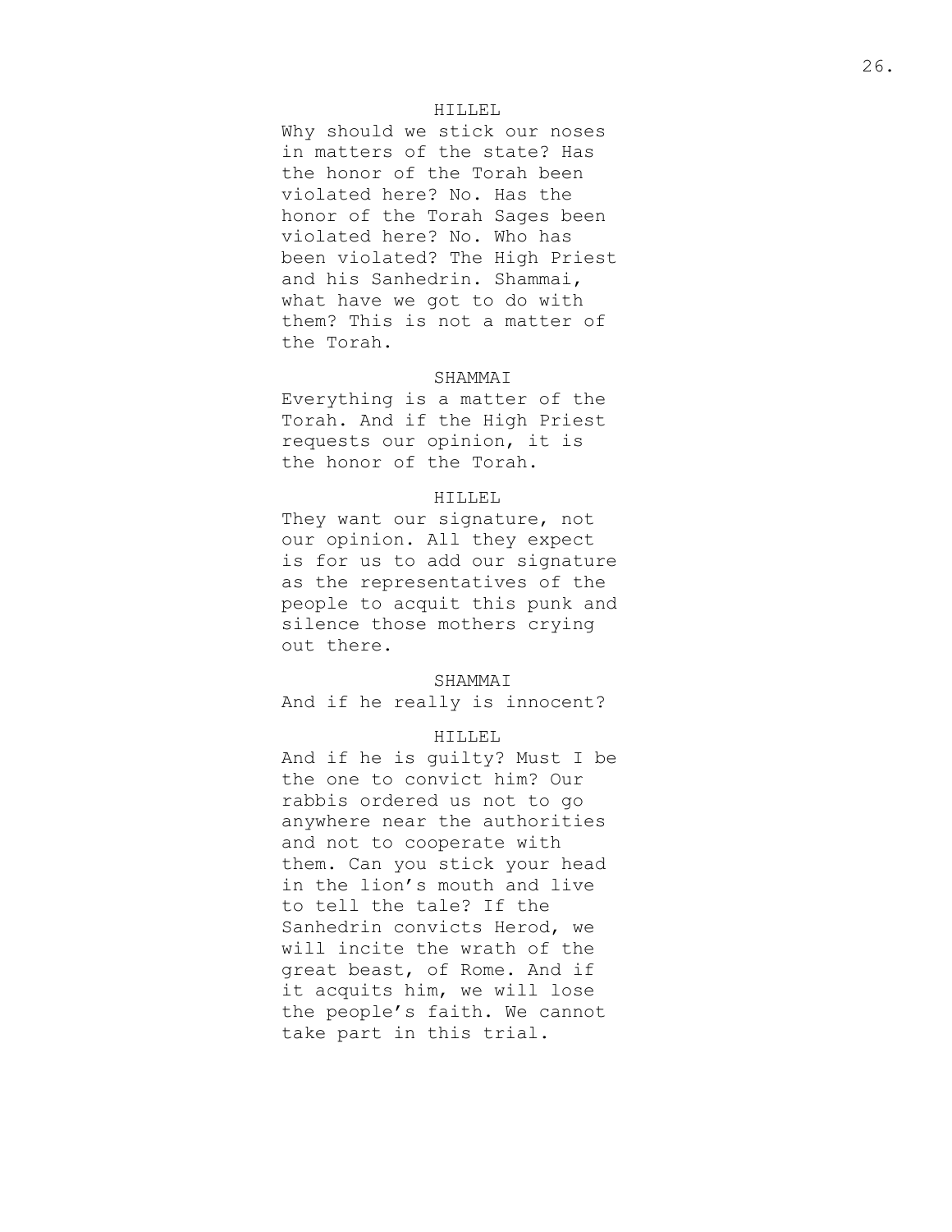HILLEL

Why should we stick our noses in matters of the state? Has the honor of the Torah been violated here? No. Has the honor of the Torah Sages been violated here? No. Who has been violated? The High Priest and his Sanhedrin. Shammai, what have we got to do with them? This is not a matter of the Torah.

SHAMMAI

Everything is a matter of the Torah. And if the High Priest requests our opinion, it is the honor of the Torah.

HILLEL

They want our signature, not our opinion. All they expect is for us to add our signature as the representatives of the people to acquit this punk and silence those mothers crying out there.

SHAMMAI

And if he really is innocent?

HILLEL

And if he is guilty? Must I be the one to convict him? Our rabbis ordered us not to go anywhere near the authorities and not to cooperate with them. Can you stick your head in the lion's mouth and live to tell the tale? If the Sanhedrin convicts Herod, we will incite the wrath of the great beast, of Rome. And if it acquits him, we will lose the people's faith. We cannot take part in this trial.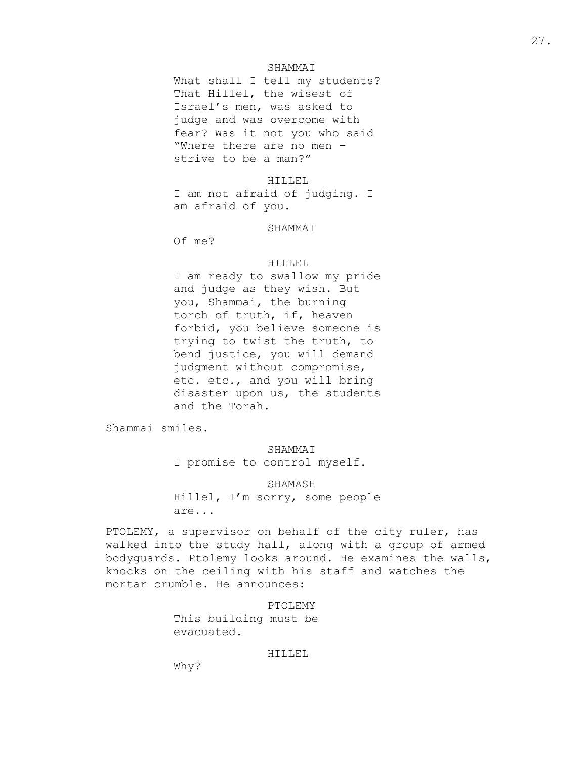SHAMMAI

What shall I tell my students? That Hillel, the wisest of Israel's men, was asked to judge and was overcome with fear? Was it not you who said "Where there are no men - strive to be a man?"

HILLEL

I am not afraid of judging. I am afraid of you.

SHAMMAI

Of me?

HILLEL

I am ready to swallow my pride and judge as they wish. But you, Shammai, the burning torch of truth, if, heaven forbid, you believe someone is trying to twist the truth, to bend justice, you will demand judgment without compromise, etc. etc., and you will bring disaster upon us, the students and the Torah.

Shammai smiles.

SHAMMAI

I promise to control myself.

SHAMASH

Hillel, I'm sorry, some people are...

PTOLEMY, a supervisor on behalf of the city ruler, has walked into the study hall, along with a group of armed bodyguards. Ptolemy looks around. He examines the walls, knocks on the ceiling with his staff and watches the mortar crumble. He announces:

PTOLEMY

This building must be evacuated.

HILLEL

Why?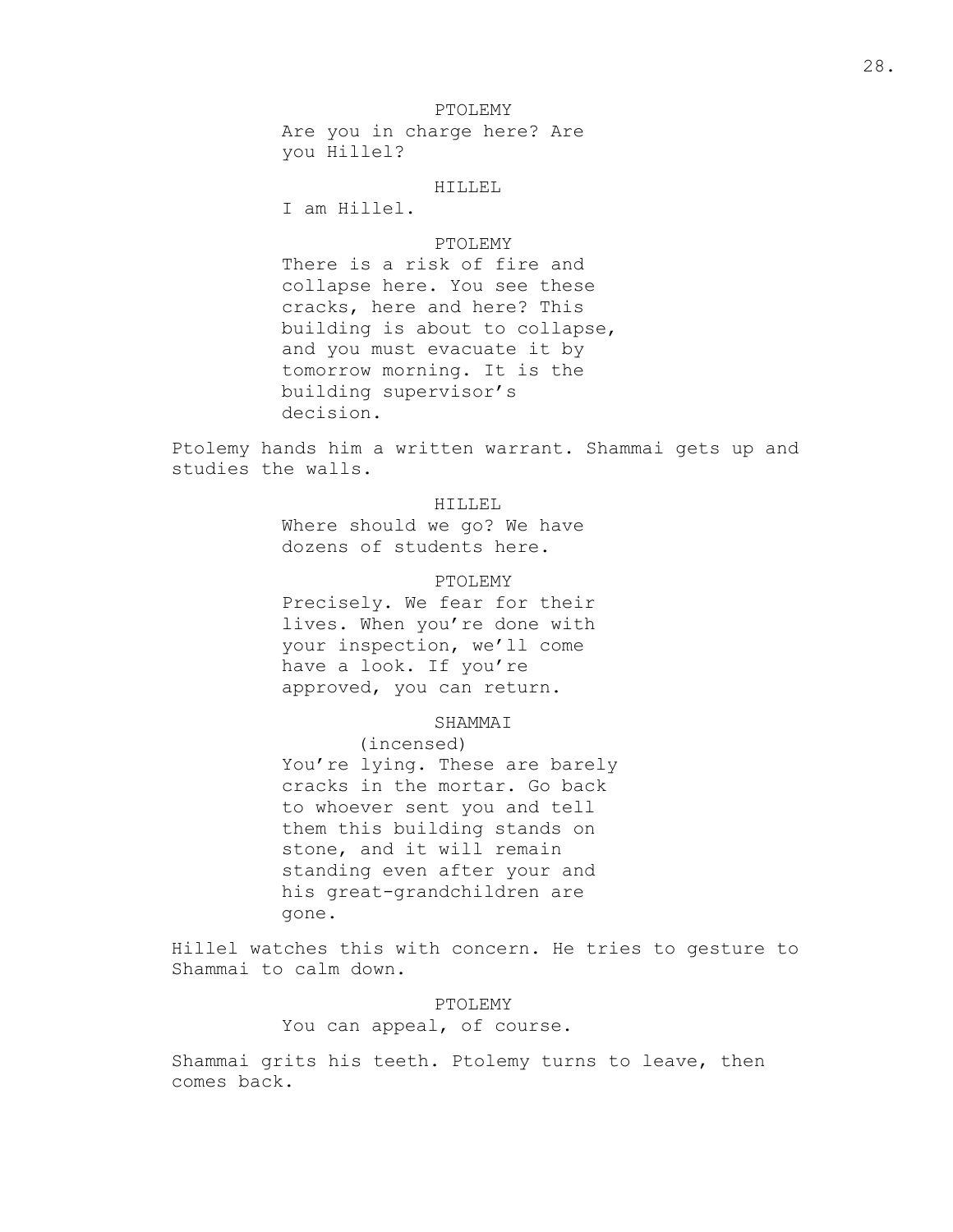PTOLEMY

Are you in charge here? Are you Hillel?

HILLEL

I am Hillel.

PTOLEMY

There is a risk of fire and collapse here. You see these cracks, here and here? This building is about to collapse, and you must evacuate it by tomorrow morning. It is the building supervisor's decision.

Ptolemy hands him a written warrant. Shammai gets up and studies the walls.

HILLEL

Where should we go? We have dozens of students here.

PTOLEMY

Precisely. We fear for their lives. When you're done with your inspection, we'll come have a look. If you're approved, you can return.

SHAMMAI

(incensed)

You're lying. These are barely cracks in the mortar. Go back to whoever sent you and tell them this building stands on stone, and it will remain standing even after your and his great-grandchildren are gone.

Hillel watches this with concern. He tries to gesture to Shammai to calm down.

PTOLEMY

You can appeal, of course.

Shammai grits his teeth. Ptolemy turns to leave, then comes back.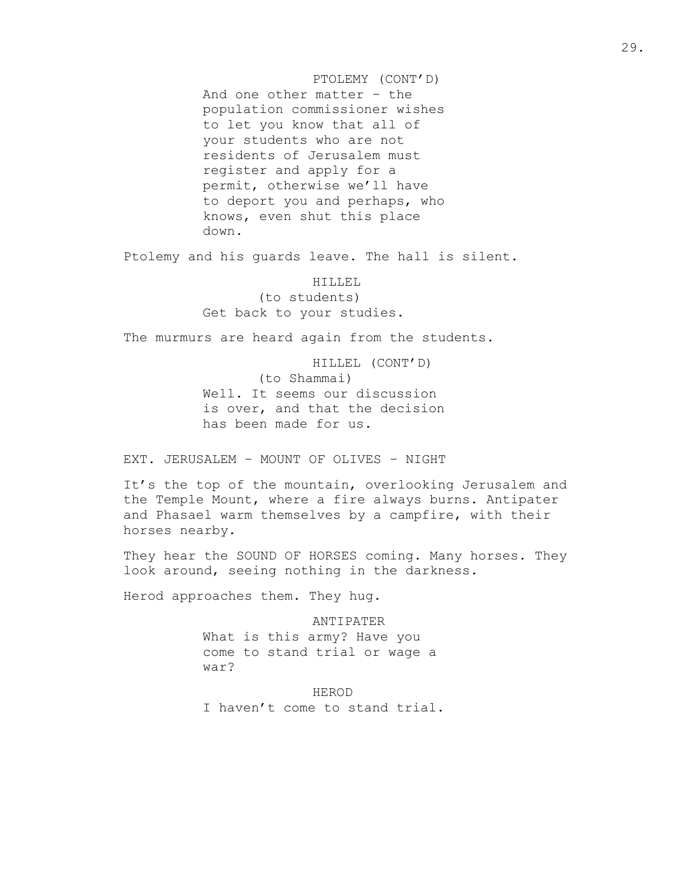PTOLEMY (CONT'D)

And one other matter – the population commissioner wishes to let you know that all of your students who are not residents of Jerusalem must register and apply for a permit, otherwise we'll have to deport you and perhaps, who knows, even shut this place down.

Ptolemy and his guards leave. The hall is silent.

HILLEL

(to students)

Get back to your studies.

The murmurs are heard again from the students.

HILLEL (CONT'D)

(to Shammai)

Well. It seems our discussion is over, and that the decision has been made for us.

EXT. JERUSALEM – MOUNT OF OLIVES – NIGHT

It's the top of the mountain, overlooking Jerusalem and the Temple Mount, where a fire always burns. Antipater and Phasael warm themselves by a campfire, with their horses nearby.

They hear the SOUND OF HORSES coming. Many horses. They look around, seeing nothing in the darkness.

Herod approaches them. They hug.

ANTIPATER

What is this army? Have you come to stand trial or wage a war?

HEROD

I haven't come to stand trial.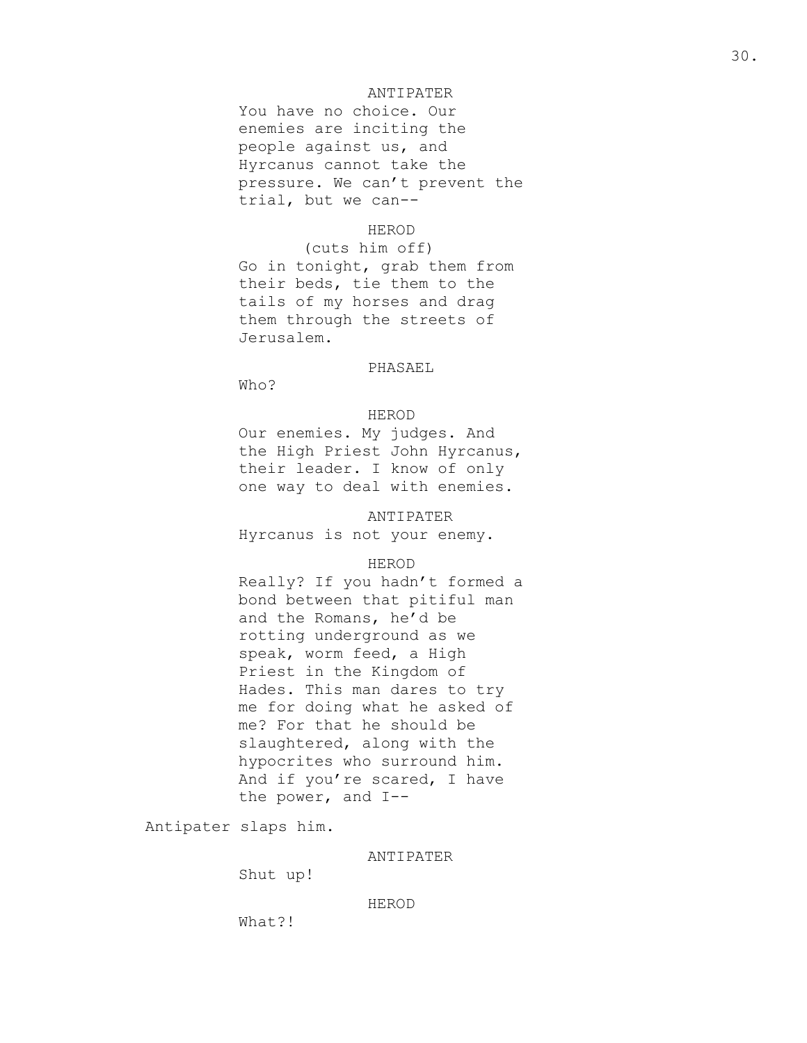ANTIPATER

You have no choice. Our enemies are inciting the people against us, and Hyrcanus cannot take the pressure. We can't prevent the trial, but we can--

HEROD

(cuts him off)

Go in tonight, grab them from their beds, tie them to the tails of my horses and drag them through the streets of Jerusalem.

PHASAEL

Who?

HEROD

Our enemies. My judges. And the High Priest John Hyrcanus, their leader. I know of only one way to deal with enemies.

ANTIPATER

Hyrcanus is not your enemy.

HEROD

Really? If you hadn't formed a bond between that pitiful man and the Romans, he'd be rotting underground as we speak, worm feed, a High Priest in the Kingdom of Hades. This man dares to try me for doing what he asked of me? For that he should be slaughtered, along with the hypocrites who surround him. And if you're scared, I have the power, and I--

Antipater slaps him.

ANTIPATER

Shut up!

HEROD

What?!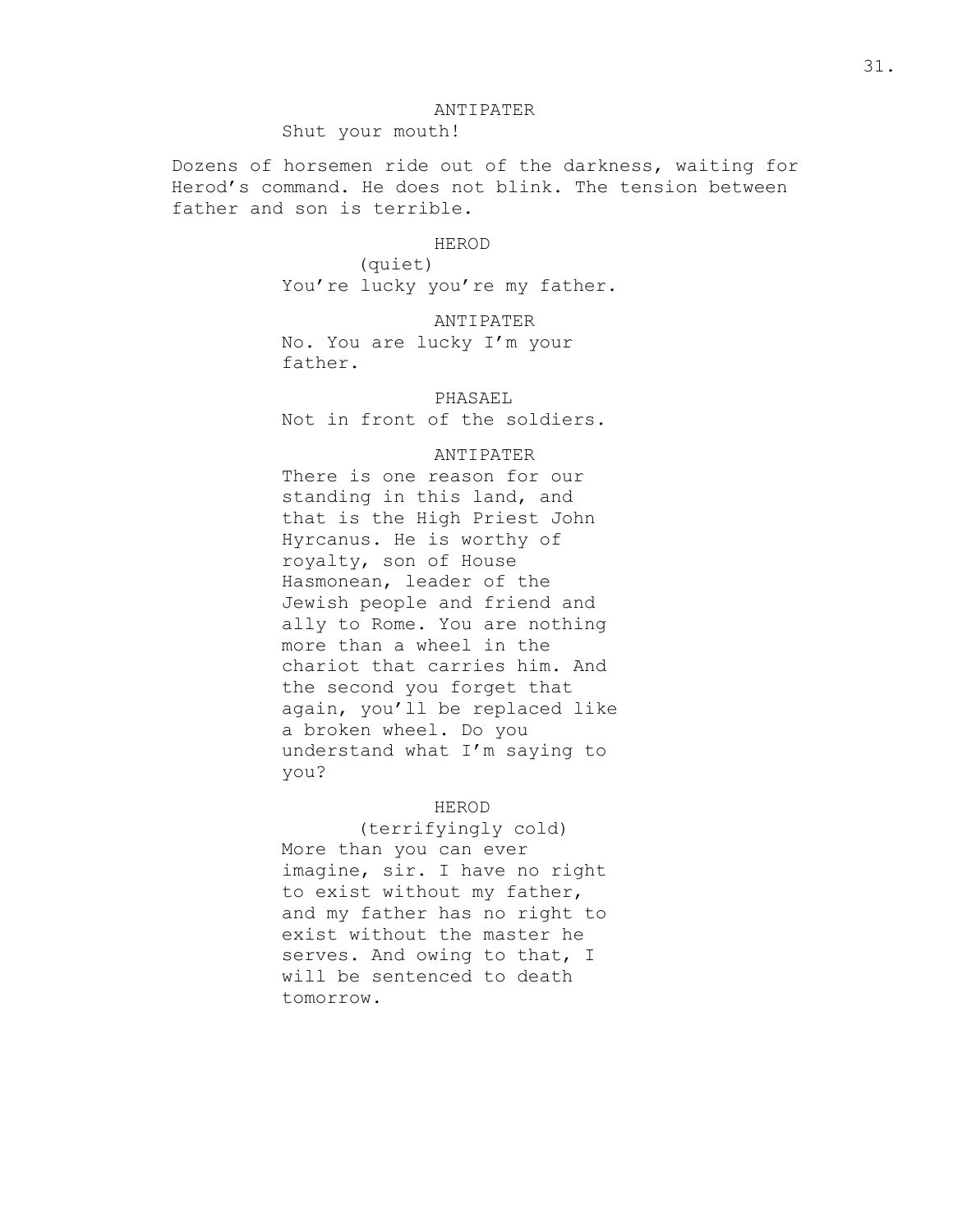ANTIPATER

Shut your mouth!

Dozens of horsemen ride out of the darkness, waiting for Herod's command. He does not blink. The tension between father and son is terrible.

HEROD

(quiet)

You're lucky you're my father.

ANTIPATER

No. You are lucky I'm your father.

PHASAEL

Not in front of the soldiers.

ANTIPATER

There is one reason for our standing in this land, and that is the High Priest John Hyrcanus. He is worthy of royalty, son of House Hasmonean, leader of the Jewish people and friend and ally to Rome. You are nothing more than a wheel in the chariot that carries him. And the second you forget that again, you'll be replaced like a broken wheel. Do you understand what I'm saying to you?

HEROD

(terrifyingly cold)

More than you can ever imagine, sir. I have no right to exist without my father, and my father has no right to exist without the master he serves. And owing to that, I will be sentenced to death tomorrow.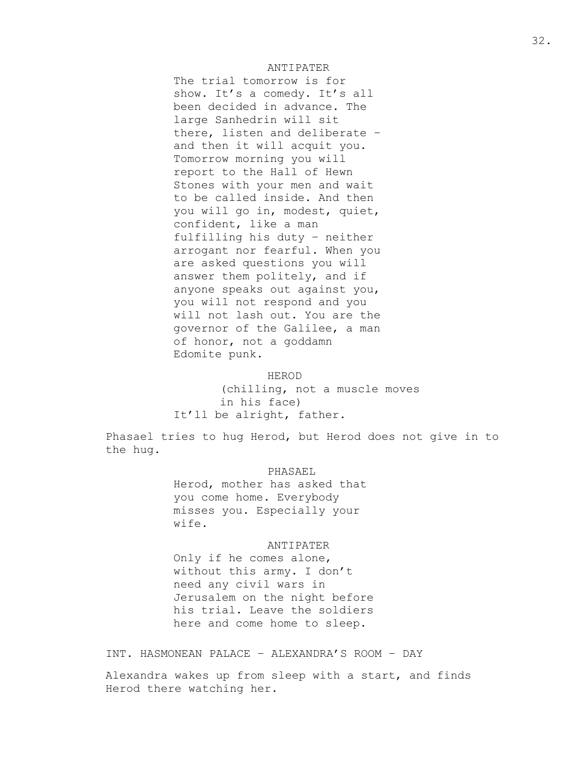ANTIPATER

The trial tomorrow is for show. It's a comedy. It's all been decided in advance. The large Sanhedrin will sit there, listen and deliberate – and then it will acquit you. Tomorrow morning you will report to the Hall of Hewn Stones with your men and wait to be called inside. And then you will go in, modest, quiet, confident, like a man fulfilling his duty – neither arrogant nor fearful. When you are asked questions you will answer them politely, and if anyone speaks out against you, you will not respond and you will not lash out. You are the governor of the Galilee, a man of honor, not a goddamn Edomite punk.

HEROD

(chilling, not a muscle moves in his face)

It'll be alright, father.

Phasael tries to hug Herod, but Herod does not give in to the hug.

PHASAEL

Herod, mother has asked that you come home. Everybody misses you. Especially your wife.

ANTIPATER

Only if he comes alone, without this army. I don't need any civil wars in Jerusalem on the night before his trial. Leave the soldiers here and come home to sleep.

INT. HASMONEAN PALACE – ALEXANDRA'S ROOM – DAY

Alexandra wakes up from sleep with a start, and finds Herod there watching her.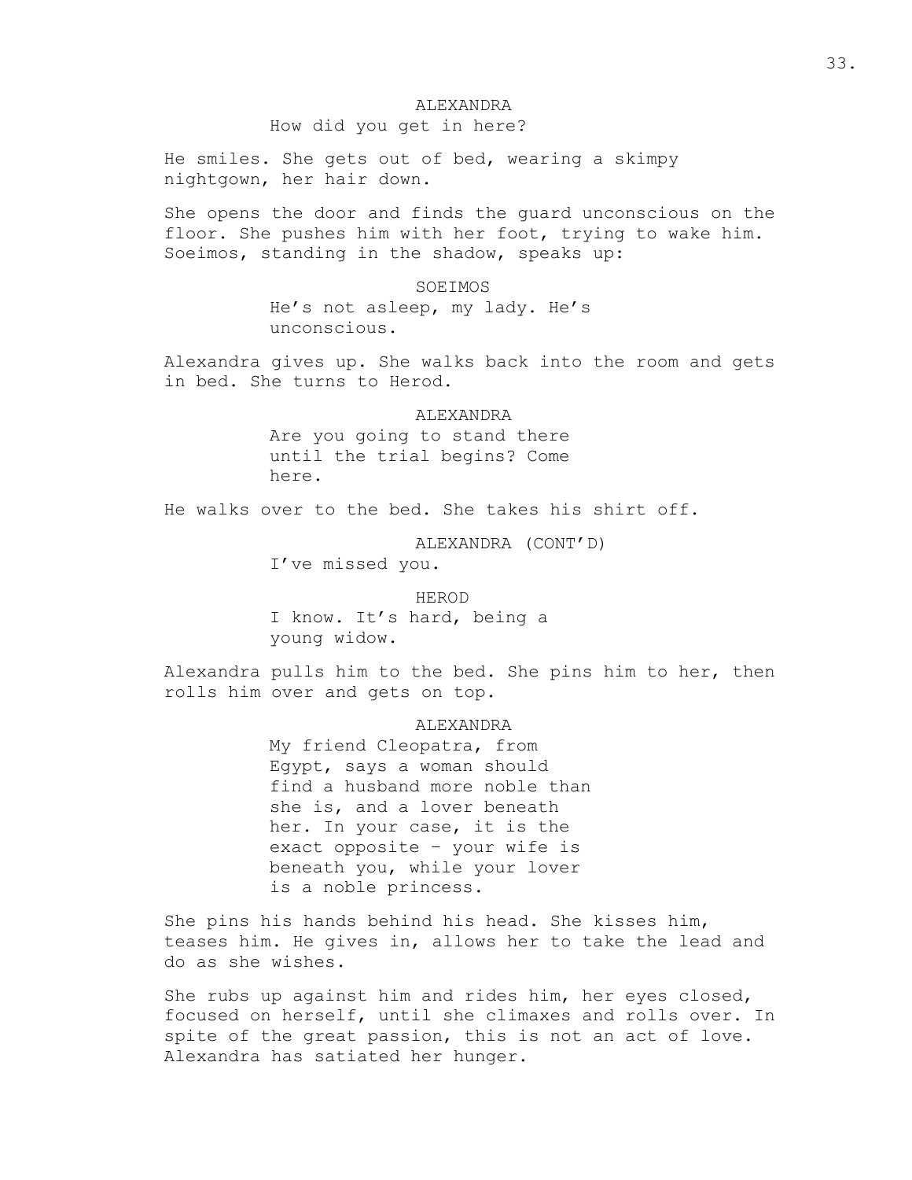ALEXANDRA

How did you get in here?

He smiles. She gets out of bed, wearing a skimpy nightgown, her hair down.

She opens the door and finds the guard unconscious on the floor. She pushes him with her foot, trying to wake him. Soeimos, standing in the shadow, speaks up:

SOEIMOS

He's not asleep, my lady. He's unconscious.

Alexandra gives up. She walks back into the room and gets in bed. She turns to Herod.

ALEXANDRA

Are you going to stand there until the trial begins? Come here.

He walks over to the bed. She takes his shirt off.

ALEXANDRA (CONT'D)

I've missed you.

HEROD

I know. It's hard, being a young widow.

Alexandra pulls him to the bed. She pins him to her, then rolls him over and gets on top.

ALEXANDRA

My friend Cleopatra, from Egypt, says a woman should find a husband more noble than she is, and a lover beneath her. In your case, it is the exact opposite - your wife is beneath you, while your lover is a noble princess.

She pins his hands behind his head. She kisses him, teases him. He gives in, allows her to take the lead and do as she wishes.

She rubs up against him and rides him, her eyes closed, focused on herself, until she climaxes and rolls over. In spite of the great passion, this is not an act of love. Alexandra has satiated her hunger.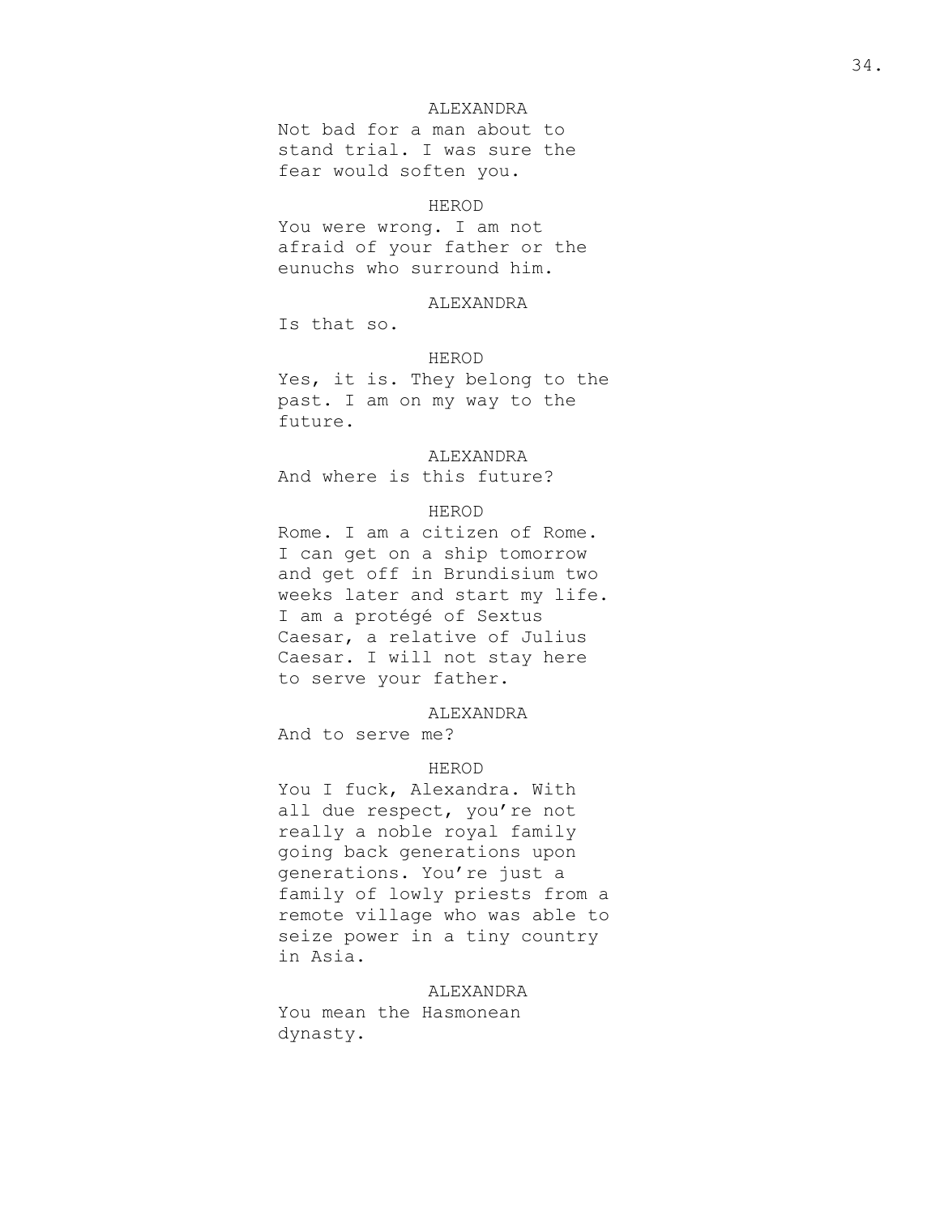ALEXANDRA

Not bad for a man about to stand trial. I was sure the fear would soften you.

HEROD

You were wrong. I am not afraid of your father or the eunuchs who surround him.

ALEXANDRA

Is that so.

HEROD

Yes, it is. They belong to the past. I am on my way to the future.

ALEXANDRA

And where is this future?

HEROD

Rome. I am a citizen of Rome. I can get on a ship tomorrow and get off in Brundisium two weeks later and start my life. I am a protégé of Sextus Caesar, a relative of Julius Caesar. I will not stay here to serve your father.

ALEXANDRA

And to serve me?

HEROD

You I fuck, Alexandra. With all due respect, you're not really a noble royal family going back generations upon generations. You're just a family of lowly priests from a remote village who was able to seize power in a tiny country in Asia.

ALEXANDRA

You mean the Hasmonean dynasty.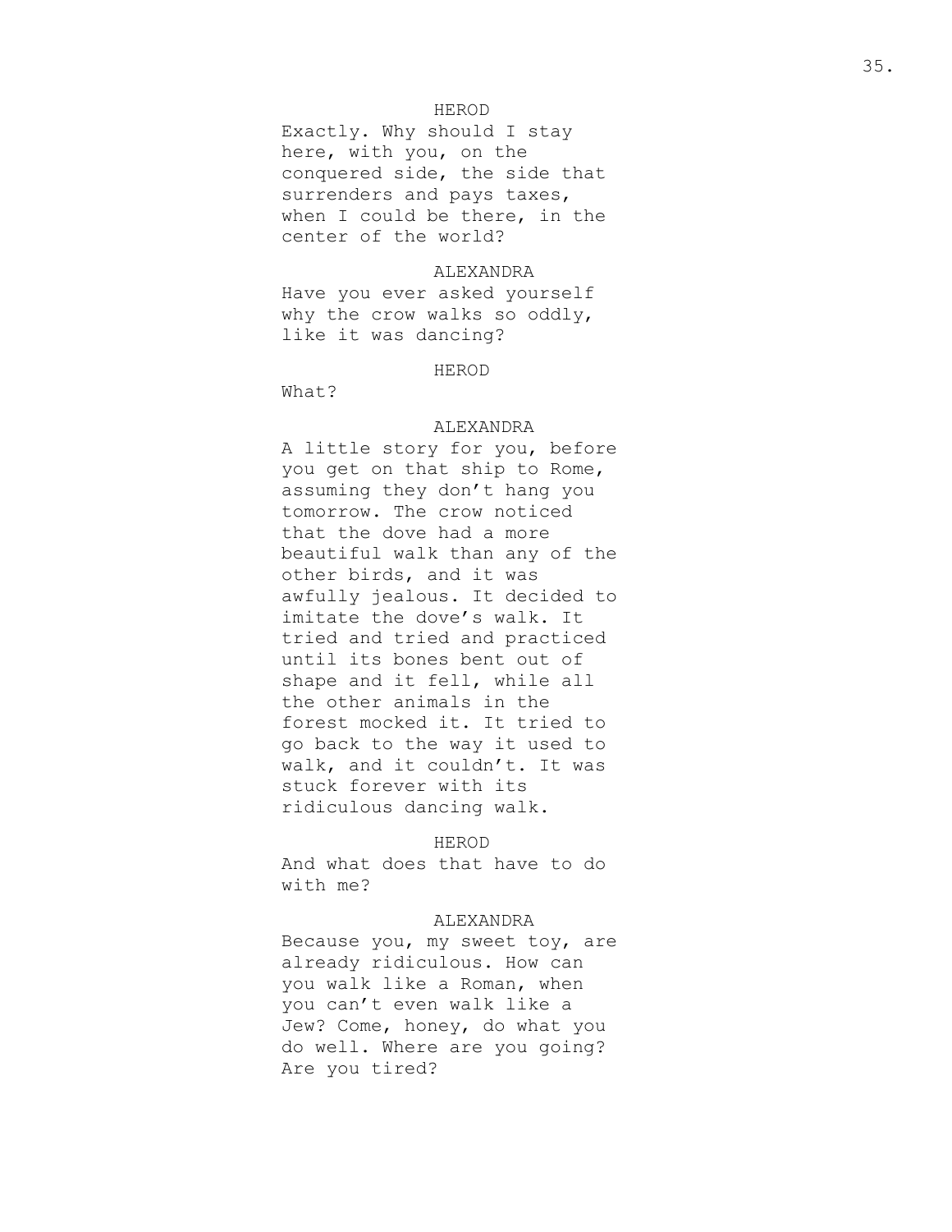HEROD

Exactly. Why should I stay here, with you, on the conquered side, the side that surrenders and pays taxes, when I could be there, in the center of the world?

ALEXANDRA

Have you ever asked yourself why the crow walks so oddly, like it was dancing?

HEROD

What?

ALEXANDRA

A little story for you, before you get on that ship to Rome, assuming they don't hang you tomorrow. The crow noticed that the dove had a more beautiful walk than any of the other birds, and it was awfully jealous. It decided to imitate the dove's walk. It tried and tried and practiced until its bones bent out of shape and it fell, while all the other animals in the forest mocked it. It tried to go back to the way it used to walk, and it couldn't. It was stuck forever with its ridiculous dancing walk.

HEROD

And what does that have to do with me?

ALEXANDRA

Because you, my sweet toy, are already ridiculous. How can you walk like a Roman, when you can't even walk like a Jew? Come, honey, do what you do well. Where are you going? Are you tired?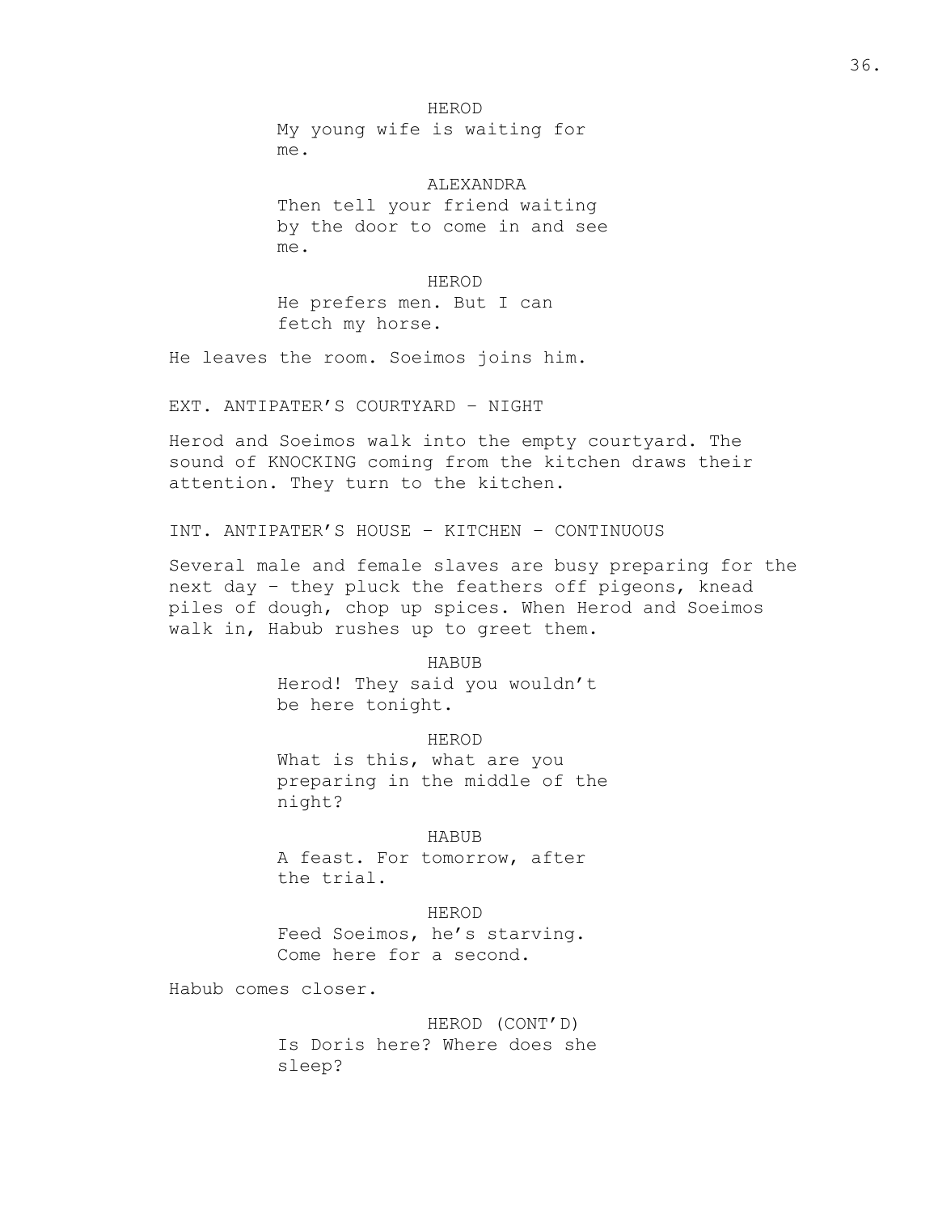HEROD
My young wife is waiting for me.

ALEXANDRA
Then tell your friend waiting by the door to come in and see me.

HEROD
He prefers men. But I can fetch my horse.

He leaves the room. Soeimos joins him.

EXT. ANTIPATER'S COURTYARD – NIGHT

Herod and Soeimos walk into the empty courtyard. The sound of KNOCKING coming from the kitchen draws their attention. They turn to the kitchen.

INT. ANTIPATER'S HOUSE – KITCHEN – CONTINUOUS

Several male and female slaves are busy preparing for the next day – they pluck the feathers off pigeons, knead piles of dough, chop up spices. When Herod and Soeimos walk in, Habub rushes up to greet them.

HABUB
Herod! They said you wouldn't be here tonight.

HEROD
What is this, what are you preparing in the middle of the night?

HABUB
A feast. For tomorrow, after the trial.

HEROD
Feed Soeimos, he's starving. Come here for a second.

Habub comes closer.

HEROD (CONT'D)
Is Doris here? Where does she sleep?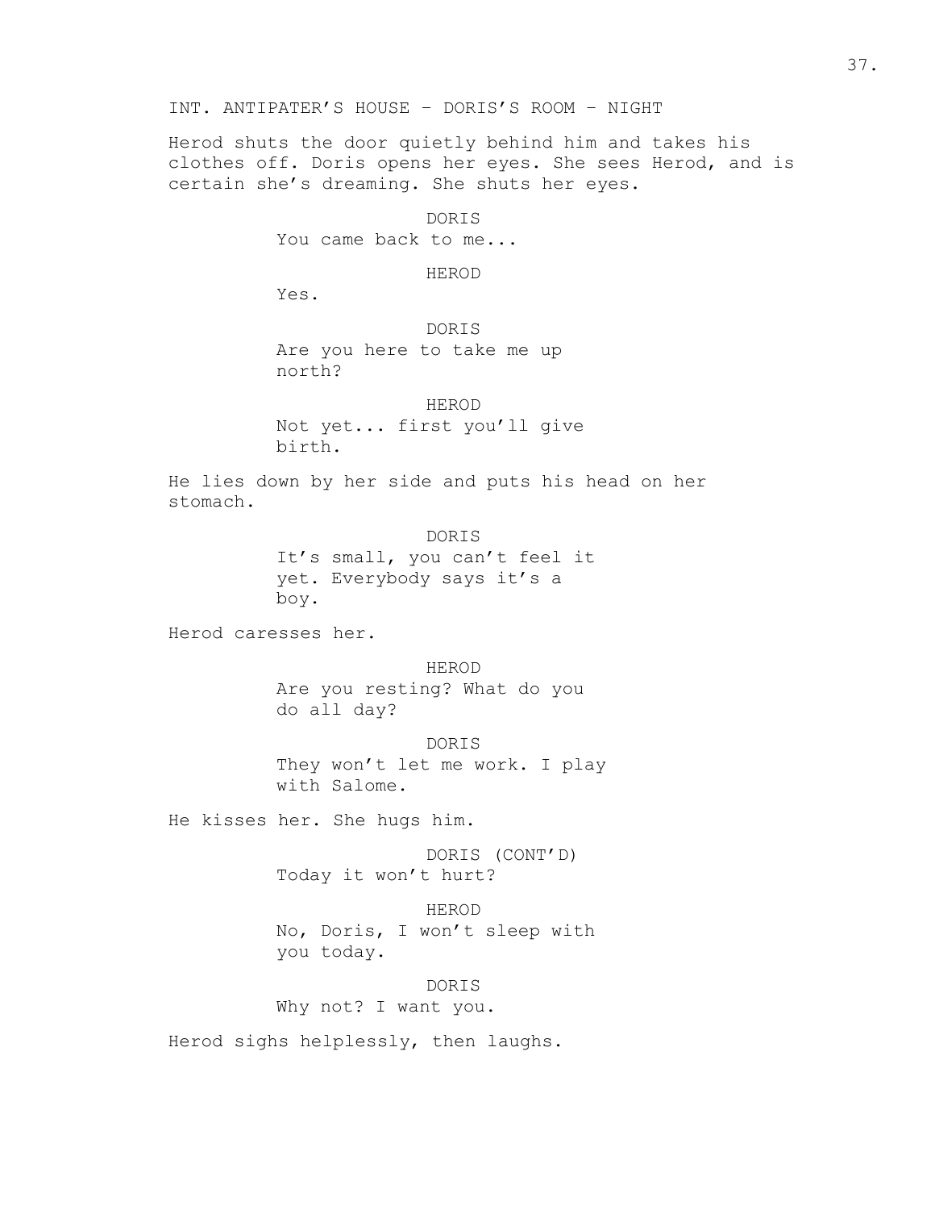INT. ANTIPATER'S HOUSE – DORIS'S ROOM – NIGHT

Herod shuts the door quietly behind him and takes his clothes off. Doris opens her eyes. She sees Herod, and is certain she's dreaming. She shuts her eyes.

DORIS
You came back to me...

HEROD
Yes.

DORIS
Are you here to take me up north?

HEROD
Not yet... first you'll give birth.

He lies down by her side and puts his head on her stomach.

DORIS
It's small, you can't feel it yet. Everybody says it's a boy.

Herod caresses her.

HEROD
Are you resting? What do you do all day?

DORIS
They won't let me work. I play with Salome.

He kisses her. She hugs him.

DORIS (CONT'D)
Today it won't hurt?

HEROD
No, Doris, I won't sleep with you today.

DORIS
Why not? I want you.

Herod sighs helplessly, then laughs.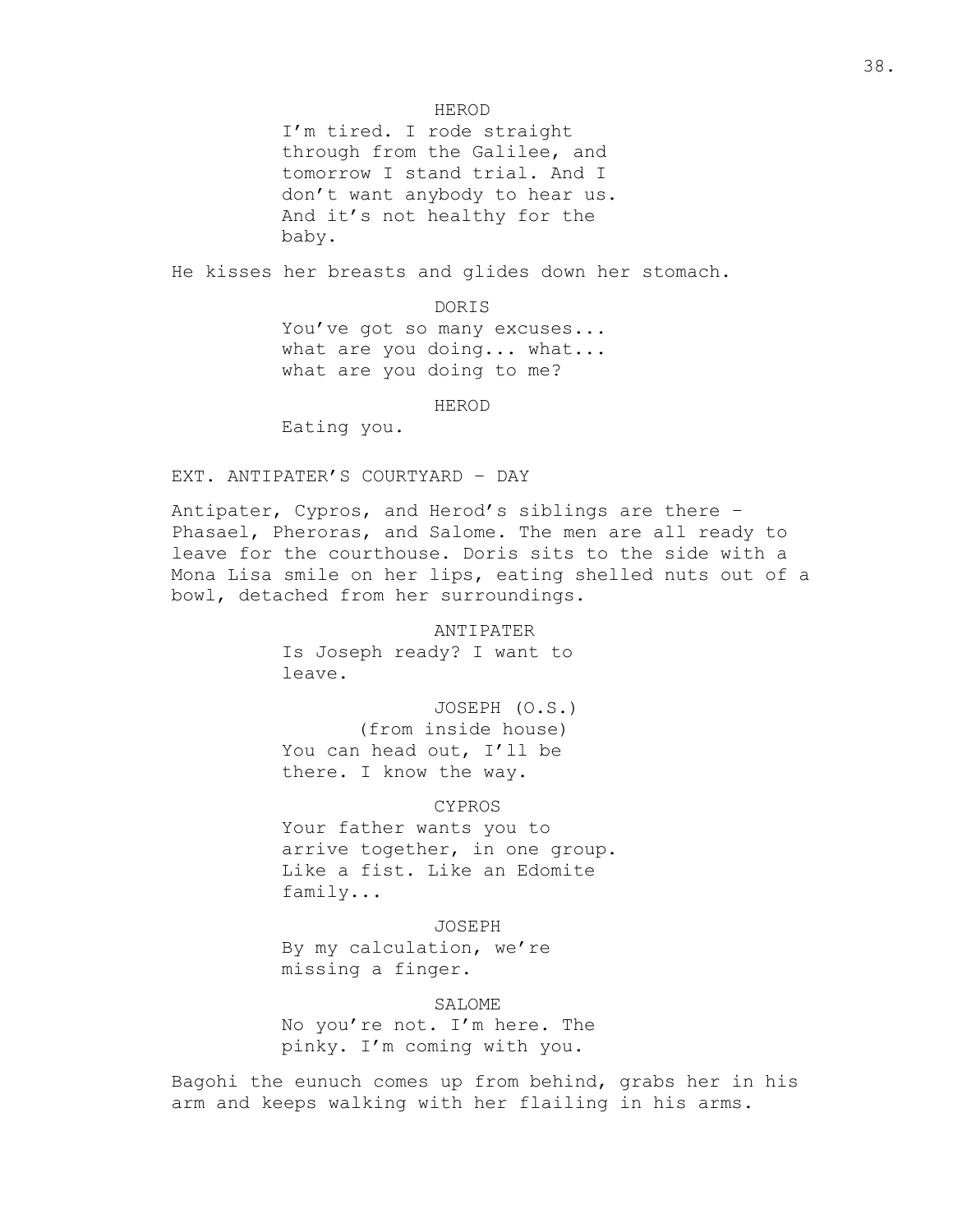HEROD

I'm tired. I rode straight through from the Galilee, and tomorrow I stand trial. And I don't want anybody to hear us. And it's not healthy for the baby.

He kisses her breasts and glides down her stomach.

DORIS

You've got so many excuses... what are you doing... what... what are you doing to me?

HEROD

Eating you.

EXT. ANTIPATER'S COURTYARD – DAY

Antipater, Cypros, and Herod's siblings are there – Phasael, Pheroras, and Salome. The men are all ready to leave for the courthouse. Doris sits to the side with a Mona Lisa smile on her lips, eating shelled nuts out of a bowl, detached from her surroundings.

ANTIPATER

Is Joseph ready? I want to leave.

JOSEPH (O.S.)

(from inside house)

You can head out, I'll be there. I know the way.

CYPROS

Your father wants you to arrive together, in one group. Like a fist. Like an Edomite family...

JOSEPH

By my calculation, we're missing a finger.

SALOME

No you're not. I'm here. The pinky. I'm coming with you.

Bagohi the eunuch comes up from behind, grabs her in his arm and keeps walking with her flailing in his arms.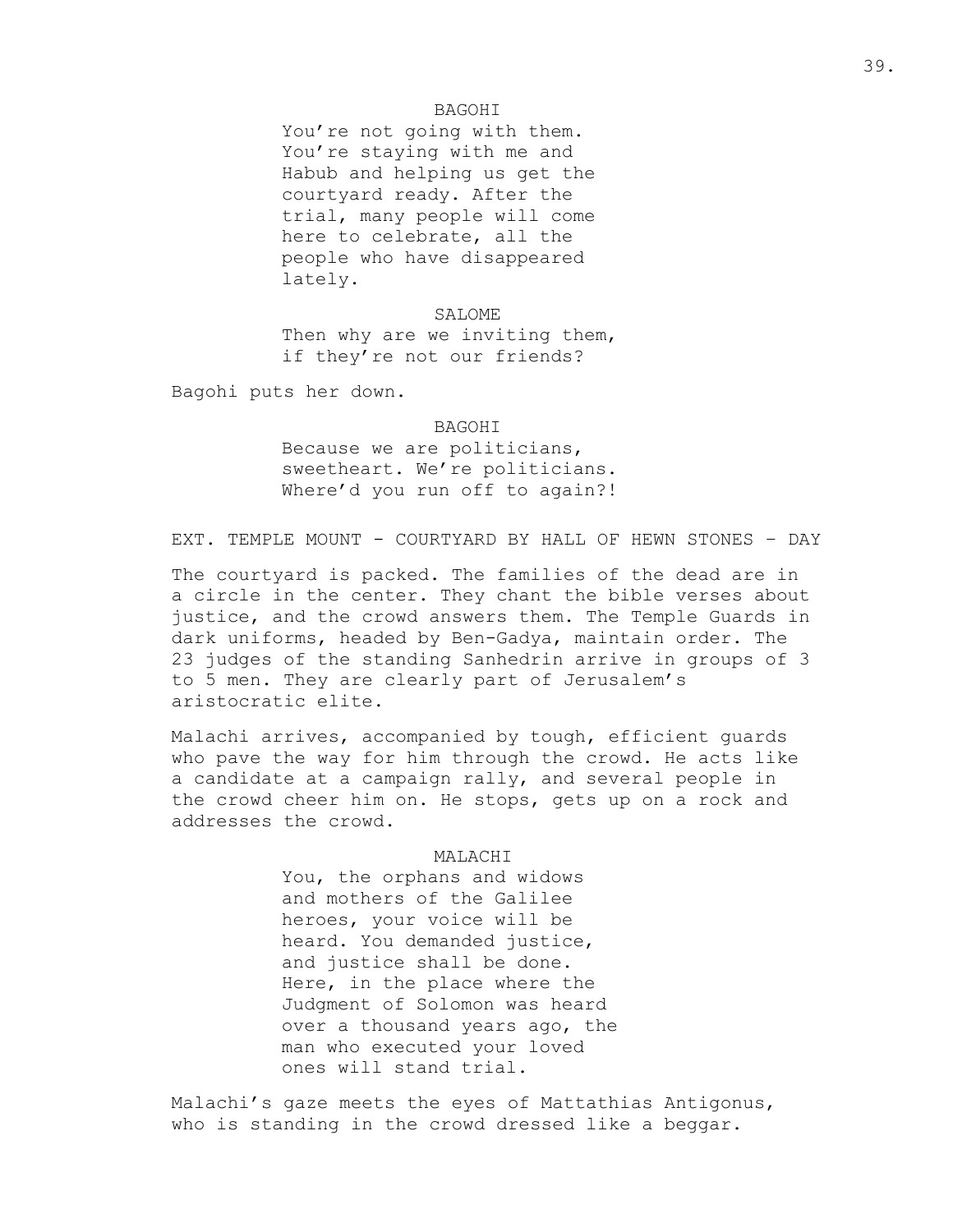BAGOHI

You're not going with them. You're staying with me and Habub and helping us get the courtyard ready. After the trial, many people will come here to celebrate, all the people who have disappeared lately.

SALOME

Then why are we inviting them, if they're not our friends?

Bagohi puts her down.

BAGOHI

Because we are politicians, sweetheart. We're politicians. Where'd you run off to again?!

EXT. TEMPLE MOUNT - COURTYARD BY HALL OF HEWN STONES – DAY

The courtyard is packed. The families of the dead are in a circle in the center. They chant the bible verses about justice, and the crowd answers them. The Temple Guards in dark uniforms, headed by Ben-Gadya, maintain order. The 23 judges of the standing Sanhedrin arrive in groups of 3 to 5 men. They are clearly part of Jerusalem's aristocratic elite.

Malachi arrives, accompanied by tough, efficient guards who pave the way for him through the crowd. He acts like a candidate at a campaign rally, and several people in the crowd cheer him on. He stops, gets up on a rock and addresses the crowd.

MALACHI

You, the orphans and widows and mothers of the Galilee heroes, your voice will be heard. You demanded justice, and justice shall be done. Here, in the place where the Judgment of Solomon was heard over a thousand years ago, the man who executed your loved ones will stand trial.

Malachi's gaze meets the eyes of Mattathias Antigonus, who is standing in the crowd dressed like a beggar.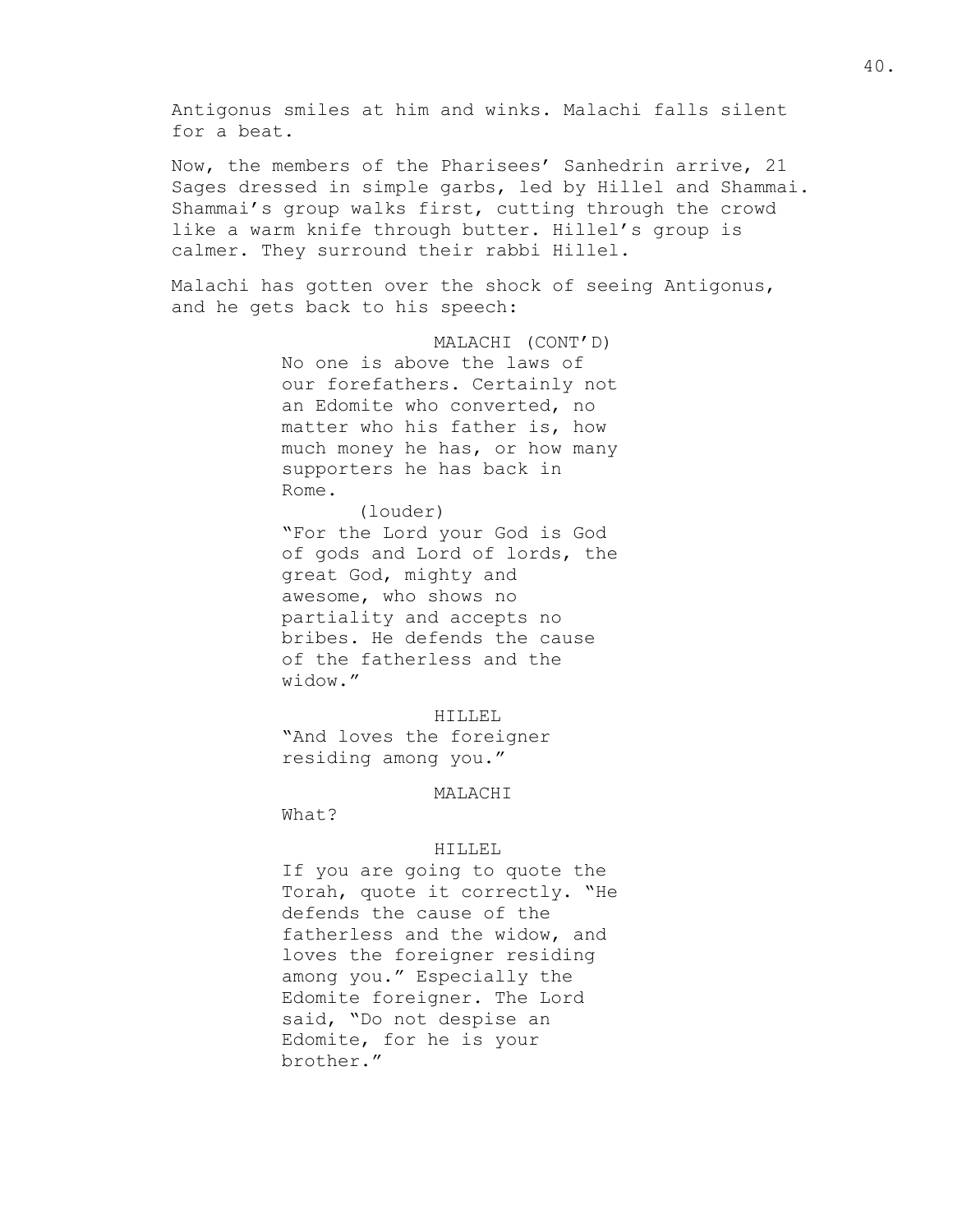Antigonus smiles at him and winks. Malachi falls silent for a beat.

Now, the members of the Pharisees' Sanhedrin arrive, 21 Sages dressed in simple garbs, led by Hillel and Shammai. Shammai's group walks first, cutting through the crowd like a warm knife through butter. Hillel's group is calmer. They surround their rabbi Hillel.

Malachi has gotten over the shock of seeing Antigonus, and he gets back to his speech:

MALACHI (CONT'D)
No one is above the laws of our forefathers. Certainly not an Edomite who converted, no matter who his father is, how much money he has, or how many supporters he has back in Rome.
(louder)
"For the Lord your God is God of gods and Lord of lords, the great God, mighty and awesome, who shows no partiality and accepts no bribes. He defends the cause of the fatherless and the widow."

HILLEL
"And loves the foreigner residing among you."

MALACHI
What?

HILLEL
If you are going to quote the Torah, quote it correctly. "He defends the cause of the fatherless and the widow, and loves the foreigner residing among you." Especially the Edomite foreigner. The Lord said, "Do not despise an Edomite, for he is your brother."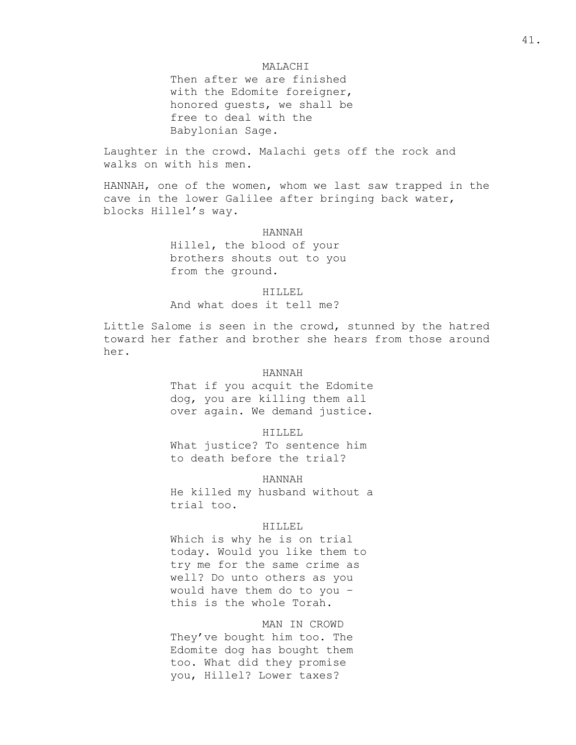MALACHI

Then after we are finished
with the Edomite foreigner,
honored guests, we shall be
free to deal with the
Babylonian Sage.

Laughter in the crowd. Malachi gets off the rock and walks on with his men.

HANNAH, one of the women, whom we last saw trapped in the cave in the lower Galilee after bringing back water, blocks Hillel's way.

HANNAH

Hillel, the blood of your
brothers shouts out to you
from the ground.

HILLEL

And what does it tell me?

Little Salome is seen in the crowd, stunned by the hatred toward her father and brother she hears from those around her.

HANNAH

That if you acquit the Edomite
dog, you are killing them all
over again. We demand justice.

HILLEL

What justice? To sentence him
to death before the trial?

HANNAH

He killed my husband without a
trial too.

HILLEL

Which is why he is on trial
today. Would you like them to
try me for the same crime as
well? Do unto others as you
would have them do to you -
this is the whole Torah.

MAN IN CROWD

They've bought him too. The
Edomite dog has bought them
too. What did they promise
you, Hillel? Lower taxes?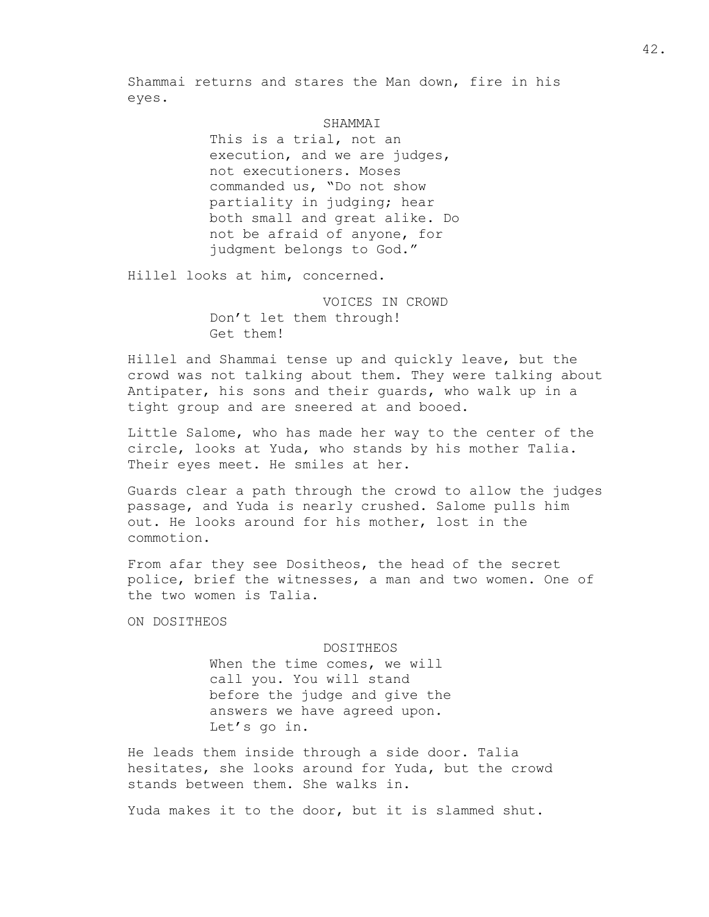Shammai returns and stares the Man down, fire in his eyes.

SHAMMAI

This is a trial, not an execution, and we are judges, not executioners. Moses commanded us, "Do not show partiality in judging; hear both small and great alike. Do not be afraid of anyone, for judgment belongs to God."

Hillel looks at him, concerned.

VOICES IN CROWD

Don't let them through!
Get them!

Hillel and Shammai tense up and quickly leave, but the crowd was not talking about them. They were talking about Antipater, his sons and their guards, who walk up in a tight group and are sneered at and booed.

Little Salome, who has made her way to the center of the circle, looks at Yuda, who stands by his mother Talia. Their eyes meet. He smiles at her.

Guards clear a path through the crowd to allow the judges passage, and Yuda is nearly crushed. Salome pulls him out. He looks around for his mother, lost in the commotion.

From afar they see Dositheos, the head of the secret police, brief the witnesses, a man and two women. One of the two women is Talia.

ON DOSITHEOS

DOSITHEOS

When the time comes, we will call you. You will stand before the judge and give the answers we have agreed upon. Let's go in.

He leads them inside through a side door. Talia hesitates, she looks around for Yuda, but the crowd stands between them. She walks in.

Yuda makes it to the door, but it is slammed shut.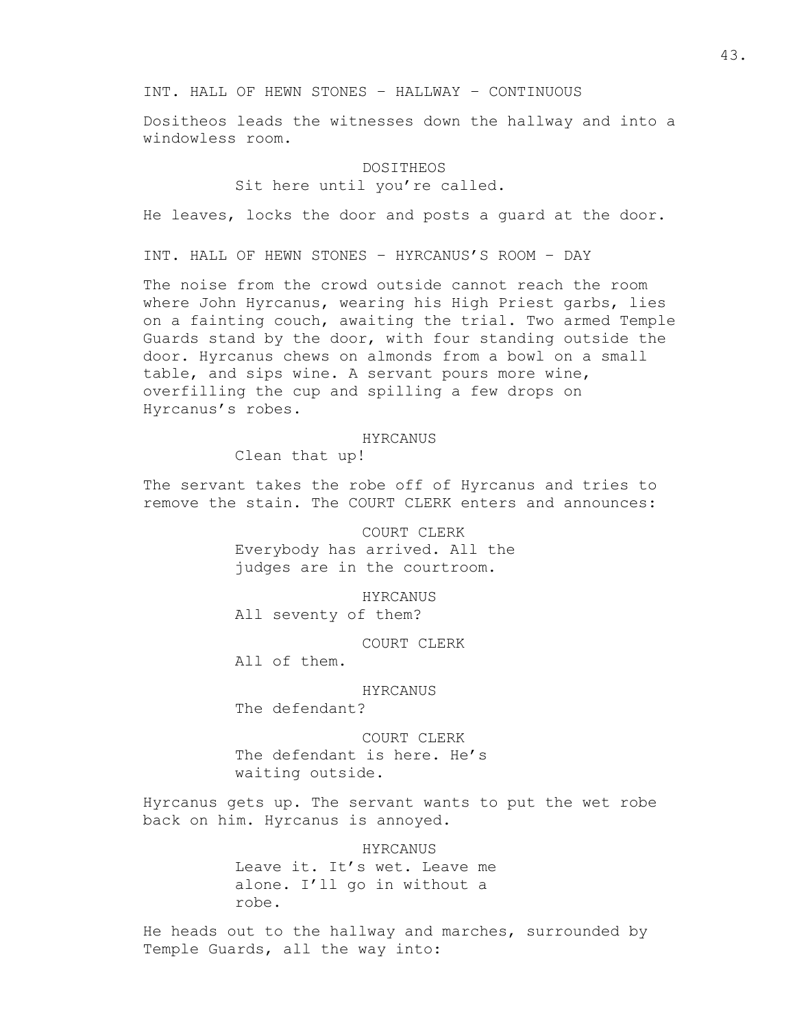INT. HALL OF HEWN STONES – HALLWAY – CONTINUOUS

Dositheos leads the witnesses down the hallway and into a windowless room.

DOSITHEOS
Sit here until you're called.

He leaves, locks the door and posts a guard at the door.

INT. HALL OF HEWN STONES – HYRCANUS'S ROOM – DAY

The noise from the crowd outside cannot reach the room where John Hyrcanus, wearing his High Priest garbs, lies on a fainting couch, awaiting the trial. Two armed Temple Guards stand by the door, with four standing outside the door. Hyrcanus chews on almonds from a bowl on a small table, and sips wine. A servant pours more wine, overfilling the cup and spilling a few drops on Hyrcanus's robes.

HYRCANUS
Clean that up!

The servant takes the robe off of Hyrcanus and tries to remove the stain. The COURT CLERK enters and announces:

COURT CLERK
Everybody has arrived. All the judges are in the courtroom.

HYRCANUS
All seventy of them?

COURT CLERK
All of them.

HYRCANUS
The defendant?

COURT CLERK
The defendant is here. He's waiting outside.

Hyrcanus gets up. The servant wants to put the wet robe back on him. Hyrcanus is annoyed.

HYRCANUS
Leave it. It's wet. Leave me alone. I'll go in without a robe.

He heads out to the hallway and marches, surrounded by Temple Guards, all the way into: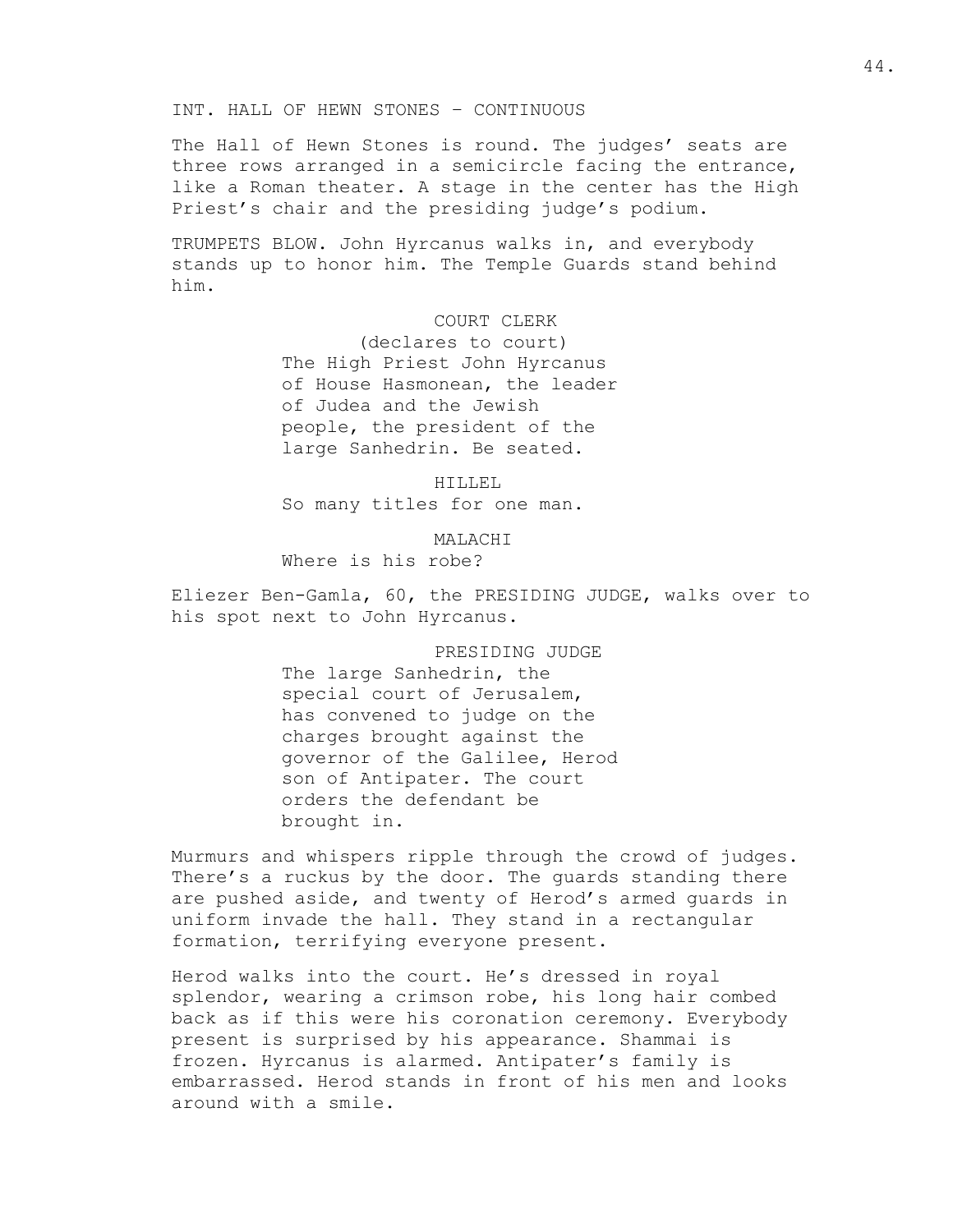INT. HALL OF HEWN STONES – CONTINUOUS

The Hall of Hewn Stones is round. The judges' seats are three rows arranged in a semicircle facing the entrance, like a Roman theater. A stage in the center has the High Priest's chair and the presiding judge's podium.

TRUMPETS BLOW. John Hyrcanus walks in, and everybody stands up to honor him. The Temple Guards stand behind him.

COURT CLERK
(declares to court)
The High Priest John Hyrcanus of House Hasmonean, the leader of Judea and the Jewish people, the president of the large Sanhedrin. Be seated.

HILLEL
So many titles for one man.

MALACHI
Where is his robe?

Eliezer Ben-Gamla, 60, the PRESIDING JUDGE, walks over to his spot next to John Hyrcanus.

PRESIDING JUDGE
The large Sanhedrin, the special court of Jerusalem, has convened to judge on the charges brought against the governor of the Galilee, Herod son of Antipater. The court orders the defendant be brought in.

Murmurs and whispers ripple through the crowd of judges. There's a ruckus by the door. The guards standing there are pushed aside, and twenty of Herod's armed guards in uniform invade the hall. They stand in a rectangular formation, terrifying everyone present.

Herod walks into the court. He's dressed in royal splendor, wearing a crimson robe, his long hair combed back as if this were his coronation ceremony. Everybody present is surprised by his appearance. Shammai is frozen. Hyrcanus is alarmed. Antipater's family is embarrassed. Herod stands in front of his men and looks around with a smile.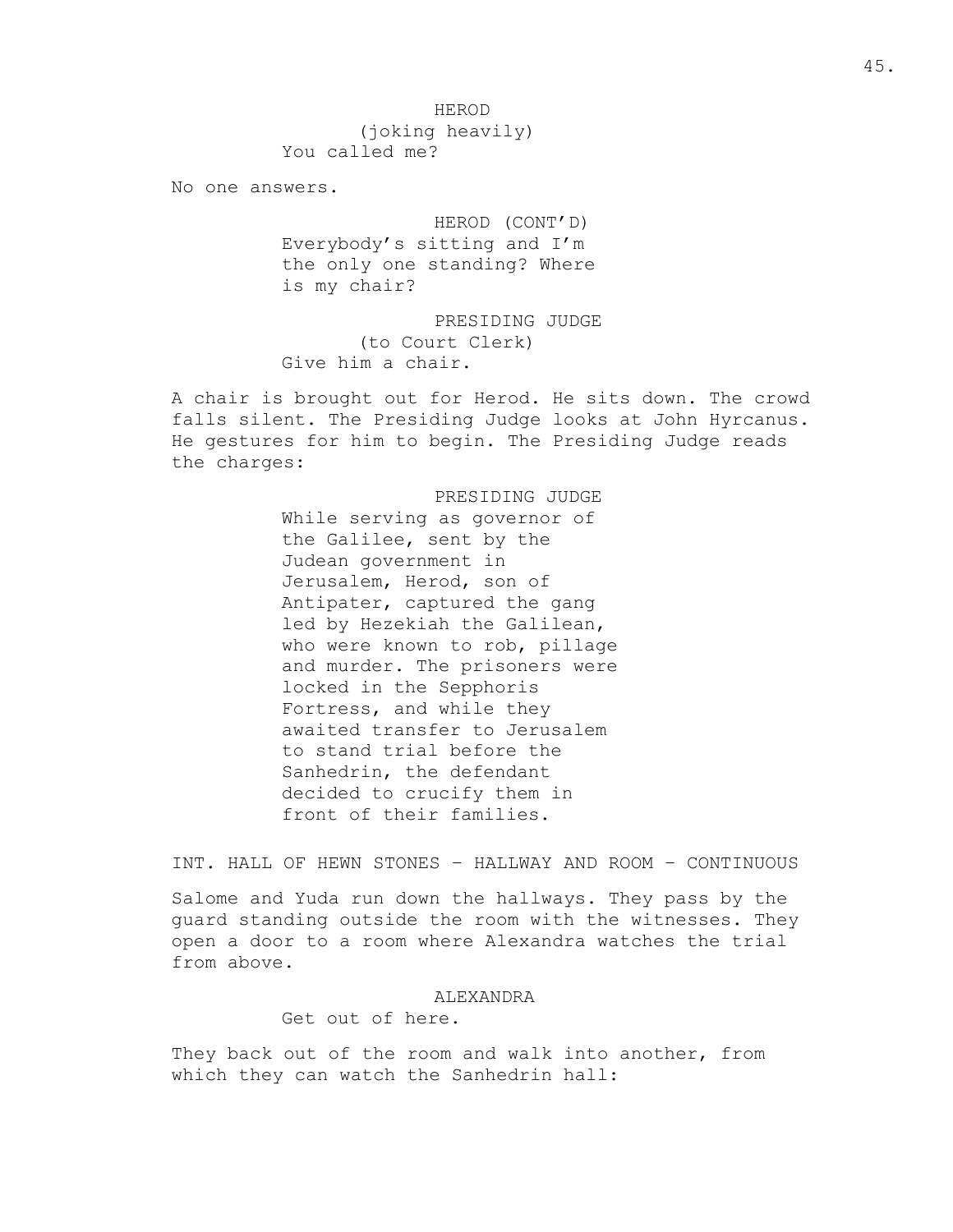HERODxx
(joking heavily)
You called me?

No one answers.

HERODxx (CONT'D)
Everybody's sitting and I'm the only one standing? Where is my chair?

PRESIDING JUDGE
(to Court Clerk)
Give him a chair.

A chair is brought out for Herod. He sits down. The crowd falls silent. The Presiding Judge looks at John Hyrcanus. He gestures for him to begin. The Presiding Judge reads the charges:

PRESIDING JUDGE
While serving as governor of the Galilee, sent by the Judean government in Jerusalem, Herod, son of Antipater, captured the gang led by Hezekiah the Galilean, who were known to rob, pillage and murder. The prisoners were locked in the Sepphoris Fortress, and while they awaited transfer to Jerusalem to stand trial before the Sanhedrin, the defendant decided to crucify them in front of their families.

INT. HALL OF HEWN STONES – HALLWAY AND ROOM – CONTINUOUS

Salome and Yuda run down the hallways. They pass by the guard standing outside the room with the witnesses. They open a door to a room where Alexandra watches the trial from above.

ALEXANDRA
Get out of here.

They back out of the room and walk into another, from which they can watch the Sanhedrin hall:

HEROD
(joking heavily)
You called me?

No one answers.

HEROD (CONT'D)
Everybody's sitting and I'm the only one standing? Where is my chair?

PRESIDING JUDGE
(to Court Clerk)
Give him a chair.

A chair is brought out for Herod. He sits down. The crowd falls silent. The Presiding Judge looks at John Hyrcanus. He gestures for him to begin. The Presiding Judge reads the charges:

PRESIDING JUDGE
While serving as governor of the Galilee, sent by the Judean government in Jerusalem, Herod, son of Antipater, captured the gang led by Hezekiah the Galilean, who were known to rob, pillage and murder. The prisoners were locked in the Sepphoris Fortress, and while they awaited transfer to Jerusalem to stand trial before the Sanhedrin, the defendant decided to crucify them in front of their families.

INT. HALL OF HEWN STONES – HALLWAY AND ROOM – CONTINUOUS

Salome and Yuda run down the hallways. They pass by the guard standing outside the room with the witnesses. They open a door to a room where Alexandra watches the trial from above.

ALEXANDRA
Get out of here.

They back out of the room and walk into another, from which they can watch the Sanhedrin hall: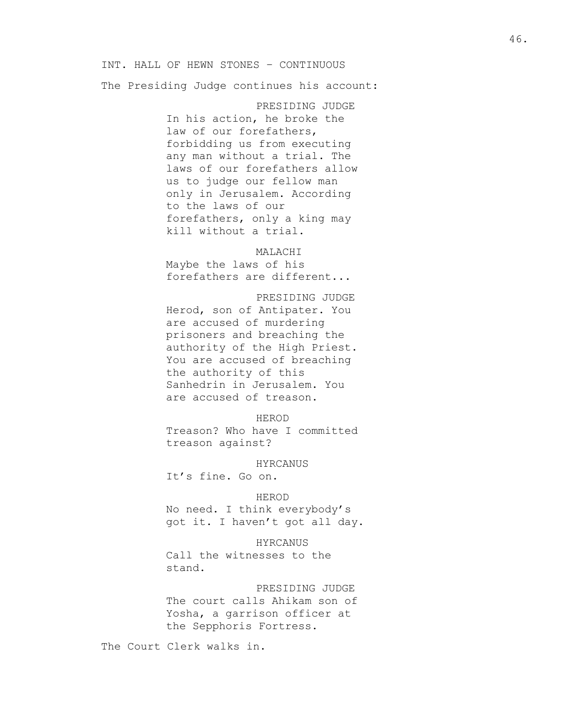INT. HALL OF HEWN STONES – CONTINUOUS

The Presiding Judge continues his account:

PRESIDING JUDGE
In his action, he broke the law of our forefathers, forbidding us from executing any man without a trial. The laws of our forefathers allow us to judge our fellow man only in Jerusalem. According to the laws of our forefathers, only a king may kill without a trial.

MALACHI
Maybe the laws of his forefathers are different...

PRESIDING JUDGE
Herod, son of Antipater. You are accused of murdering prisoners and breaching the authority of the High Priest. You are accused of breaching the authority of this Sanhedrin in Jerusalem. You are accused of treason.

HEROD
Treason? Who have I committed treason against?

HYRCANUS
It's fine. Go on.

HEROD
No need. I think everybody's got it. I haven't got all day.

HYRCANUS
Call the witnesses to the stand.

PRESIDING JUDGE
The court calls Ahikam son of Yosha, a garrison officer at the Sepphoris Fortress.

The Court Clerk walks in.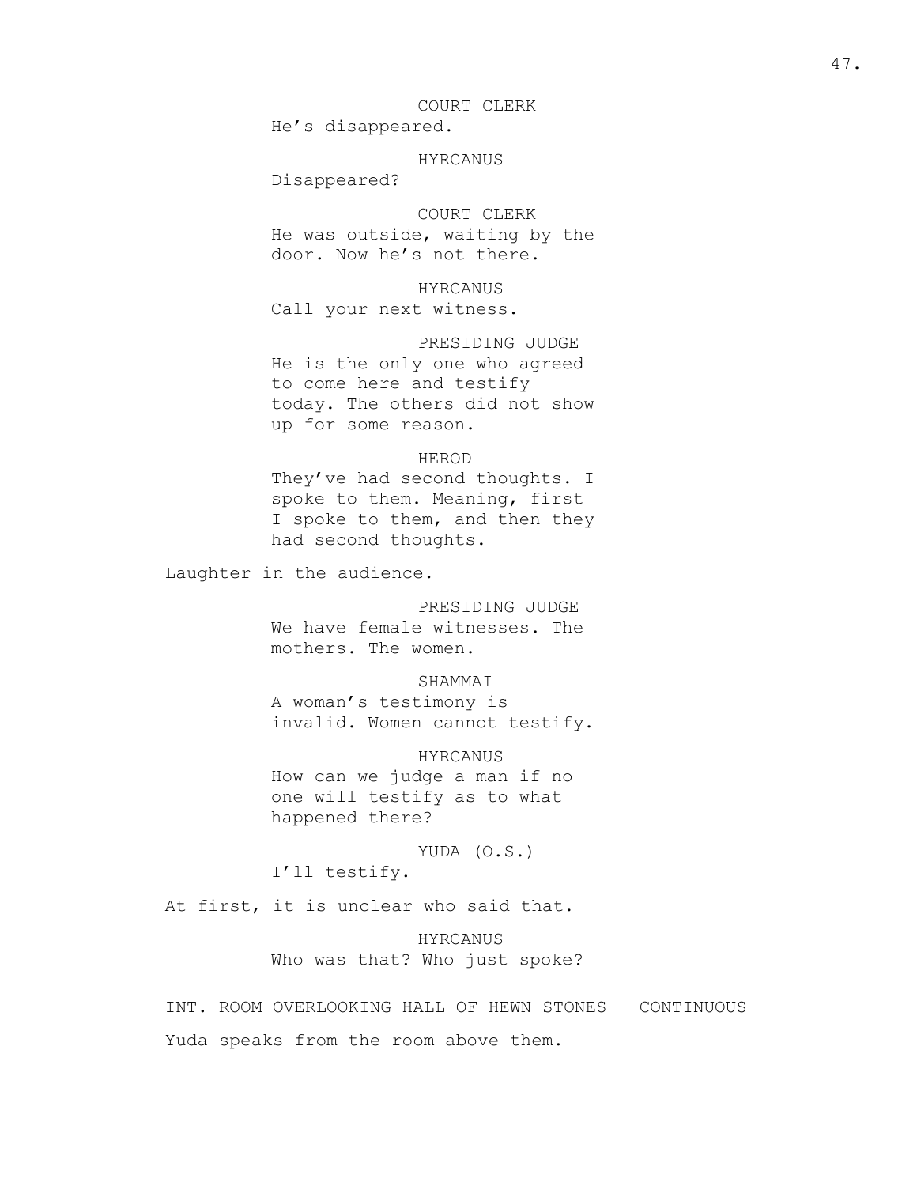COURT CLERK
He's disappeared.

HYRCANUS
Disappeared?

COURT CLERK
He was outside, waiting by the door. Now he's not there.

HYRCANUS
Call your next witness.

PRESIDING JUDGE
He is the only one who agreed to come here and testify today. The others did not show up for some reason.

HEROD
They've had second thoughts. I spoke to them. Meaning, first I spoke to them, and then they had second thoughts.

Laughter in the audience.

PRESIDING JUDGE
We have female witnesses. The mothers. The women.

SHAMMAI
A woman's testimony is invalid. Women cannot testify.

HYRCANUS
How can we judge a man if no one will testify as to what happened there?

YUDA (O.S.)
I'll testify.

At first, it is unclear who said that.

HYRCANUS
Who was that? Who just spoke?

INT. ROOM OVERLOOKING HALL OF HEWN STONES – CONTINUOUS

Yuda speaks from the room above them.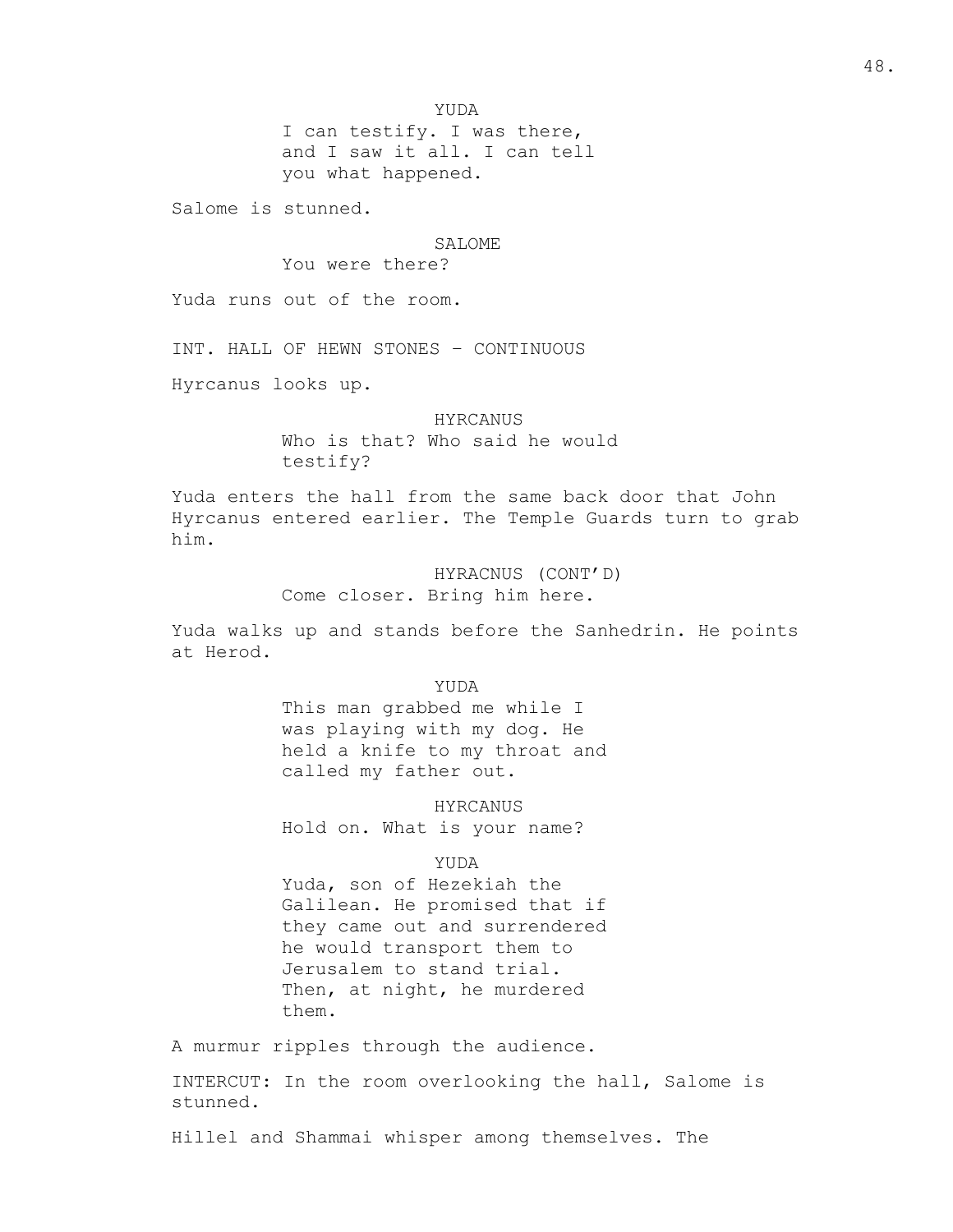YUDA
I can testify. I was there, and I saw it all. I can tell you what happened.

Salome is stunned.

SALOME
You were there?

Yuda runs out of the room.

INT. HALL OF HEWN STONES – CONTINUOUS

Hyrcanus looks up.

HYRCANUS
Who is that? Who said he would testify?

Yuda enters the hall from the same back door that John Hyrcanus entered earlier. The Temple Guards turn to grab him.

HYRACNUS (CONT'D)
Come closer. Bring him here.

Yuda walks up and stands before the Sanhedrin. He points at Herod.

YUDA
This man grabbed me while I was playing with my dog. He held a knife to my throat and called my father out.

HYRCANUS
Hold on. What is your name?

YUDA
Yuda, son of Hezekiah the Galilean. He promised that if they came out and surrendered he would transport them to Jerusalem to stand trial. Then, at night, he murdered them.

A murmur ripples through the audience.

INTERCUT: In the room overlooking the hall, Salome is stunned.

Hillel and Shammai whisper among themselves. The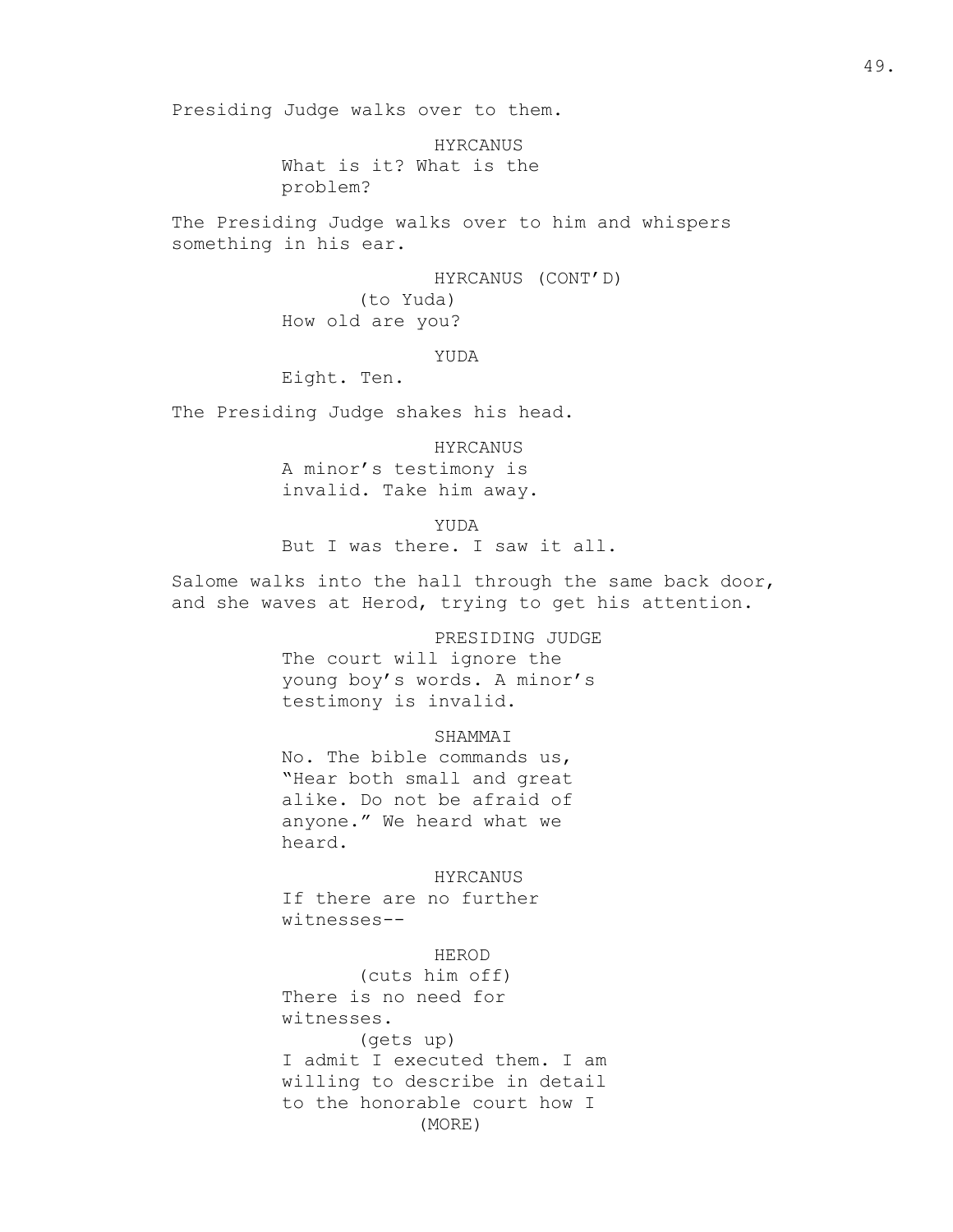Presiding Judge walks over to them.

HYRCANUS

What is it? What is the problem?

The Presiding Judge walks over to him and whispers something in his ear.

HYRCANUS (CONT'D)

(to Yuda)

How old are you?

YUDA

Eight. Ten.

The Presiding Judge shakes his head.

HYRCANUS

A minor's testimony is invalid. Take him away.

YUDA

But I was there. I saw it all.

Salome walks into the hall through the same back door, and she waves at Herod, trying to get his attention.

PRESIDING JUDGE

The court will ignore the young boy's words. A minor's testimony is invalid.

SHAMMAI

No. The bible commands us, "Hear both small and great alike. Do not be afraid of anyone." We heard what we heard.

HYRCANUS

If there are no further witnesses--

HEROD

(cuts him off)

There is no need for witnesses.

(gets up)

I admit I executed them. I am willing to describe in detail to the honorable court how I

(MORE)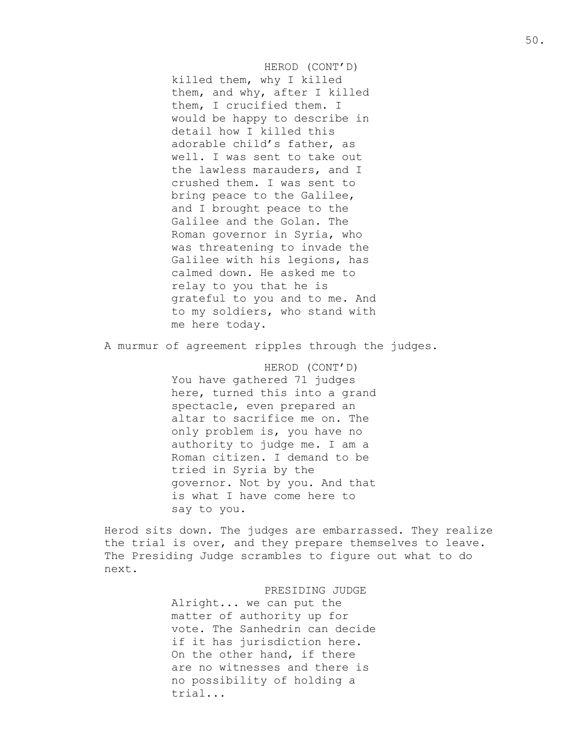HEROD (CONT'D)

killed them, why I killed them, and why, after I killed them, I crucified them. I would be happy to describe in detail how I killed this adorable child's father, as well. I was sent to take out the lawless marauders, and I crushed them. I was sent to bring peace to the Galilee, and I brought peace to the Galilee and the Golan. The Roman governor in Syria, who was threatening to invade the Galilee with his legions, has calmed down. He asked me to relay to you that he is grateful to you and to me. And to my soldiers, who stand with me here today.

A murmur of agreement ripples through the judges.

HEROD (CONT'D)

You have gathered 71 judges here, turned this into a grand spectacle, even prepared an altar to sacrifice me on. The only problem is, you have no authority to judge me. I am a Roman citizen. I demand to be tried in Syria by the governor. Not by you. And that is what I have come here to say to you.

Herod sits down. The judges are embarrassed. They realize the trial is over, and they prepare themselves to leave. The Presiding Judge scrambles to figure out what to do next.

PRESIDING JUDGE

Alright... we can put the matter of authority up for vote. The Sanhedrin can decide if it has jurisdiction here. On the other hand, if there are no witnesses and there is no possibility of holding a trial...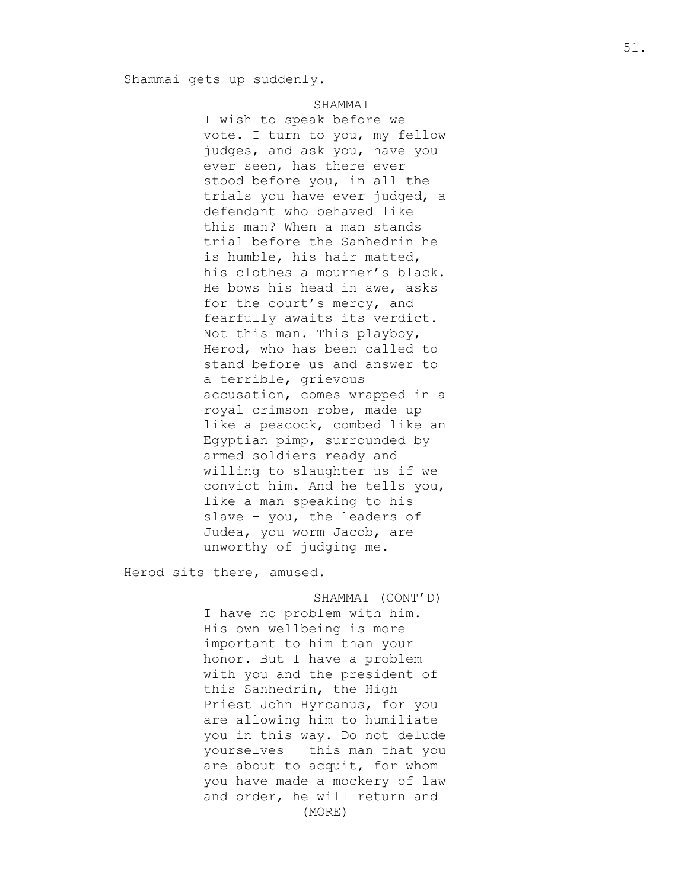Shammai gets up suddenly.

SHAMMAI

I wish to speak before we vote. I turn to you, my fellow judges, and ask you, have you ever seen, has there ever stood before you, in all the trials you have ever judged, a defendant who behaved like this man? When a man stands trial before the Sanhedrin he is humble, his hair matted, his clothes a mourner's black. He bows his head in awe, asks for the court's mercy, and fearfully awaits its verdict. Not this man. This playboy, Herod, who has been called to stand before us and answer to a terrible, grievous accusation, comes wrapped in a royal crimson robe, made up like a peacock, combed like an Egyptian pimp, surrounded by armed soldiers ready and willing to slaughter us if we convict him. And he tells you, like a man speaking to his slave - you, the leaders of Judea, you worm Jacob, are unworthy of judging me.

Herod sits there, amused.

SHAMMAI (CONT'D)

I have no problem with him. His own wellbeing is more important to him than your honor. But I have a problem with you and the president of this Sanhedrin, the High Priest John Hyrcanus, for you are allowing him to humiliate you in this way. Do not delude yourselves - this man that you are about to acquit, for whom you have made a mockery of law and order, he will return and

(MORE)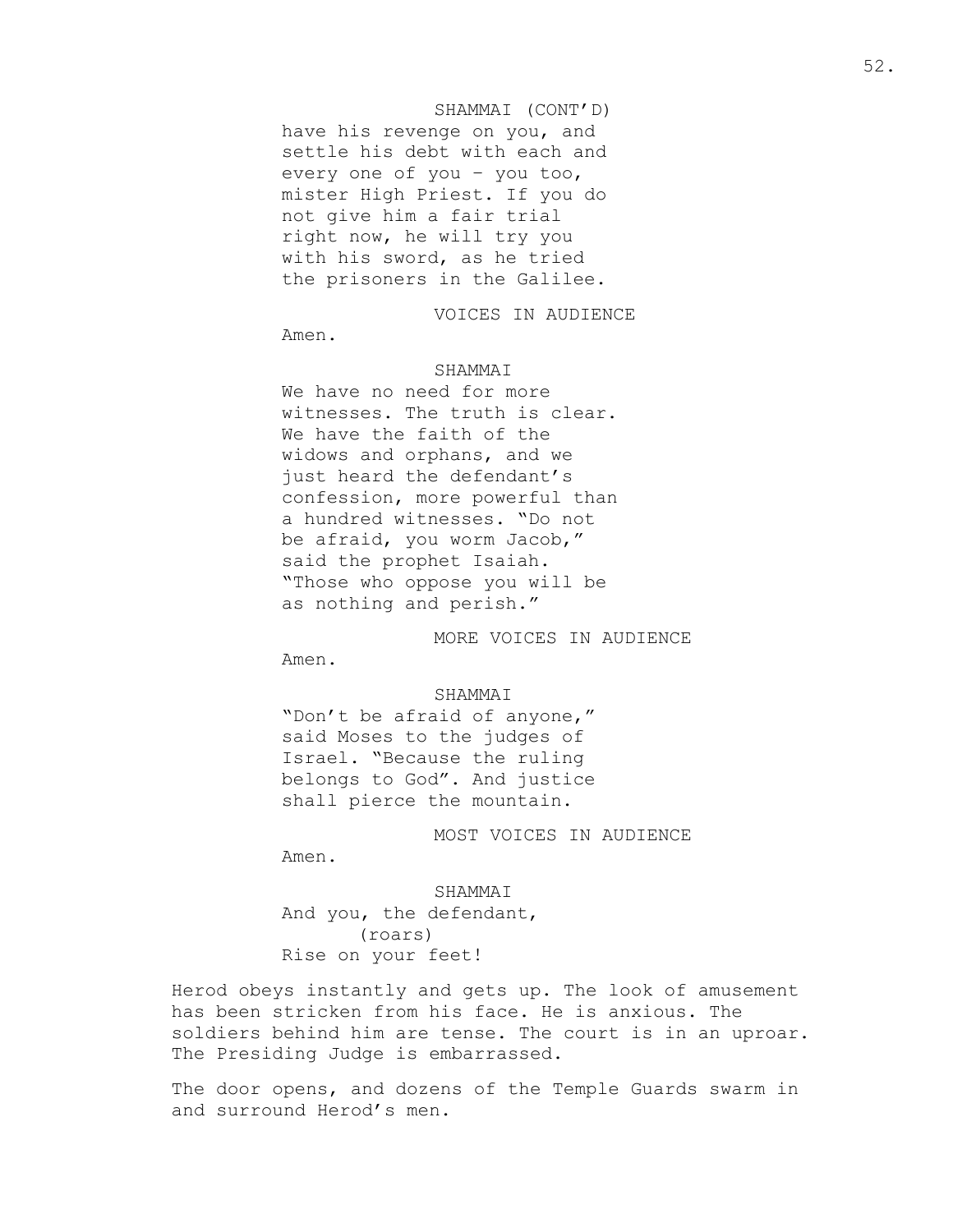SHAMMAI (CONT'D)

have his revenge on you, and settle his debt with each and every one of you – you too, mister High Priest. If you do not give him a fair trial right now, he will try you with his sword, as he tried the prisoners in the Galilee.

VOICES IN AUDIENCE

Amen.

SHAMMAI

We have no need for more witnesses. The truth is clear. We have the faith of the widows and orphans, and we just heard the defendant's confession, more powerful than a hundred witnesses. "Do not be afraid, you worm Jacob," said the prophet Isaiah. "Those who oppose you will be as nothing and perish."

MORE VOICES IN AUDIENCE

Amen.

SHAMMAI

"Don't be afraid of anyone," said Moses to the judges of Israel. "Because the ruling belongs to God". And justice shall pierce the mountain.

MOST VOICES IN AUDIENCE

Amen.

SHAMMAI

And you, the defendant,

(roars)

Rise on your feet!

Herod obeys instantly and gets up. The look of amusement has been stricken from his face. He is anxious. The soldiers behind him are tense. The court is in an uproar. The Presiding Judge is embarrassed.

The door opens, and dozens of the Temple Guards swarm in and surround Herod's men.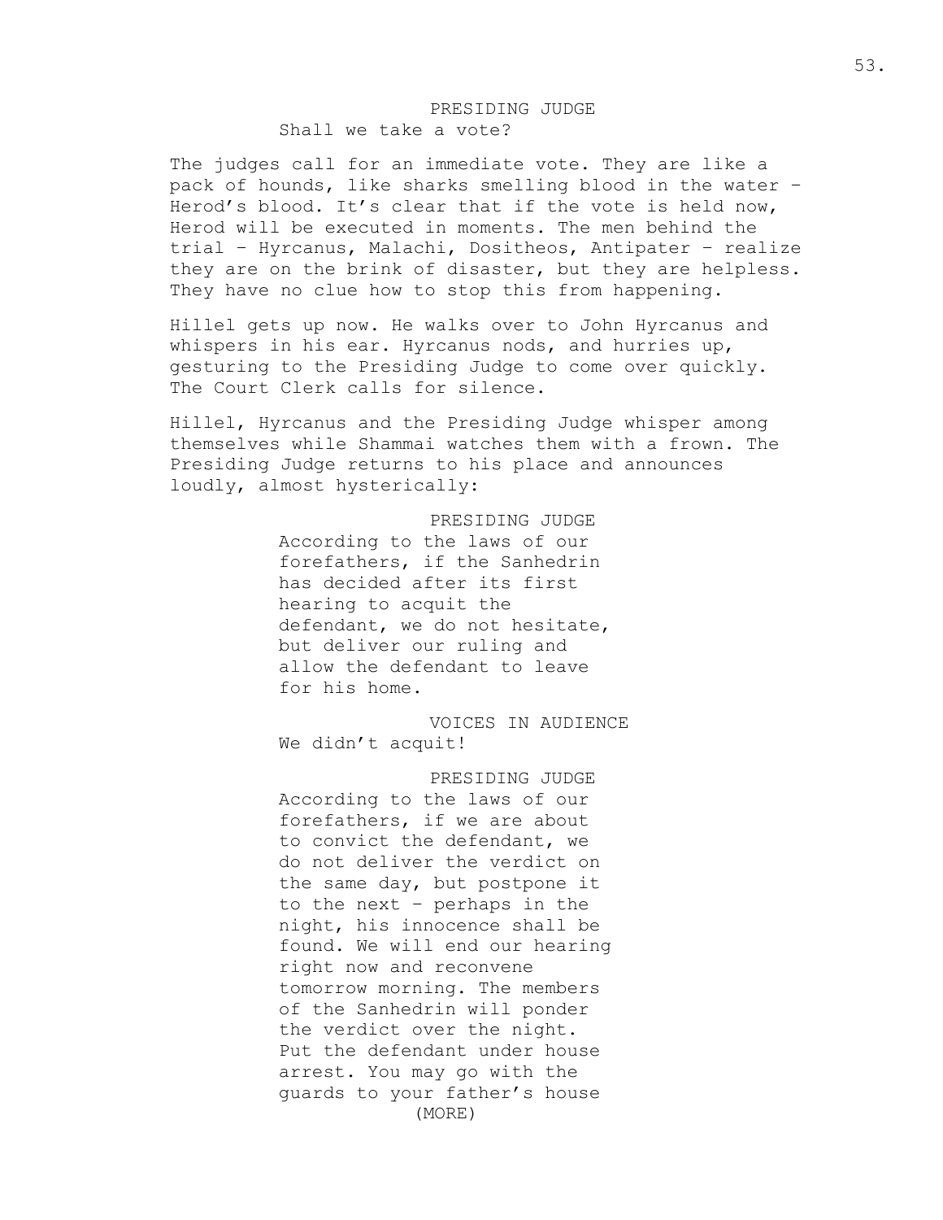PRESIDING JUDGE

Shall we take a vote?

The judges call for an immediate vote. They are like a pack of hounds, like sharks smelling blood in the water – Herod's blood. It's clear that if the vote is held now, Herod will be executed in moments. The men behind the trial – Hyrcanus, Malachi, Dositheos, Antipater – realize they are on the brink of disaster, but they are helpless. They have no clue how to stop this from happening.

Hillel gets up now. He walks over to John Hyrcanus and whispers in his ear. Hyrcanus nods, and hurries up, gesturing to the Presiding Judge to come over quickly. The Court Clerk calls for silence.

Hillel, Hyrcanus and the Presiding Judge whisper among themselves while Shammai watches them with a frown. The Presiding Judge returns to his place and announces loudly, almost hysterically:

PRESIDING JUDGE

According to the laws of our forefathers, if the Sanhedrin has decided after its first hearing to acquit the defendant, we do not hesitate, but deliver our ruling and allow the defendant to leave for his home.

VOICES IN AUDIENCE

We didn't acquit!

PRESIDING JUDGE

According to the laws of our forefathers, if we are about to convict the defendant, we do not deliver the verdict on the same day, but postpone it to the next – perhaps in the night, his innocence shall be found. We will end our hearing right now and reconvene tomorrow morning. The members of the Sanhedrin will ponder the verdict over the night. Put the defendant under house arrest. You may go with the guards to your father's house

(MORE)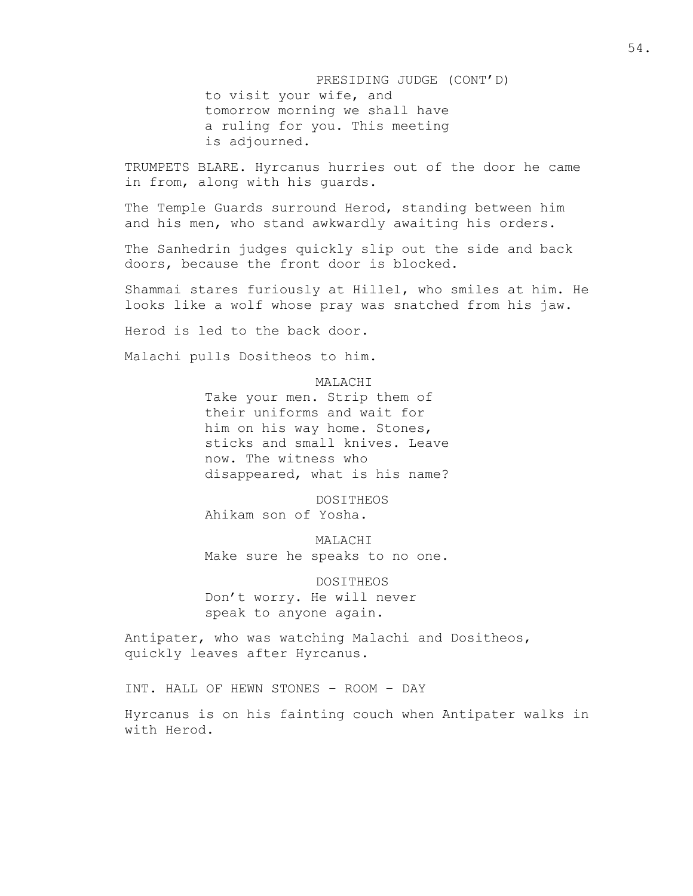PRESIDING JUDGE (CONT'D)
to visit your wife, and tomorrow morning we shall have a ruling for you. This meeting is adjourned.

TRUMPETS BLARE. Hyrcanus hurries out of the door he came in from, along with his guards.

The Temple Guards surround Herod, standing between him and his men, who stand awkwardly awaiting his orders.

The Sanhedrin judges quickly slip out the side and back doors, because the front door is blocked.

Shammai stares furiously at Hillel, who smiles at him. He looks like a wolf whose pray was snatched from his jaw.

Herod is led to the back door.

Malachi pulls Dositheos to him.

MALACHI
Take your men. Strip them of their uniforms and wait for him on his way home. Stones, sticks and small knives. Leave now. The witness who disappeared, what is his name?

DOSITHEOS
Ahikam son of Yosha.

MALACHI
Make sure he speaks to no one.

DOSITHEOS
Don't worry. He will never speak to anyone again.

Antipater, who was watching Malachi and Dositheos, quickly leaves after Hyrcanus.

INT. HALL OF HEWN STONES – ROOM – DAY

Hyrcanus is on his fainting couch when Antipater walks in with Herod.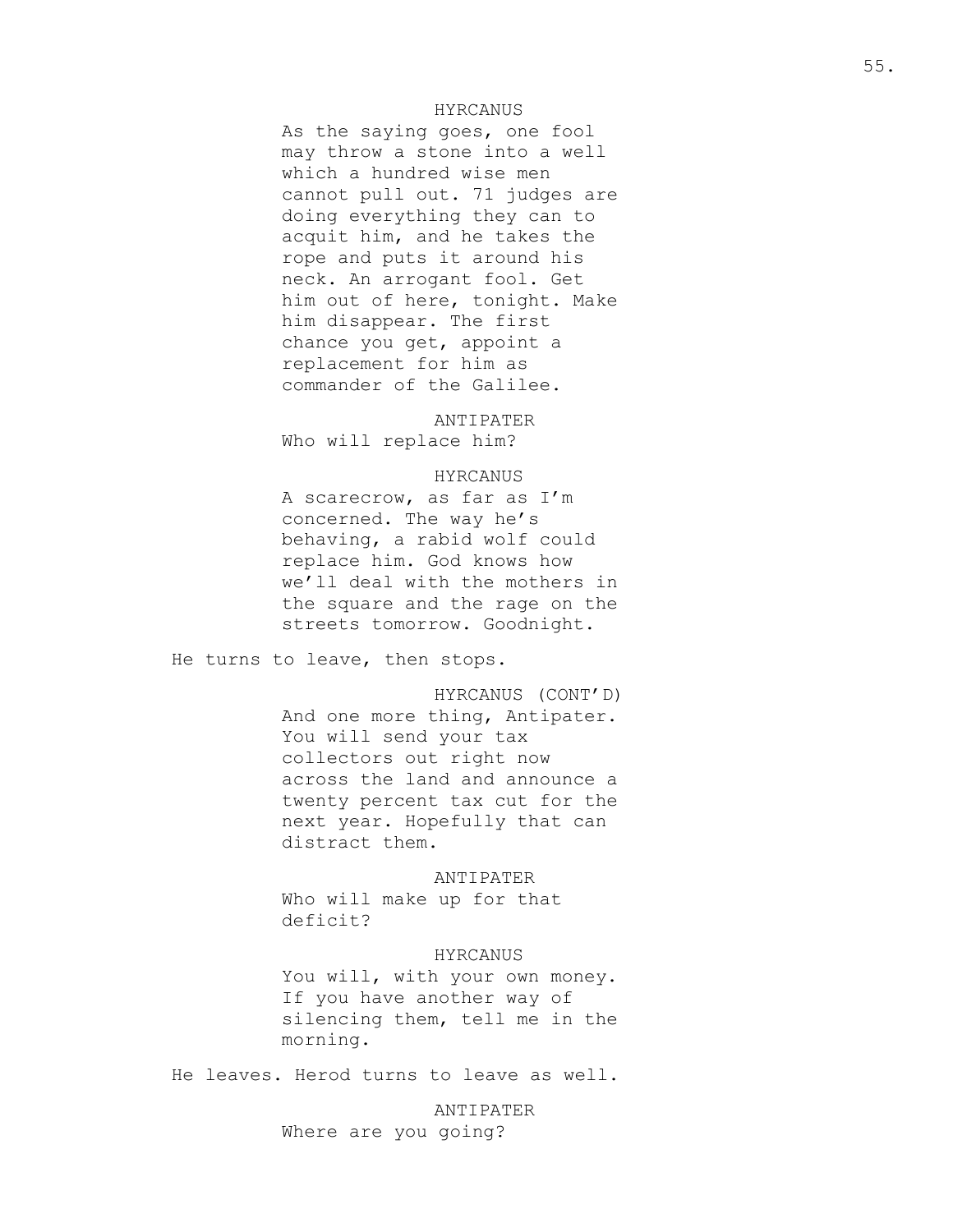HYRCANUS

As the saying goes, one fool may throw a stone into a well which a hundred wise men cannot pull out. 71 judges are doing everything they can to acquit him, and he takes the rope and puts it around his neck. An arrogant fool. Get him out of here, tonight. Make him disappear. The first chance you get, appoint a replacement for him as commander of the Galilee.

ANTIPATER

Who will replace him?

HYRCANUS

A scarecrow, as far as I'm concerned. The way he's behaving, a rabid wolf could replace him. God knows how we'll deal with the mothers in the square and the rage on the streets tomorrow. Goodnight.

He turns to leave, then stops.

HYRCANUS (CONT'D)

And one more thing, Antipater. You will send your tax collectors out right now across the land and announce a twenty percent tax cut for the next year. Hopefully that can distract them.

ANTIPATER

Who will make up for that deficit?

HYRCANUS

You will, with your own money. If you have another way of silencing them, tell me in the morning.

He leaves. Herod turns to leave as well.

ANTIPATER

Where are you going?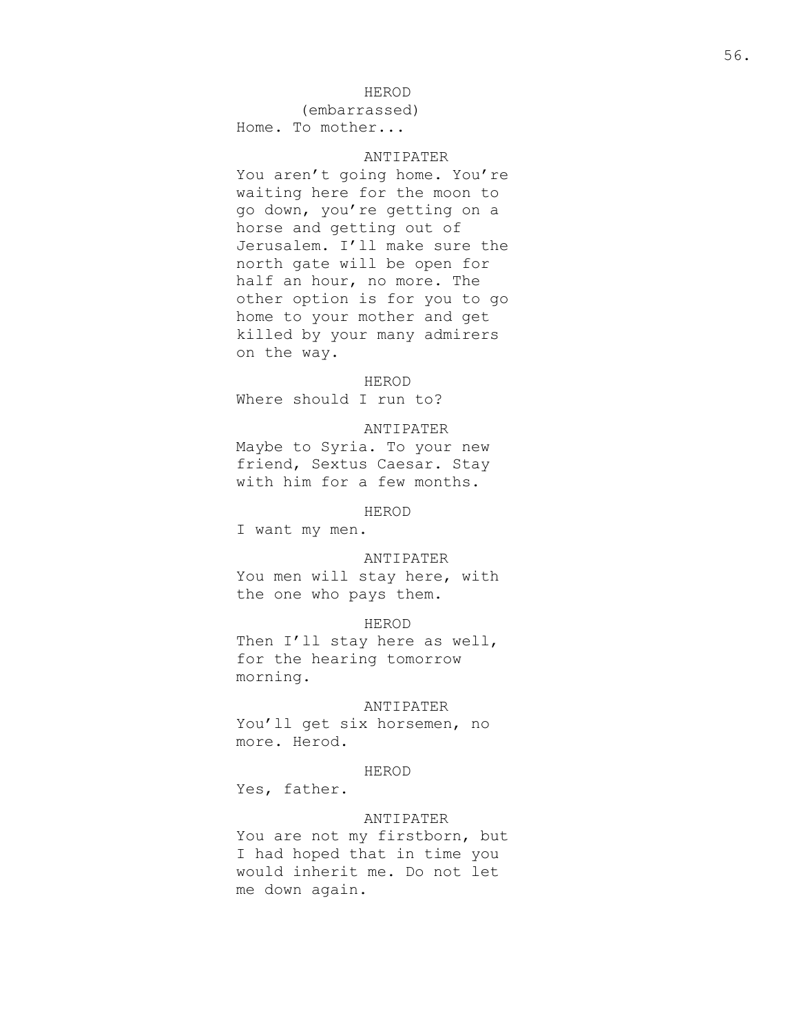HEROD
(embarrassed)
Home. To mother...

ANTIPATER
You aren't going home. You're waiting here for the moon to go down, you're getting on a horse and getting out of Jerusalem. I'll make sure the north gate will be open for half an hour, no more. The other option is for you to go home to your mother and get killed by your many admirers on the way.

HEROD
Where should I run to?

ANTIPATER
Maybe to Syria. To your new friend, Sextus Caesar. Stay with him for a few months.

HEROD
I want my men.

ANTIPATER
You men will stay here, with the one who pays them.

HEROD
Then I'll stay here as well, for the hearing tomorrow morning.

ANTIPATER
You'll get six horsemen, no more. Herod.

HEROD
Yes, father.

ANTIPATER
You are not my firstborn, but I had hoped that in time you would inherit me. Do not let me down again.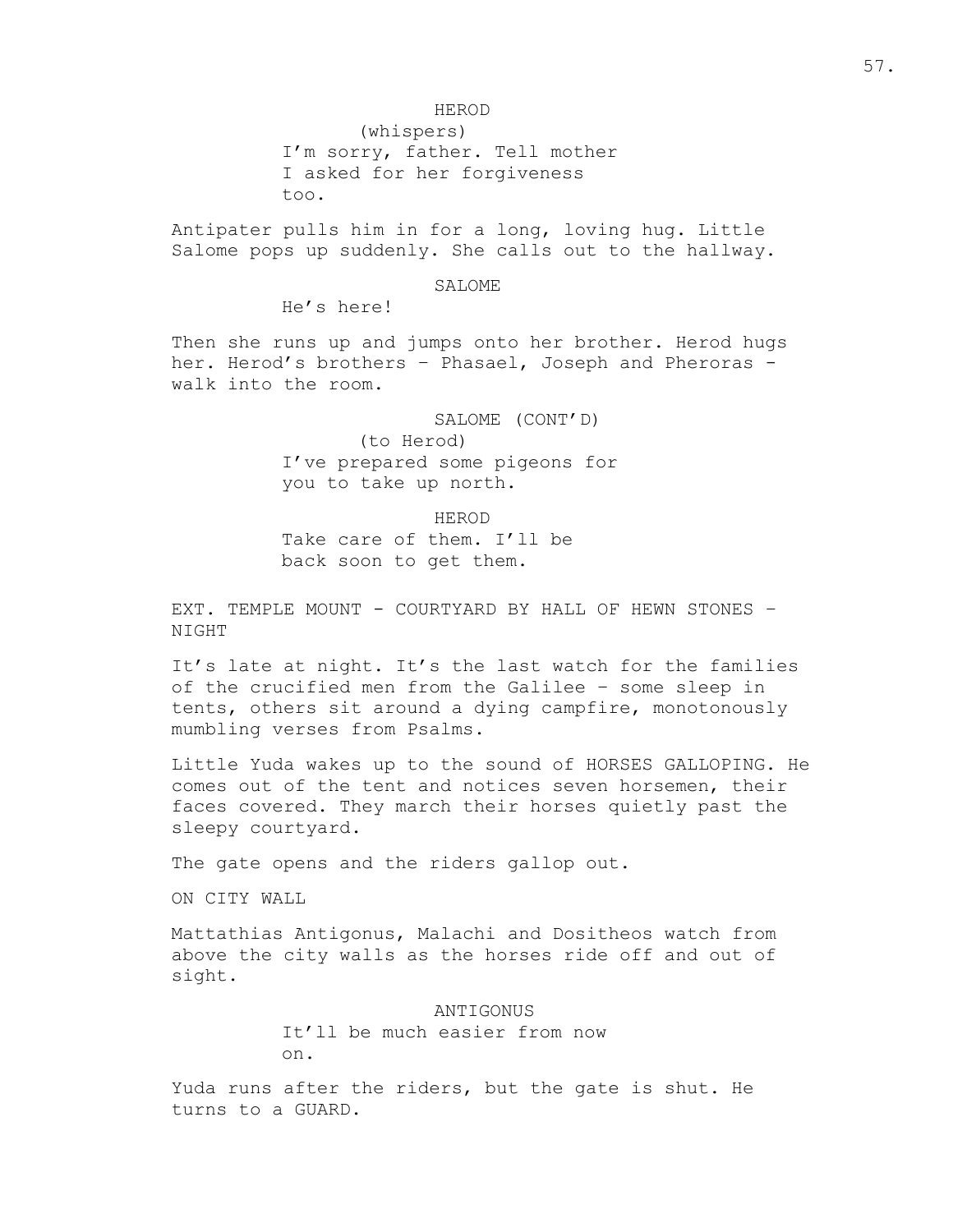HEROD

(whispers)

I'm sorry, father. Tell mother I asked for her forgiveness too.

Antipater pulls him in for a long, loving hug. Little Salome pops up suddenly. She calls out to the hallway.

SALOME

He's here!

Then she runs up and jumps onto her brother. Herod hugs her. Herod's brothers – Phasael, Joseph and Pheroras - walk into the room.

SALOME (CONT'D)

(to Herod)

I've prepared some pigeons for you to take up north.

HEROD

Take care of them. I'll be back soon to get them.

EXT. TEMPLE MOUNT - COURTYARD BY HALL OF HEWN STONES – NIGHT

It's late at night. It's the last watch for the families of the crucified men from the Galilee – some sleep in tents, others sit around a dying campfire, monotonously mumbling verses from Psalms.

Little Yuda wakes up to the sound of HORSES GALLOPING. He comes out of the tent and notices seven horsemen, their faces covered. They march their horses quietly past the sleepy courtyard.

The gate opens and the riders gallop out.

ON CITY WALL

Mattathias Antigonus, Malachi and Dositheos watch from above the city walls as the horses ride off and out of sight.

ANTIGONUS

It'll be much easier from now on.

Yuda runs after the riders, but the gate is shut. He turns to a GUARD.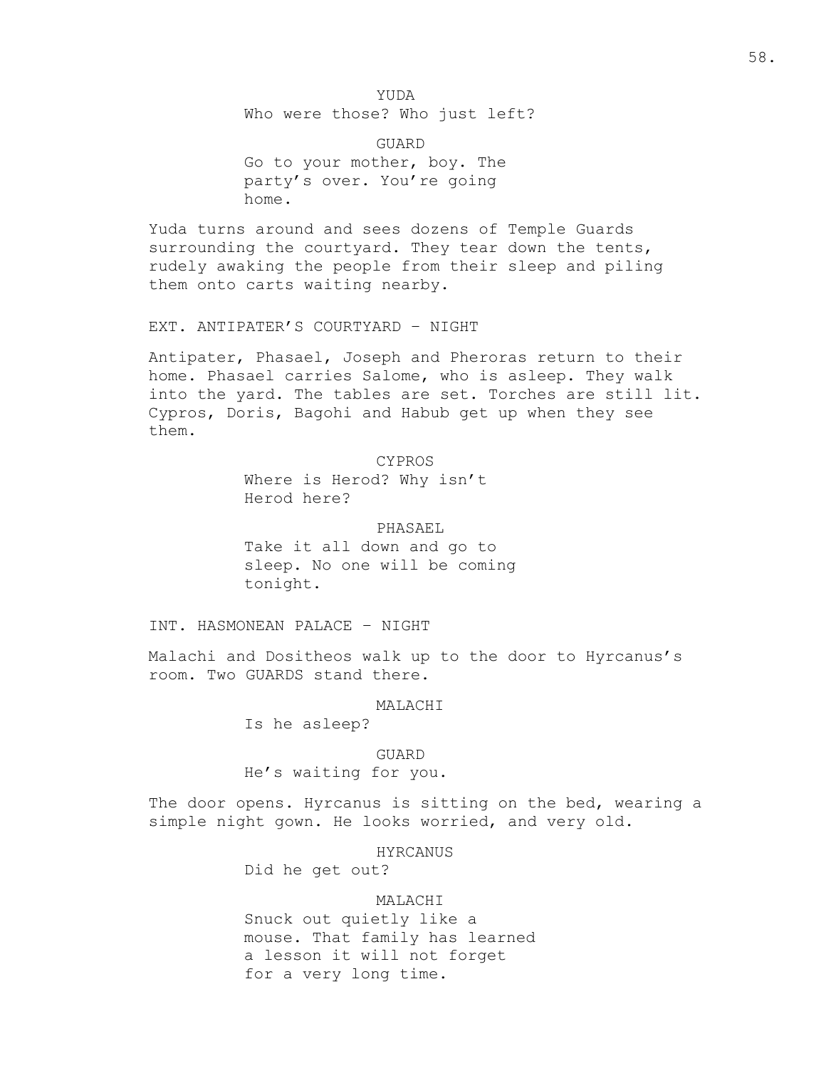YUDA

Who were those? Who just left?

GUARD

Go to your mother, boy. The party's over. You're going home.

Yuda turns around and sees dozens of Temple Guards surrounding the courtyard. They tear down the tents, rudely awaking the people from their sleep and piling them onto carts waiting nearby.

EXT. ANTIPATER'S COURTYARD – NIGHT

Antipater, Phasael, Joseph and Pheroras return to their home. Phasael carries Salome, who is asleep. They walk into the yard. The tables are set. Torches are still lit. Cypros, Doris, Bagohi and Habub get up when they see them.

CYPROS

Where is Herod? Why isn't Herod here?

PHASAEL

Take it all down and go to sleep. No one will be coming tonight.

INT. HASMONEAN PALACE – NIGHT

Malachi and Dositheos walk up to the door to Hyrcanus's room. Two GUARDS stand there.

MALACHI

Is he asleep?

GUARD

He's waiting for you.

The door opens. Hyrcanus is sitting on the bed, wearing a simple night gown. He looks worried, and very old.

HYRCANUS

Did he get out?

MALACHI

Snuck out quietly like a mouse. That family has learned a lesson it will not forget for a very long time.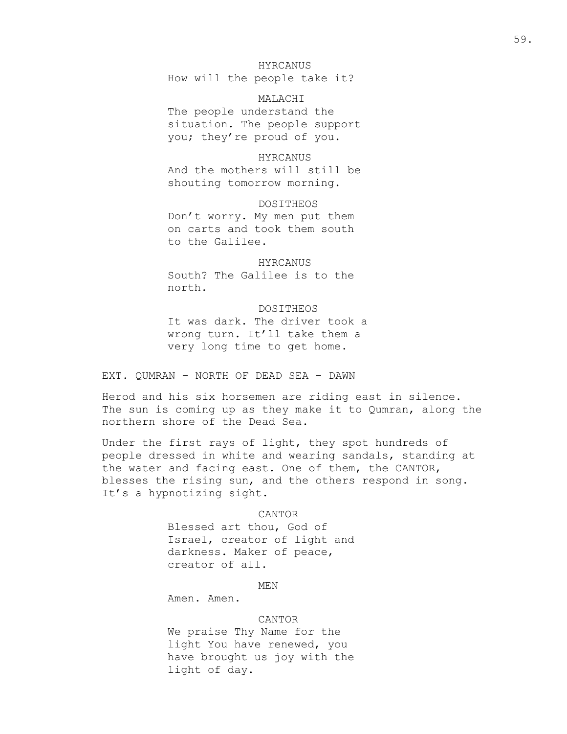HYRCANUS
How will the people take it?

MALACHI
The people understand the situation. The people support you; they're proud of you.

HYRCANUS
And the mothers will still be shouting tomorrow morning.

DOSITHEOS
Don't worry. My men put them on carts and took them south to the Galilee.

HYRCANUS
South? The Galilee is to the north.

DOSITHEOS
It was dark. The driver took a wrong turn. It'll take them a very long time to get home.

EXT. QUMRAN – NORTH OF DEAD SEA – DAWN

Herod and his six horsemen are riding east in silence. The sun is coming up as they make it to Qumran, along the northern shore of the Dead Sea.

Under the first rays of light, they spot hundreds of people dressed in white and wearing sandals, standing at the water and facing east. One of them, the CANTOR, blesses the rising sun, and the others respond in song. It's a hypnotizing sight.

CANTOR
Blessed art thou, God of Israel, creator of light and darkness. Maker of peace, creator of all.

MEN
Amen. Amen.

CANTOR
We praise Thy Name for the light You have renewed, you have brought us joy with the light of day.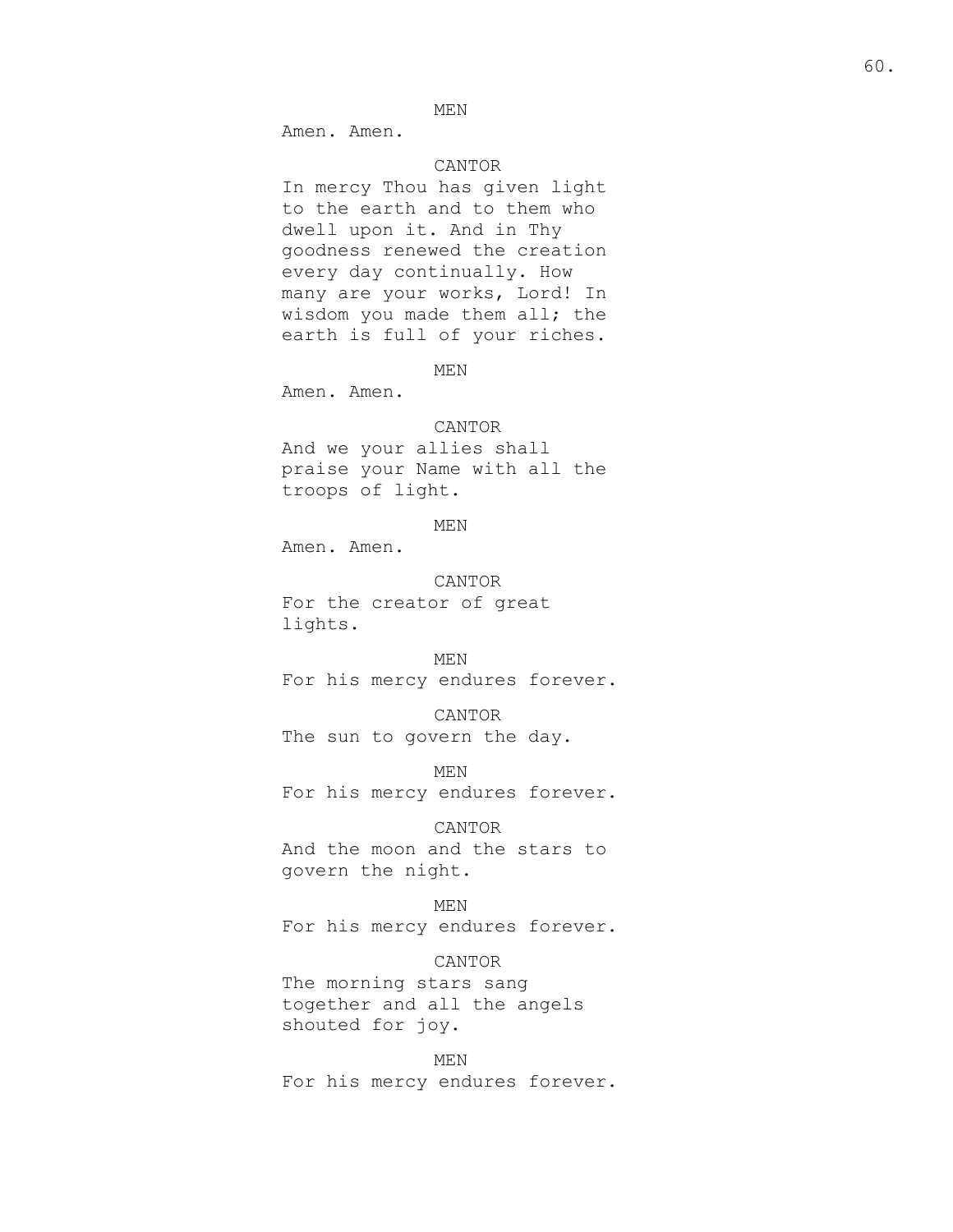MEN

Amen. Amen.

CANTOR

In mercy Thou has given light to the earth and to them who dwell upon it. And in Thy goodness renewed the creation every day continually. How many are your works, Lord! In wisdom you made them all; the earth is full of your riches.

MEN

Amen. Amen.

CANTOR

And we your allies shall praise your Name with all the troops of light.

MEN

Amen. Amen.

CANTOR

For the creator of great lights.

MEN

For his mercy endures forever.

CANTOR

The sun to govern the day.

MEN

For his mercy endures forever.

CANTOR

And the moon and the stars to govern the night.

MEN

For his mercy endures forever.

CANTOR

The morning stars sang together and all the angels shouted for joy.

MEN

For his mercy endures forever.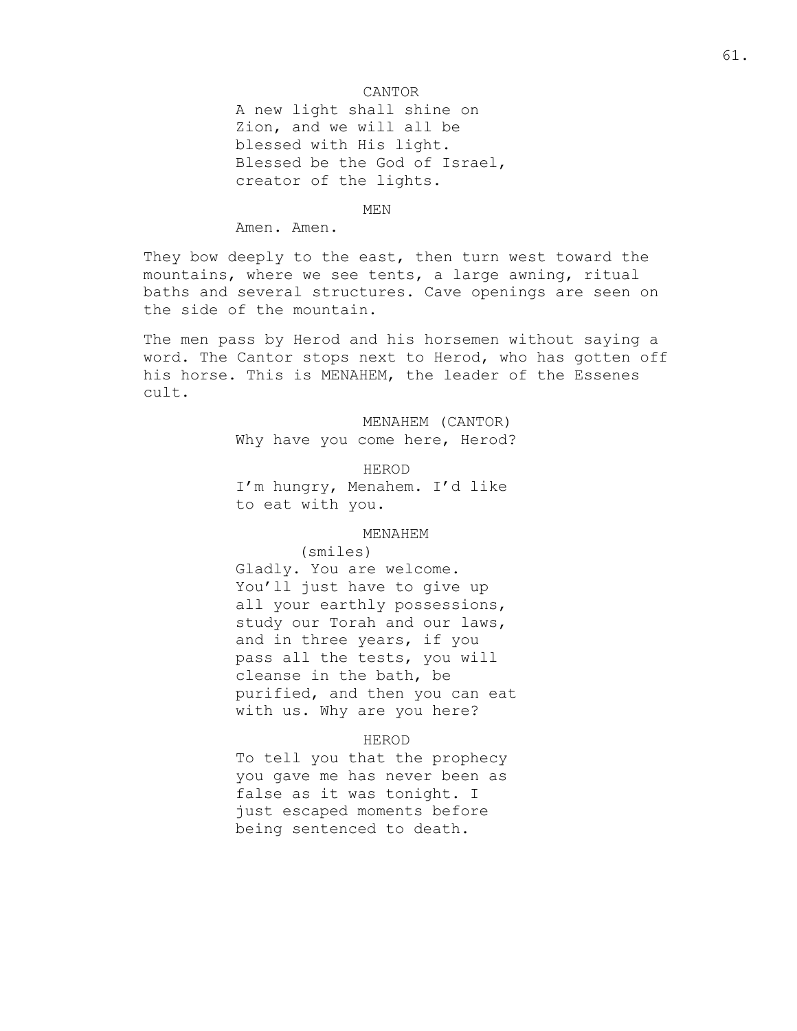CANTOR

A new light shall shine on Zion, and we will all be blessed with His light. Blessed be the God of Israel, creator of the lights.

MEN

Amen. Amen.

They bow deeply to the east, then turn west toward the mountains, where we see tents, a large awning, ritual baths and several structures. Cave openings are seen on the side of the mountain.

The men pass by Herod and his horsemen without saying a word. The Cantor stops next to Herod, who has gotten off his horse. This is MENAHEM, the leader of the Essenes cult.

MENAHEM (CANTOR)

Why have you come here, Herod?

HEROD

I'm hungry, Menahem. I'd like to eat with you.

MENAHEM

(smiles)

Gladly. You are welcome. You'll just have to give up all your earthly possessions, study our Torah and our laws, and in three years, if you pass all the tests, you will cleanse in the bath, be purified, and then you can eat with us. Why are you here?

HEROD

To tell you that the prophecy you gave me has never been as false as it was tonight. I just escaped moments before being sentenced to death.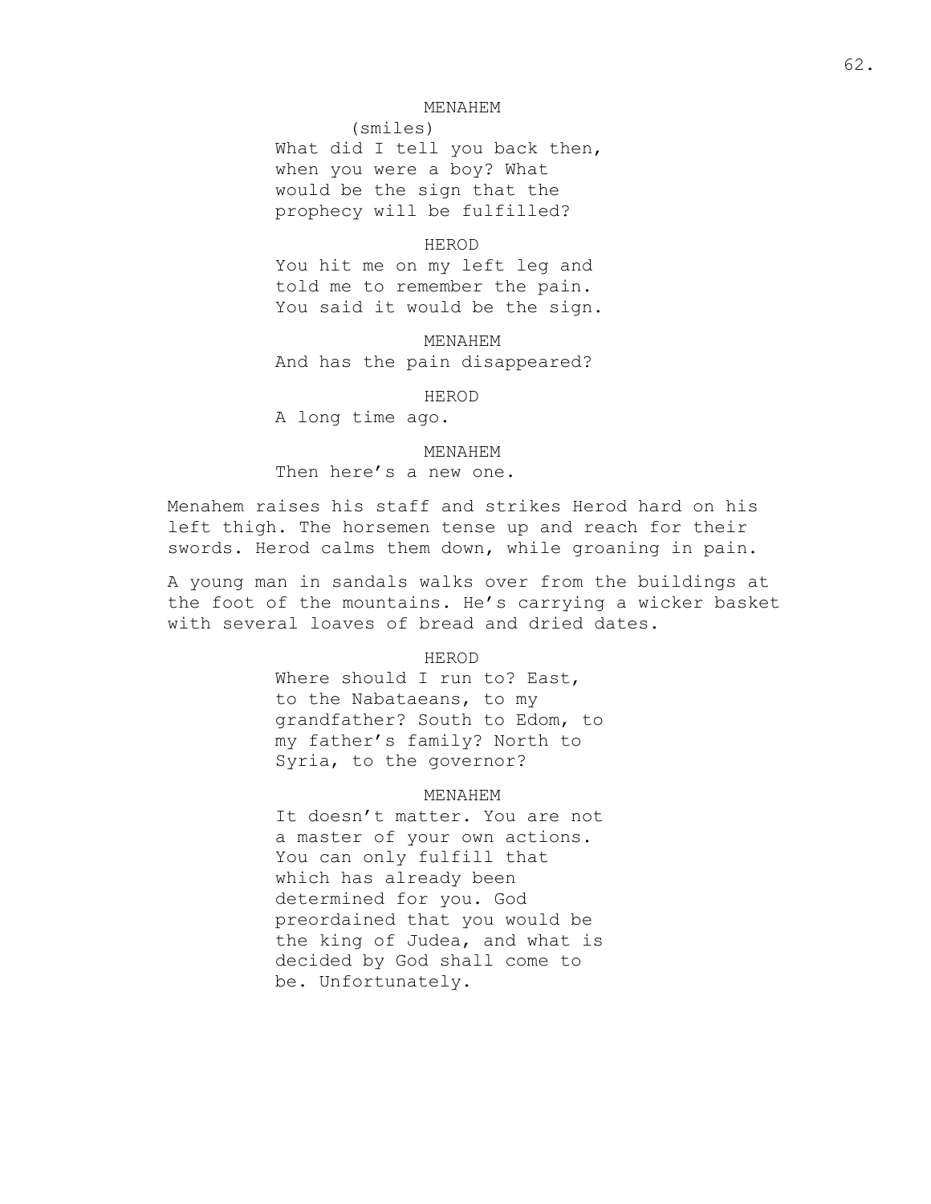MENAHEM

(smiles)

What did I tell you back then, when you were a boy? What would be the sign that the prophecy will be fulfilled?

HEROD

You hit me on my left leg and told me to remember the pain. You said it would be the sign.

MENAHEM

And has the pain disappeared?

HEROD

A long time ago.

MENAHEM

Then here's a new one.

Menahem raises his staff and strikes Herod hard on his left thigh. The horsemen tense up and reach for their swords. Herod calms them down, while groaning in pain.

A young man in sandals walks over from the buildings at the foot of the mountains. He's carrying a wicker basket with several loaves of bread and dried dates.

HEROD

Where should I run to? East, to the Nabataeans, to my grandfather? South to Edom, to my father's family? North to Syria, to the governor?

MENAHEM

It doesn't matter. You are not a master of your own actions. You can only fulfill that which has already been determined for you. God preordained that you would be the king of Judea, and what is decided by God shall come to be. Unfortunately.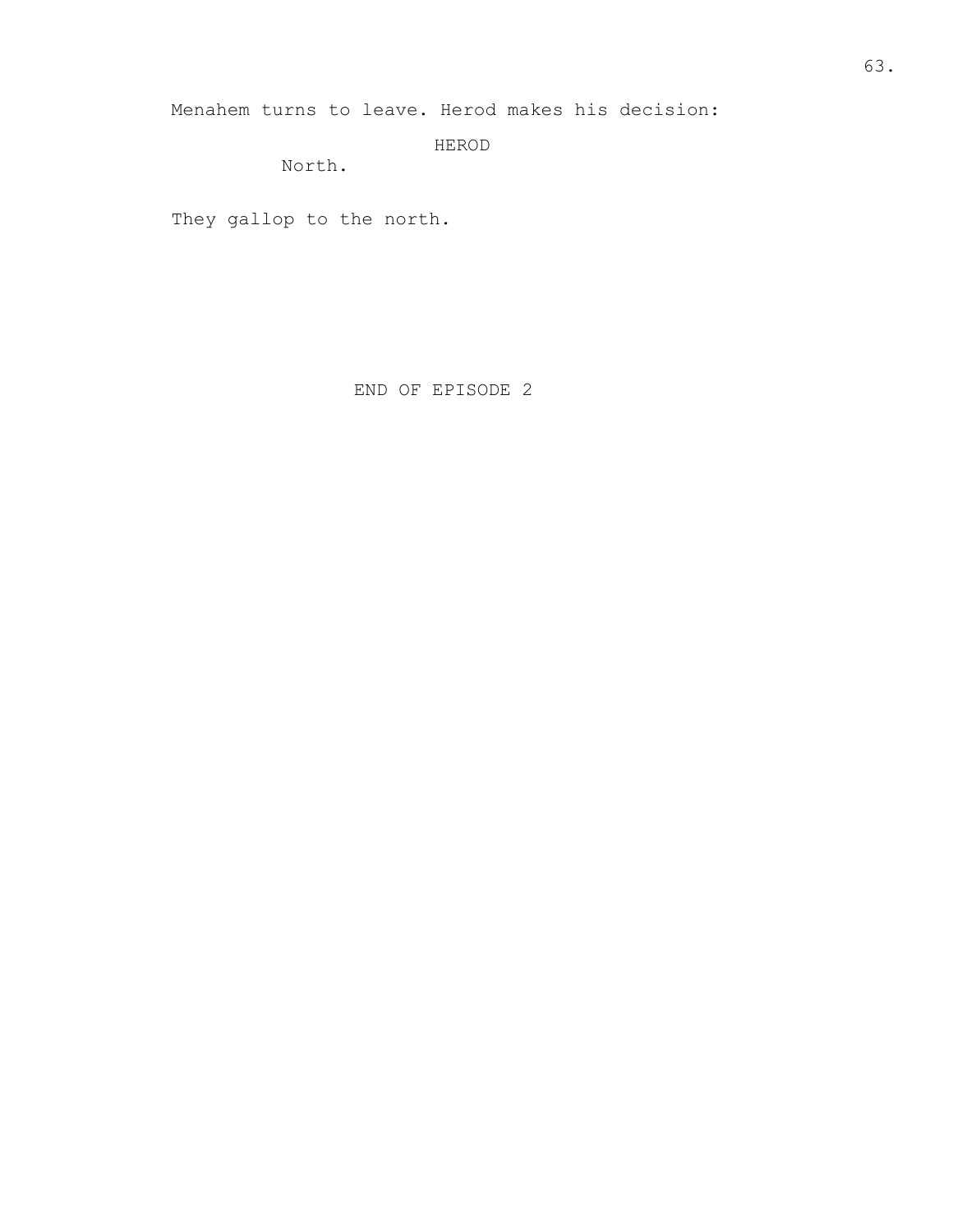Menahem turns to leave. Herod makes his decision:

HEROD

North.

They gallop to the north.

END OF EPISODE 2